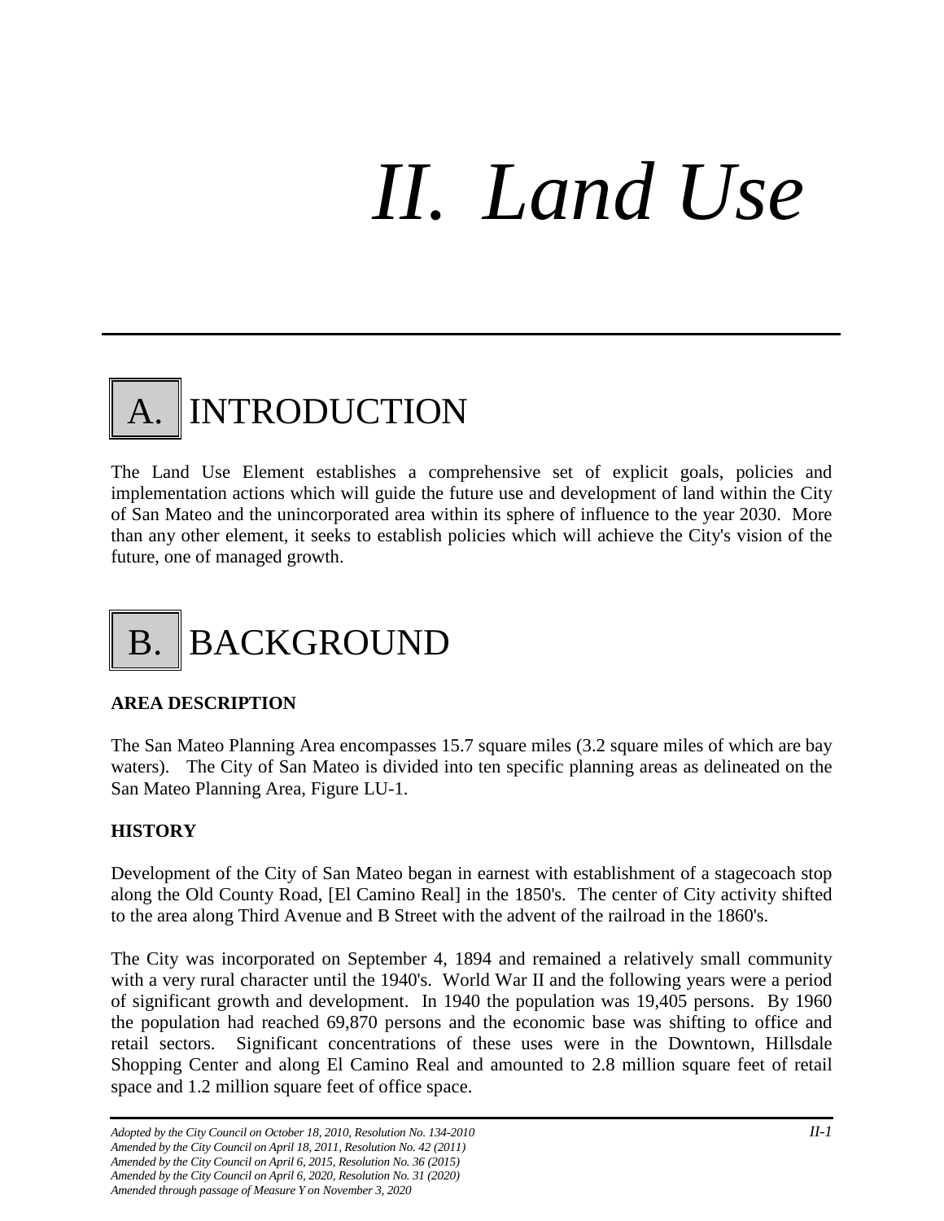# *II. Land Use*

## A. INTRODUCTION

The Land Use Element establishes a comprehensive set of explicit goals, policies and implementation actions which will guide the future use and development of land within the City of San Mateo and the unincorporated area within its sphere of influence to the year 2030. More than any other element, it seeks to establish policies which will achieve the City's vision of the future, one of managed growth.

## B. BACKGROUND

### AREA DESCRIPTION

The San Mateo Planning Area encompasses 15.7 square miles (3.2 square miles of which are bay waters). The City of San Mateo is divided into ten specific planning areas as delineated on the San Mateo Planning Area, Figure LU-1.

### HISTORY

Development of the City of San Mateo began in earnest with establishment of a stagecoach stop along the Old County Road, [El Camino Real] in the 1850's. The center of City activity shifted to the area along Third Avenue and B Street with the advent of the railroad in the 1860's.

The City was incorporated on September 4, 1894 and remained a relatively small community with a very rural character until the 1940's. World War II and the following years were a period of significant growth and development. In 1940 the population was 19,405 persons. By 1960 the population had reached 69,870 persons and the economic base was shifting to office and retail sectors. Significant concentrations of these uses were in the Downtown, Hillsdale Shopping Center and along El Camino Real and amounted to 2.8 million square feet of retail space and 1.2 million square feet of office space.

*Adopted by the City Council on October 18, 2010, Resolution No. 134-2010*
*Amended by the City Council on April 18, 2011, Resolution No. 42 (2011)*
*Amended by the City Council on April 6, 2015, Resolution No. 36 (2015)*
*Amended by the City Council on April 6, 2020, Resolution No. 31 (2020)*
*Amended through passage of Measure Y on November 3, 2020*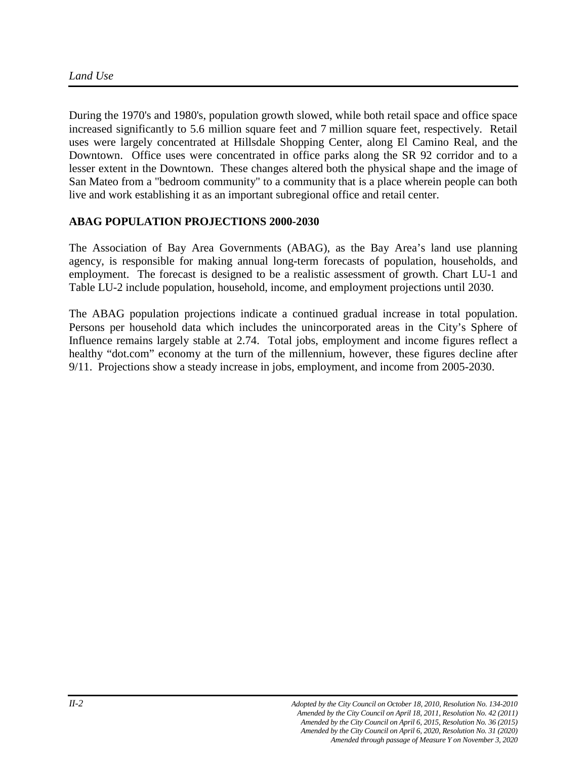During the 1970's and 1980's, population growth slowed, while both retail space and office space increased significantly to 5.6 million square feet and 7 million square feet, respectively. Retail uses were largely concentrated at Hillsdale Shopping Center, along El Camino Real, and the Downtown. Office uses were concentrated in office parks along the SR 92 corridor and to a lesser extent in the Downtown. These changes altered both the physical shape and the image of San Mateo from a "bedroom community" to a community that is a place wherein people can both live and work establishing it as an important subregional office and retail center.

## ABAG POPULATION PROJECTIONS 2000-2030

The Association of Bay Area Governments (ABAG), as the Bay Area's land use planning agency, is responsible for making annual long-term forecasts of population, households, and employment. The forecast is designed to be a realistic assessment of growth. Chart LU-1 and Table LU-2 include population, household, income, and employment projections until 2030.

The ABAG population projections indicate a continued gradual increase in total population. Persons per household data which includes the unincorporated areas in the City's Sphere of Influence remains largely stable at 2.74. Total jobs, employment and income figures reflect a healthy "dot.com" economy at the turn of the millennium, however, these figures decline after 9/11. Projections show a steady increase in jobs, employment, and income from 2005-2030.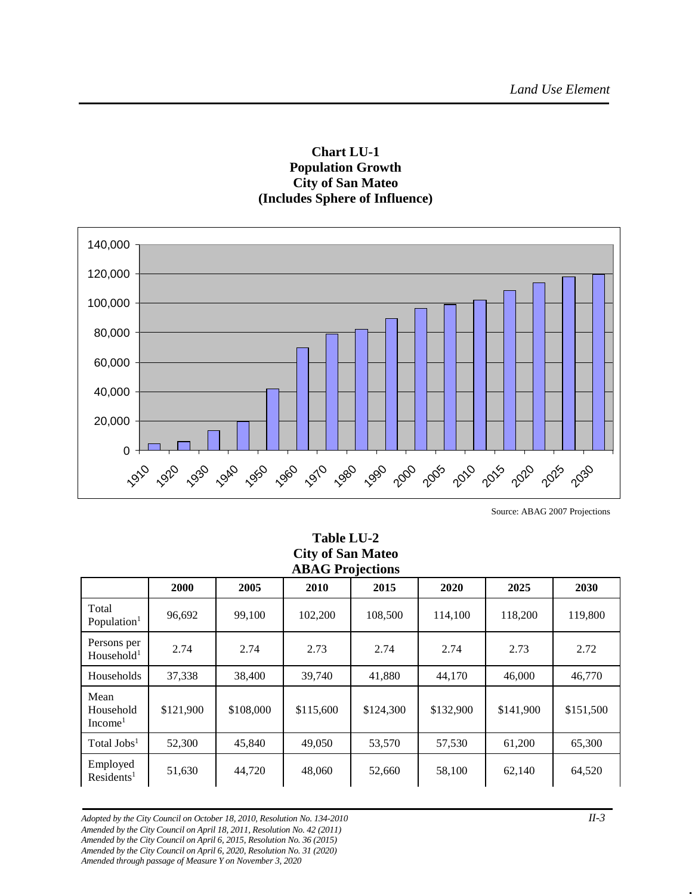**Chart LU-1**
**Population Growth**
**City of San Mateo**
**(Includes Sphere of Influence)**

Source: ABAG 2007 Projections

**Table LU-2**
**City of San Mateo**
**ABAG Projections**

| | 2000 | 2005 | 2010 | 2015 | 2020 | 2025 | 2030 |
|---|---|---|---|---|---|---|---|
| Total Population[1] | 96,692 | 99,100 | 102,200 | 108,500 | 114,100 | 118,200 | 119,800 |
| Persons per Household[1] | 2.74 | 2.74 | 2.73 | 2.74 | 2.74 | 2.73 | 2.72 |
| Households | 37,338 | 38,400 | 39,740 | 41,880 | 44,170 | 46,000 | 46,770 |
| Mean Household Income[1] | $121,900 | $108,000 | $115,600 | $124,300 | $132,900 | $141,900 | $151,500 |
| Total Jobs[1] | 52,300 | 45,840 | 49,050 | 53,570 | 57,530 | 61,200 | 65,300 |
| Employed Residents[1] | 51,630 | 44,720 | 48,060 | 52,660 | 58,100 | 62,140 | 64,520 |

*Adopted by the City Council on October 18, 2010, Resolution No. 134-2010*
*Amended by the City Council on April 18, 2011, Resolution No. 42 (2011)*
*Amended by the City Council on April 6, 2015, Resolution No. 36 (2015)*
*Amended by the City Council on April 6, 2020, Resolution No. 31 (2020)*
*Amended through passage of Measure Y on November 3, 2020*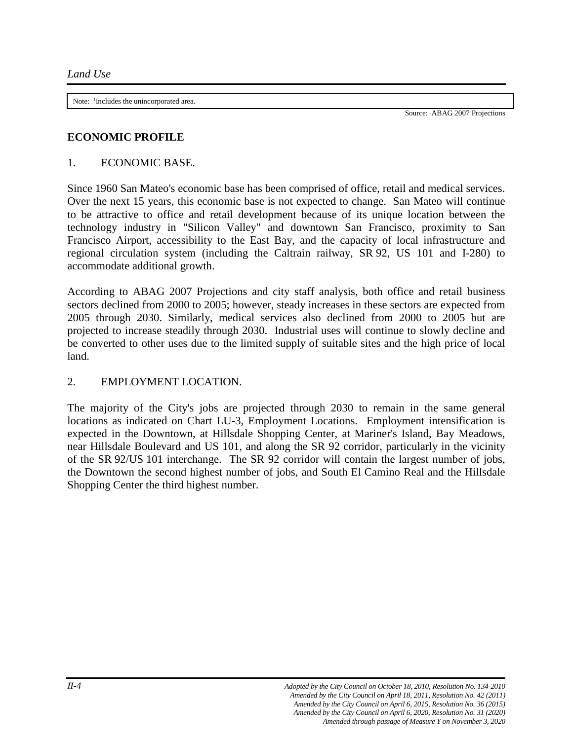Note: [1]Includes the unincorporated area.

Source: ABAG 2007 Projections

## ECONOMIC PROFILE

### 1. ECONOMIC BASE.

Since 1960 San Mateo's economic base has been comprised of office, retail and medical services. Over the next 15 years, this economic base is not expected to change. San Mateo will continue to be attractive to office and retail development because of its unique location between the technology industry in "Silicon Valley" and downtown San Francisco, proximity to San Francisco Airport, accessibility to the East Bay, and the capacity of local infrastructure and regional circulation system (including the Caltrain railway, SR 92, US 101 and I-280) to accommodate additional growth.

According to ABAG 2007 Projections and city staff analysis, both office and retail business sectors declined from 2000 to 2005; however, steady increases in these sectors are expected from 2005 through 2030. Similarly, medical services also declined from 2000 to 2005 but are projected to increase steadily through 2030. Industrial uses will continue to slowly decline and be converted to other uses due to the limited supply of suitable sites and the high price of local land.

### 2. EMPLOYMENT LOCATION.

The majority of the City's jobs are projected through 2030 to remain in the same general locations as indicated on Chart LU-3, Employment Locations. Employment intensification is expected in the Downtown, at Hillsdale Shopping Center, at Mariner's Island, Bay Meadows, near Hillsdale Boulevard and US 101, and along the SR 92 corridor, particularly in the vicinity of the SR 92/US 101 interchange. The SR 92 corridor will contain the largest number of jobs, the Downtown the second highest number of jobs, and South El Camino Real and the Hillsdale Shopping Center the third highest number.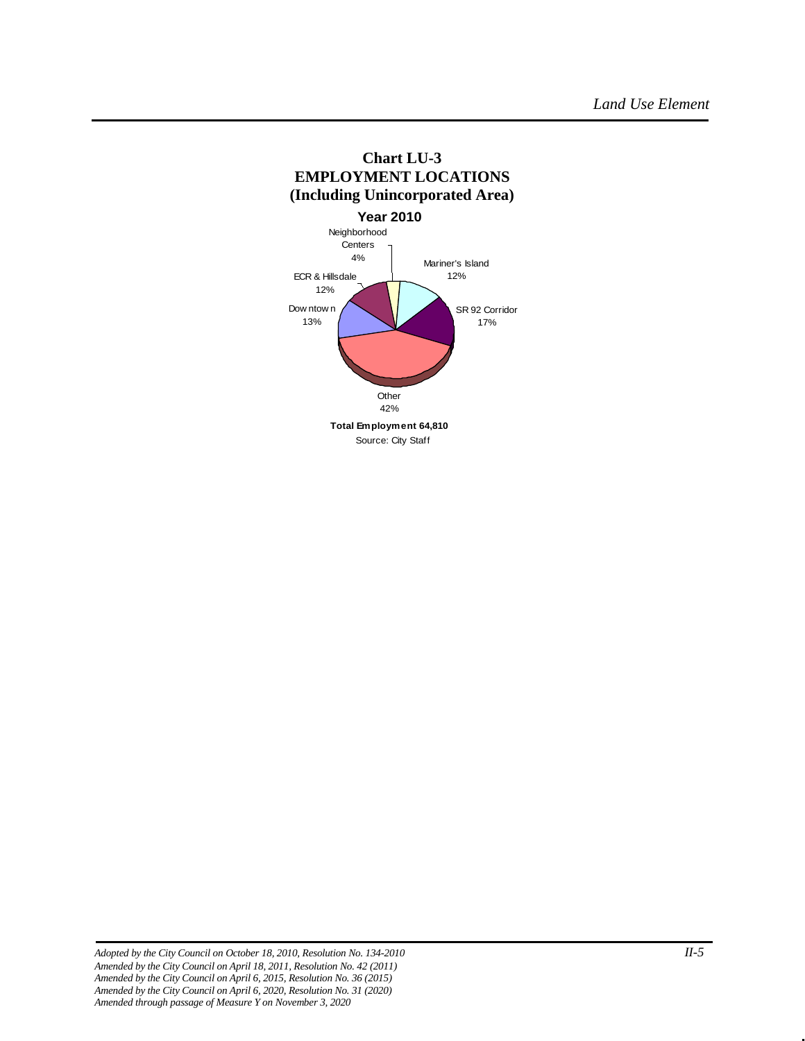**Chart LU-3**
**EMPLOYMENT LOCATIONS**
**(Including Unincorporated Area)**

**Year 2010**

Neighborhood Centers 4%

Mariner's Island 12%

ECR & Hillsdale 12%

Downtown 13%

SR 92 Corridor 17%

Other 42%

**Total Employment 64,810**

Source: City Staff

*Adopted by the City Council on October 18, 2010, Resolution No. 134-2010*
*Amended by the City Council on April 18, 2011, Resolution No. 42 (2011)*
*Amended by the City Council on April 6, 2015, Resolution No. 36 (2015)*
*Amended by the City Council on April 6, 2020, Resolution No. 31 (2020)*
*Amended through passage of Measure Y on November 3, 2020*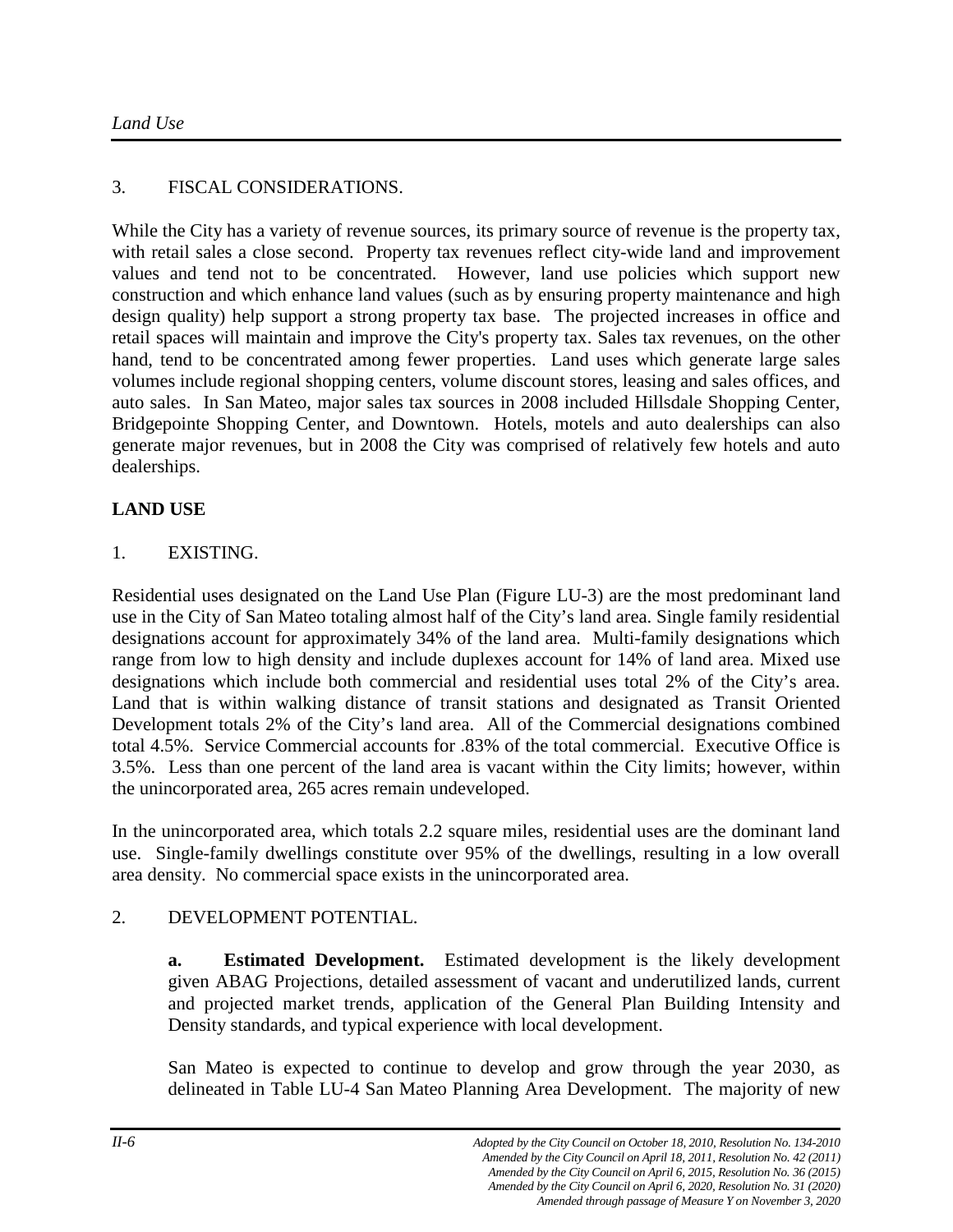3. FISCAL CONSIDERATIONS.

While the City has a variety of revenue sources, its primary source of revenue is the property tax, with retail sales a close second. Property tax revenues reflect city-wide land and improvement values and tend not to be concentrated. However, land use policies which support new construction and which enhance land values (such as by ensuring property maintenance and high design quality) help support a strong property tax base. The projected increases in office and retail spaces will maintain and improve the City's property tax. Sales tax revenues, on the other hand, tend to be concentrated among fewer properties. Land uses which generate large sales volumes include regional shopping centers, volume discount stores, leasing and sales offices, and auto sales. In San Mateo, major sales tax sources in 2008 included Hillsdale Shopping Center, Bridgepointe Shopping Center, and Downtown. Hotels, motels and auto dealerships can also generate major revenues, but in 2008 the City was comprised of relatively few hotels and auto dealerships.

## LAND USE

1. EXISTING.

Residential uses designated on the Land Use Plan (Figure LU-3) are the most predominant land use in the City of San Mateo totaling almost half of the City's land area. Single family residential designations account for approximately 34% of the land area. Multi-family designations which range from low to high density and include duplexes account for 14% of land area. Mixed use designations which include both commercial and residential uses total 2% of the City's area. Land that is within walking distance of transit stations and designated as Transit Oriented Development totals 2% of the City's land area. All of the Commercial designations combined total 4.5%. Service Commercial accounts for .83% of the total commercial. Executive Office is 3.5%. Less than one percent of the land area is vacant within the City limits; however, within the unincorporated area, 265 acres remain undeveloped.

In the unincorporated area, which totals 2.2 square miles, residential uses are the dominant land use. Single-family dwellings constitute over 95% of the dwellings, resulting in a low overall area density. No commercial space exists in the unincorporated area.

2. DEVELOPMENT POTENTIAL.

**a. Estimated Development.** Estimated development is the likely development given ABAG Projections, detailed assessment of vacant and underutilized lands, current and projected market trends, application of the General Plan Building Intensity and Density standards, and typical experience with local development.

San Mateo is expected to continue to develop and grow through the year 2030, as delineated in Table LU-4 San Mateo Planning Area Development. The majority of new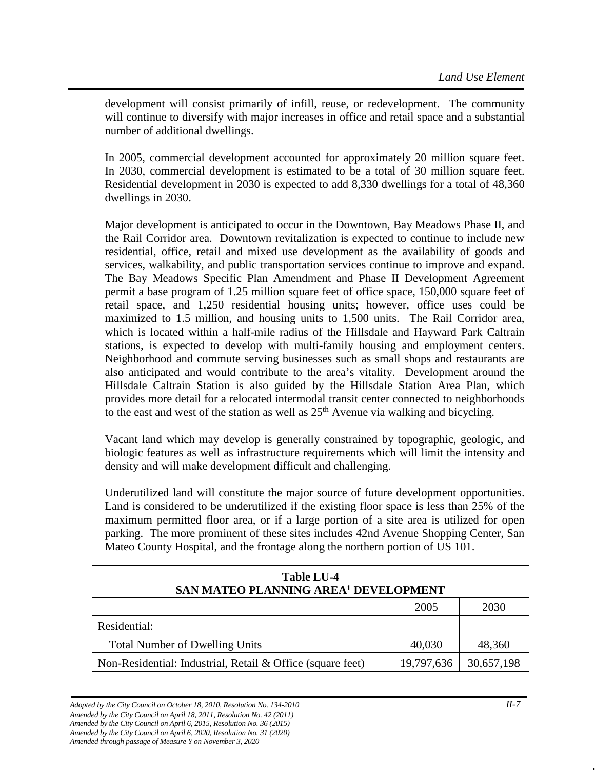development will consist primarily of infill, reuse, or redevelopment. The community will continue to diversify with major increases in office and retail space and a substantial number of additional dwellings.

In 2005, commercial development accounted for approximately 20 million square feet. In 2030, commercial development is estimated to be a total of 30 million square feet. Residential development in 2030 is expected to add 8,330 dwellings for a total of 48,360 dwellings in 2030.

Major development is anticipated to occur in the Downtown, Bay Meadows Phase II, and the Rail Corridor area. Downtown revitalization is expected to continue to include new residential, office, retail and mixed use development as the availability of goods and services, walkability, and public transportation services continue to improve and expand. The Bay Meadows Specific Plan Amendment and Phase II Development Agreement permit a base program of 1.25 million square feet of office space, 150,000 square feet of retail space, and 1,250 residential housing units; however, office uses could be maximized to 1.5 million, and housing units to 1,500 units. The Rail Corridor area, which is located within a half-mile radius of the Hillsdale and Hayward Park Caltrain stations, is expected to develop with multi-family housing and employment centers. Neighborhood and commute serving businesses such as small shops and restaurants are also anticipated and would contribute to the area's vitality. Development around the Hillsdale Caltrain Station is also guided by the Hillsdale Station Area Plan, which provides more detail for a relocated intermodal transit center connected to neighborhoods to the east and west of the station as well as 25th Avenue via walking and bicycling.

Vacant land which may develop is generally constrained by topographic, geologic, and biologic features as well as infrastructure requirements which will limit the intensity and density and will make development difficult and challenging.

Underutilized land will constitute the major source of future development opportunities. Land is considered to be underutilized if the existing floor space is less than 25% of the maximum permitted floor area, or if a large portion of a site area is utilized for open parking. The more prominent of these sites includes 42nd Avenue Shopping Center, San Mateo County Hospital, and the frontage along the northern portion of US 101.

**Table LU-4**
**SAN MATEO PLANNING AREA[1] DEVELOPMENT**

| | 2005 | 2030 |
|---|---|---|
| Residential: | | |
| Total Number of Dwelling Units | 40,030 | 48,360 |
| Non-Residential: Industrial, Retail & Office (square feet) | 19,797,636 | 30,657,198 |

*Adopted by the City Council on October 18, 2010, Resolution No. 134-2010*
*Amended by the City Council on April 18, 2011, Resolution No. 42 (2011)*
*Amended by the City Council on April 6, 2015, Resolution No. 36 (2015)*
*Amended by the City Council on April 6, 2020, Resolution No. 31 (2020)*
*Amended through passage of Measure Y on November 3, 2020*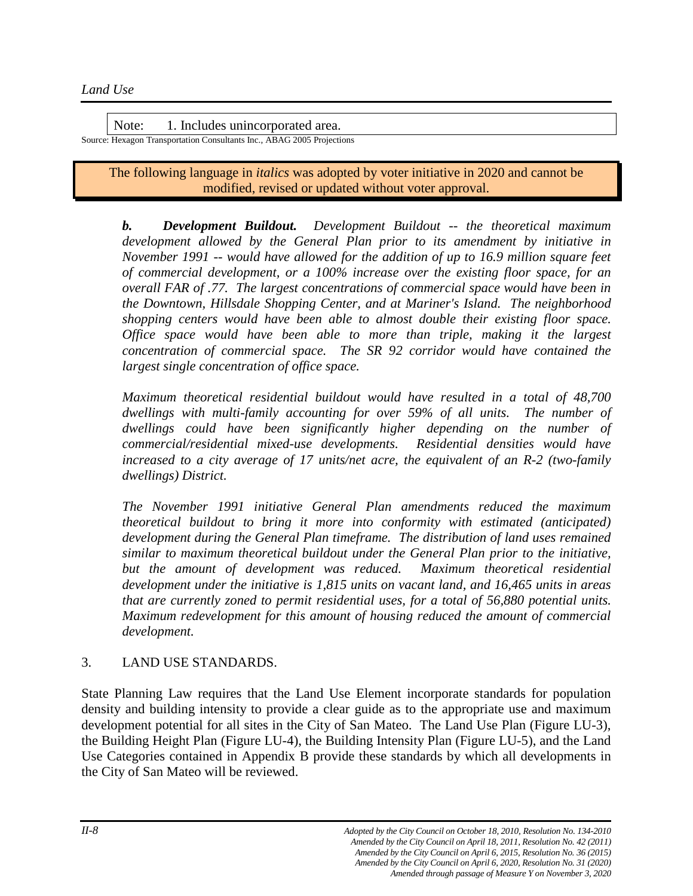Note: 1. Includes unincorporated area.

Source: Hexagon Transportation Consultants Inc., ABAG 2005 Projections

The following language in *italics* was adopted by voter initiative in 2020 and cannot be modified, revised or updated without voter approval.

***b. Development Buildout.*** *Development Buildout -- the theoretical maximum development allowed by the General Plan prior to its amendment by initiative in November 1991 -- would have allowed for the addition of up to 16.9 million square feet of commercial development, or a 100% increase over the existing floor space, for an overall FAR of .77. The largest concentrations of commercial space would have been in the Downtown, Hillsdale Shopping Center, and at Mariner's Island. The neighborhood shopping centers would have been able to almost double their existing floor space. Office space would have been able to more than triple, making it the largest concentration of commercial space. The SR 92 corridor would have contained the largest single concentration of office space.*

*Maximum theoretical residential buildout would have resulted in a total of 48,700 dwellings with multi-family accounting for over 59% of all units. The number of dwellings could have been significantly higher depending on the number of commercial/residential mixed-use developments. Residential densities would have increased to a city average of 17 units/net acre, the equivalent of an R-2 (two-family dwellings) District.*

*The November 1991 initiative General Plan amendments reduced the maximum theoretical buildout to bring it more into conformity with estimated (anticipated) development during the General Plan timeframe. The distribution of land uses remained similar to maximum theoretical buildout under the General Plan prior to the initiative, but the amount of development was reduced. Maximum theoretical residential development under the initiative is 1,815 units on vacant land, and 16,465 units in areas that are currently zoned to permit residential uses, for a total of 56,880 potential units. Maximum redevelopment for this amount of housing reduced the amount of commercial development.*

## 3. LAND USE STANDARDS.

State Planning Law requires that the Land Use Element incorporate standards for population density and building intensity to provide a clear guide as to the appropriate use and maximum development potential for all sites in the City of San Mateo. The Land Use Plan (Figure LU-3), the Building Height Plan (Figure LU-4), the Building Intensity Plan (Figure LU-5), and the Land Use Categories contained in Appendix B provide these standards by which all developments in the City of San Mateo will be reviewed.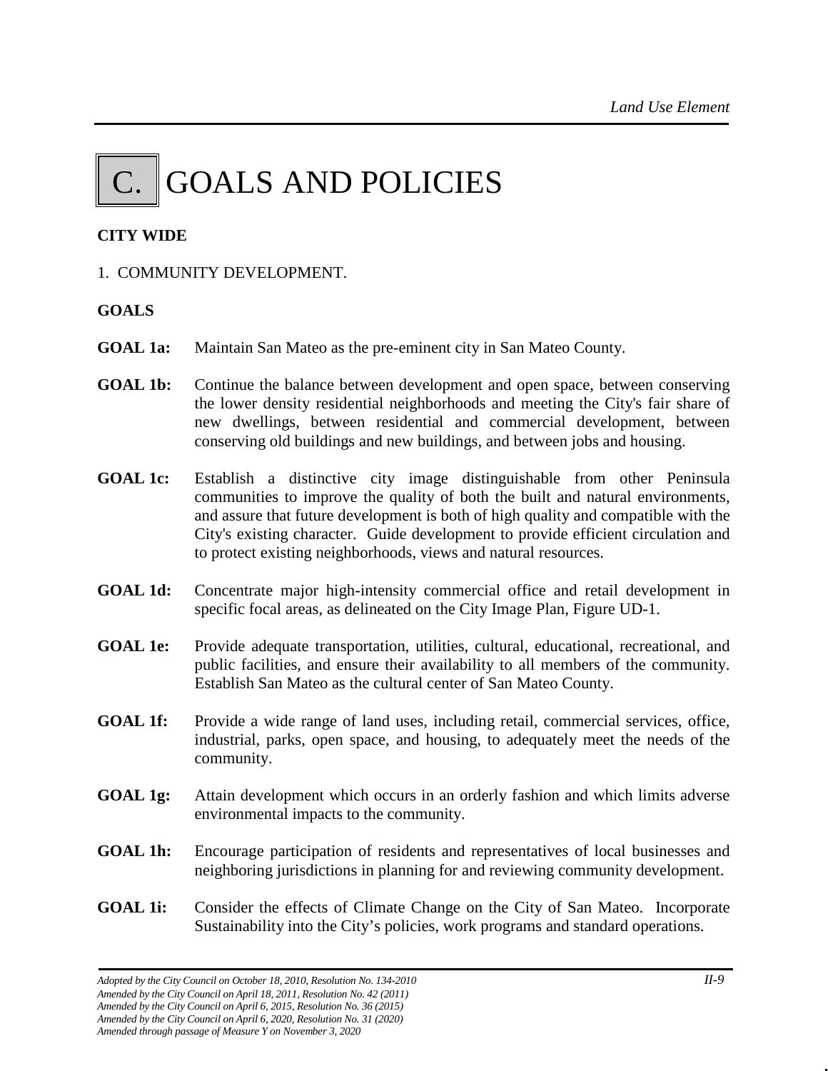# C. GOALS AND POLICIES

**CITY WIDE**

1. COMMUNITY DEVELOPMENT.

**GOALS**

**GOAL 1a:** Maintain San Mateo as the pre-eminent city in San Mateo County.

**GOAL 1b:** Continue the balance between development and open space, between conserving the lower density residential neighborhoods and meeting the City's fair share of new dwellings, between residential and commercial development, between conserving old buildings and new buildings, and between jobs and housing.

**GOAL 1c:** Establish a distinctive city image distinguishable from other Peninsula communities to improve the quality of both the built and natural environments, and assure that future development is both of high quality and compatible with the City's existing character. Guide development to provide efficient circulation and to protect existing neighborhoods, views and natural resources.

**GOAL 1d:** Concentrate major high-intensity commercial office and retail development in specific focal areas, as delineated on the City Image Plan, Figure UD-1.

**GOAL 1e:** Provide adequate transportation, utilities, cultural, educational, recreational, and public facilities, and ensure their availability to all members of the community. Establish San Mateo as the cultural center of San Mateo County.

**GOAL 1f:** Provide a wide range of land uses, including retail, commercial services, office, industrial, parks, open space, and housing, to adequately meet the needs of the community.

**GOAL 1g:** Attain development which occurs in an orderly fashion and which limits adverse environmental impacts to the community.

**GOAL 1h:** Encourage participation of residents and representatives of local businesses and neighboring jurisdictions in planning for and reviewing community development.

**GOAL 1i:** Consider the effects of Climate Change on the City of San Mateo. Incorporate Sustainability into the City's policies, work programs and standard operations.

*Adopted by the City Council on October 18, 2010, Resolution No. 134-2010*
*Amended by the City Council on April 18, 2011, Resolution No. 42 (2011)*
*Amended by the City Council on April 6, 2015, Resolution No. 36 (2015)*
*Amended by the City Council on April 6, 2020, Resolution No. 31 (2020)*
*Amended through passage of Measure Y on November 3, 2020*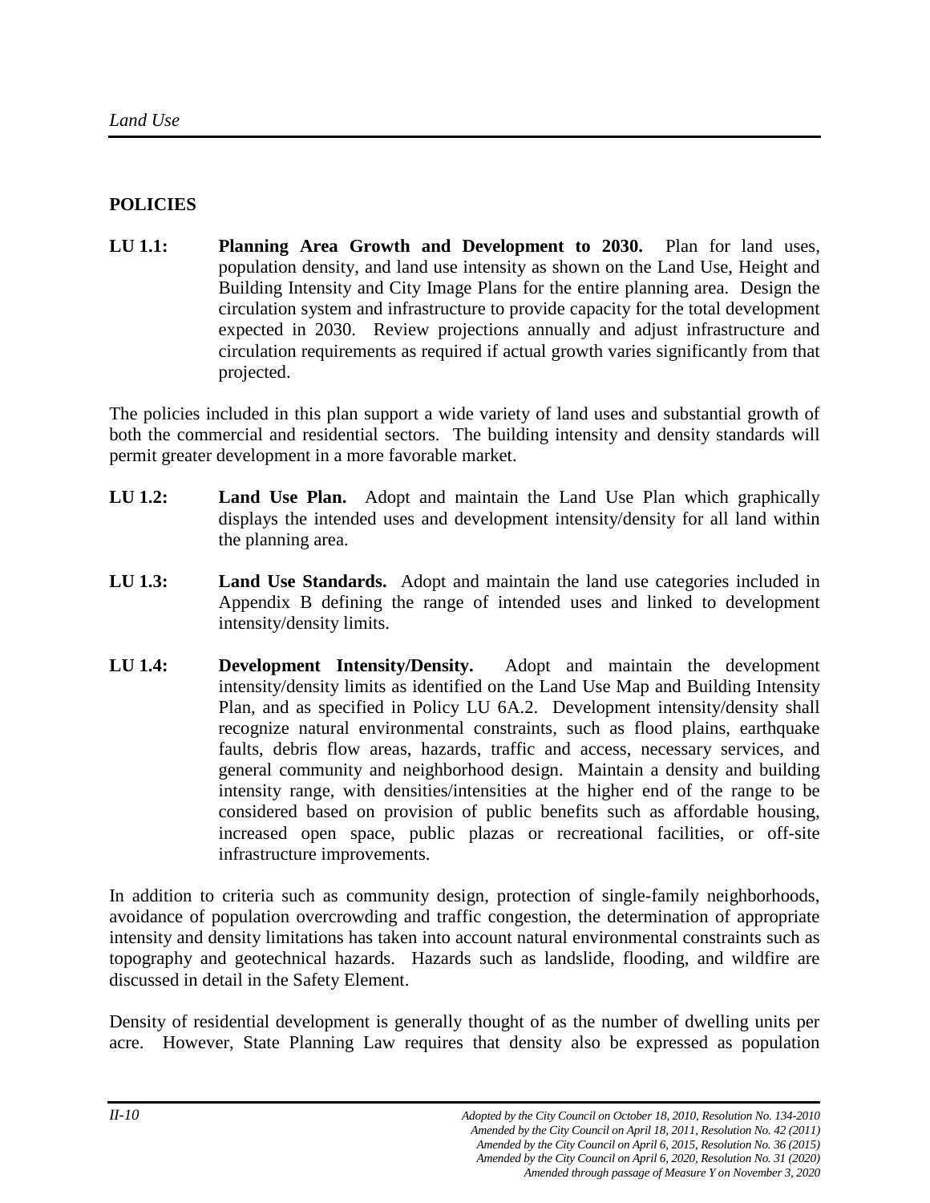## POLICIES

**LU 1.1: Planning Area Growth and Development to 2030.** Plan for land uses, population density, and land use intensity as shown on the Land Use, Height and Building Intensity and City Image Plans for the entire planning area. Design the circulation system and infrastructure to provide capacity for the total development expected in 2030. Review projections annually and adjust infrastructure and circulation requirements as required if actual growth varies significantly from that projected.

The policies included in this plan support a wide variety of land uses and substantial growth of both the commercial and residential sectors. The building intensity and density standards will permit greater development in a more favorable market.

**LU 1.2: Land Use Plan.** Adopt and maintain the Land Use Plan which graphically displays the intended uses and development intensity/density for all land within the planning area.

**LU 1.3: Land Use Standards.** Adopt and maintain the land use categories included in Appendix B defining the range of intended uses and linked to development intensity/density limits.

**LU 1.4: Development Intensity/Density.** Adopt and maintain the development intensity/density limits as identified on the Land Use Map and Building Intensity Plan, and as specified in Policy LU 6A.2. Development intensity/density shall recognize natural environmental constraints, such as flood plains, earthquake faults, debris flow areas, hazards, traffic and access, necessary services, and general community and neighborhood design. Maintain a density and building intensity range, with densities/intensities at the higher end of the range to be considered based on provision of public benefits such as affordable housing, increased open space, public plazas or recreational facilities, or off-site infrastructure improvements.

In addition to criteria such as community design, protection of single-family neighborhoods, avoidance of population overcrowding and traffic congestion, the determination of appropriate intensity and density limitations has taken into account natural environmental constraints such as topography and geotechnical hazards. Hazards such as landslide, flooding, and wildfire are discussed in detail in the Safety Element.

Density of residential development is generally thought of as the number of dwelling units per acre. However, State Planning Law requires that density also be expressed as population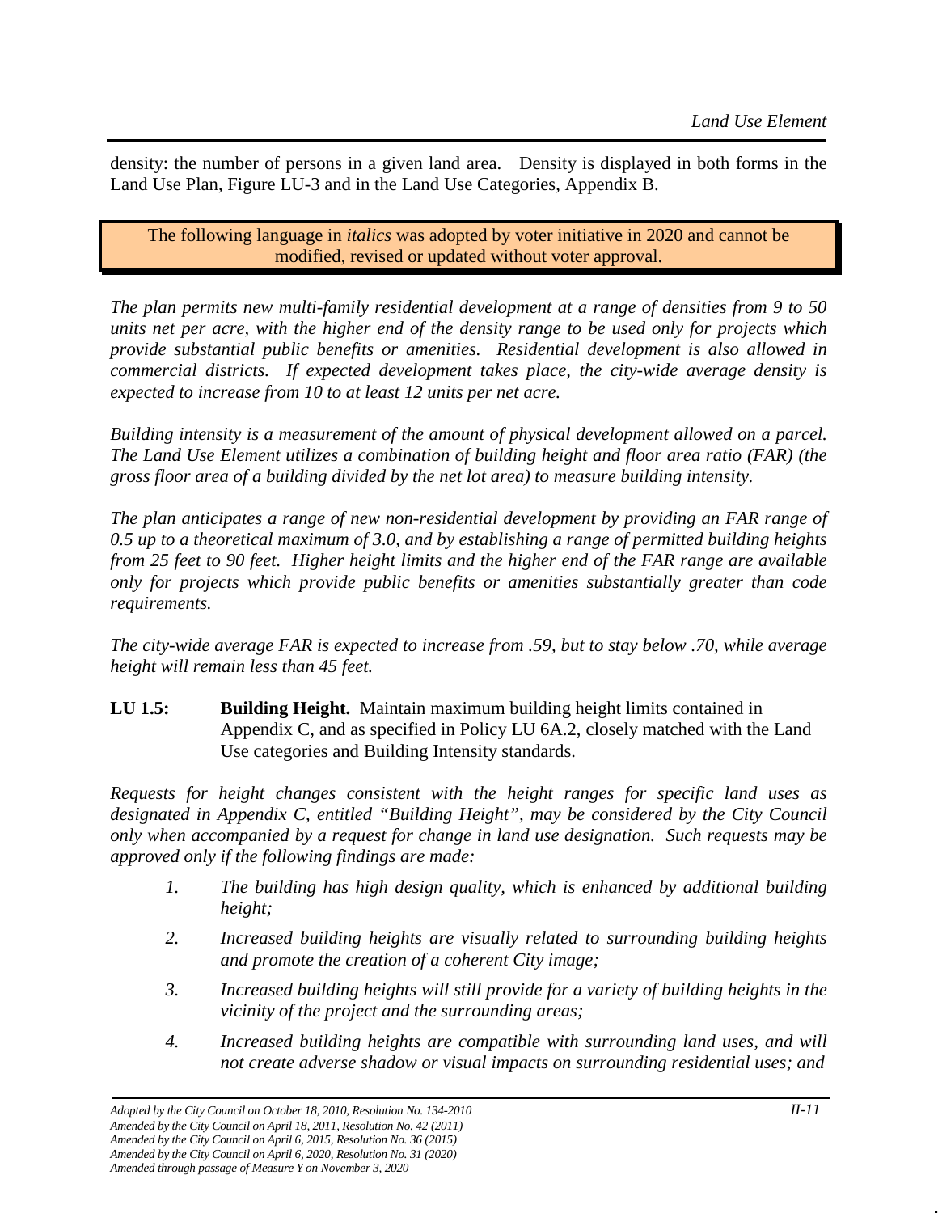density: the number of persons in a given land area. Density is displayed in both forms in the Land Use Plan, Figure LU-3 and in the Land Use Categories, Appendix B.

The following language in *italics* was adopted by voter initiative in 2020 and cannot be modified, revised or updated without voter approval.

*The plan permits new multi-family residential development at a range of densities from 9 to 50 units net per acre, with the higher end of the density range to be used only for projects which provide substantial public benefits or amenities. Residential development is also allowed in commercial districts. If expected development takes place, the city-wide average density is expected to increase from 10 to at least 12 units per net acre.*

*Building intensity is a measurement of the amount of physical development allowed on a parcel. The Land Use Element utilizes a combination of building height and floor area ratio (FAR) (the gross floor area of a building divided by the net lot area) to measure building intensity.*

*The plan anticipates a range of new non-residential development by providing an FAR range of 0.5 up to a theoretical maximum of 3.0, and by establishing a range of permitted building heights from 25 feet to 90 feet. Higher height limits and the higher end of the FAR range are available only for projects which provide public benefits or amenities substantially greater than code requirements.*

*The city-wide average FAR is expected to increase from .59, but to stay below .70, while average height will remain less than 45 feet.*

**LU 1.5:** **Building Height.** Maintain maximum building height limits contained in Appendix C, and as specified in Policy LU 6A.2, closely matched with the Land Use categories and Building Intensity standards.

*Requests for height changes consistent with the height ranges for specific land uses as designated in Appendix C, entitled "Building Height", may be considered by the City Council only when accompanied by a request for change in land use designation. Such requests may be approved only if the following findings are made:*

1. *The building has high design quality, which is enhanced by additional building height;*
2. *Increased building heights are visually related to surrounding building heights and promote the creation of a coherent City image;*
3. *Increased building heights will still provide for a variety of building heights in the vicinity of the project and the surrounding areas;*
4. *Increased building heights are compatible with surrounding land uses, and will not create adverse shadow or visual impacts on surrounding residential uses; and*

*Adopted by the City Council on October 18, 2010, Resolution No. 134-2010*
*Amended by the City Council on April 18, 2011, Resolution No. 42 (2011)*
*Amended by the City Council on April 6, 2015, Resolution No. 36 (2015)*
*Amended by the City Council on April 6, 2020, Resolution No. 31 (2020)*
*Amended through passage of Measure Y on November 3, 2020*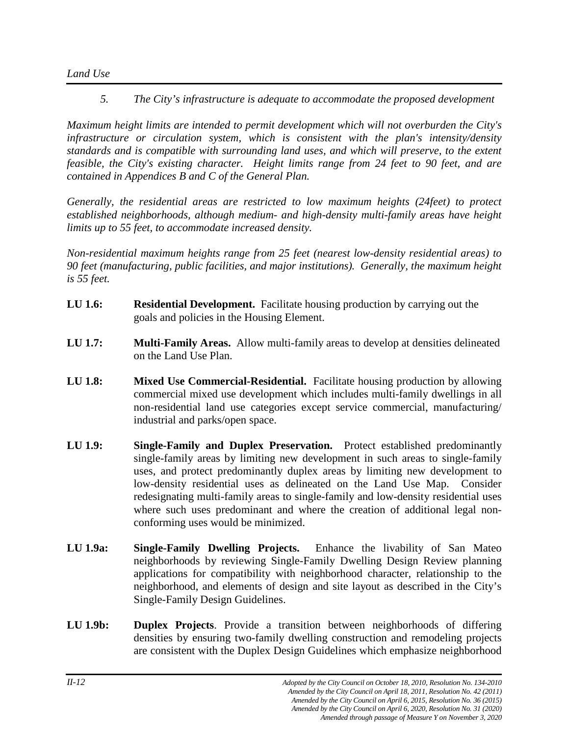*5. The City's infrastructure is adequate to accommodate the proposed development*

*Maximum height limits are intended to permit development which will not overburden the City's infrastructure or circulation system, which is consistent with the plan's intensity/density standards and is compatible with surrounding land uses, and which will preserve, to the extent feasible, the City's existing character. Height limits range from 24 feet to 90 feet, and are contained in Appendices B and C of the General Plan.*

*Generally, the residential areas are restricted to low maximum heights (24feet) to protect established neighborhoods, although medium- and high-density multi-family areas have height limits up to 55 feet, to accommodate increased density.*

*Non-residential maximum heights range from 25 feet (nearest low-density residential areas) to 90 feet (manufacturing, public facilities, and major institutions). Generally, the maximum height is 55 feet.*

**LU 1.6:** **Residential Development.** Facilitate housing production by carrying out the goals and policies in the Housing Element.

**LU 1.7:** **Multi-Family Areas.** Allow multi-family areas to develop at densities delineated on the Land Use Plan.

**LU 1.8:** **Mixed Use Commercial-Residential.** Facilitate housing production by allowing commercial mixed use development which includes multi-family dwellings in all non-residential land use categories except service commercial, manufacturing/ industrial and parks/open space.

**LU 1.9:** **Single-Family and Duplex Preservation.** Protect established predominantly single-family areas by limiting new development in such areas to single-family uses, and protect predominantly duplex areas by limiting new development to low-density residential uses as delineated on the Land Use Map. Consider redesignating multi-family areas to single-family and low-density residential uses where such uses predominant and where the creation of additional legal non-conforming uses would be minimized.

**LU 1.9a:** **Single-Family Dwelling Projects.** Enhance the livability of San Mateo neighborhoods by reviewing Single-Family Dwelling Design Review planning applications for compatibility with neighborhood character, relationship to the neighborhood, and elements of design and site layout as described in the City's Single-Family Design Guidelines.

**LU 1.9b:** **Duplex Projects**. Provide a transition between neighborhoods of differing densities by ensuring two-family dwelling construction and remodeling projects are consistent with the Duplex Design Guidelines which emphasize neighborhood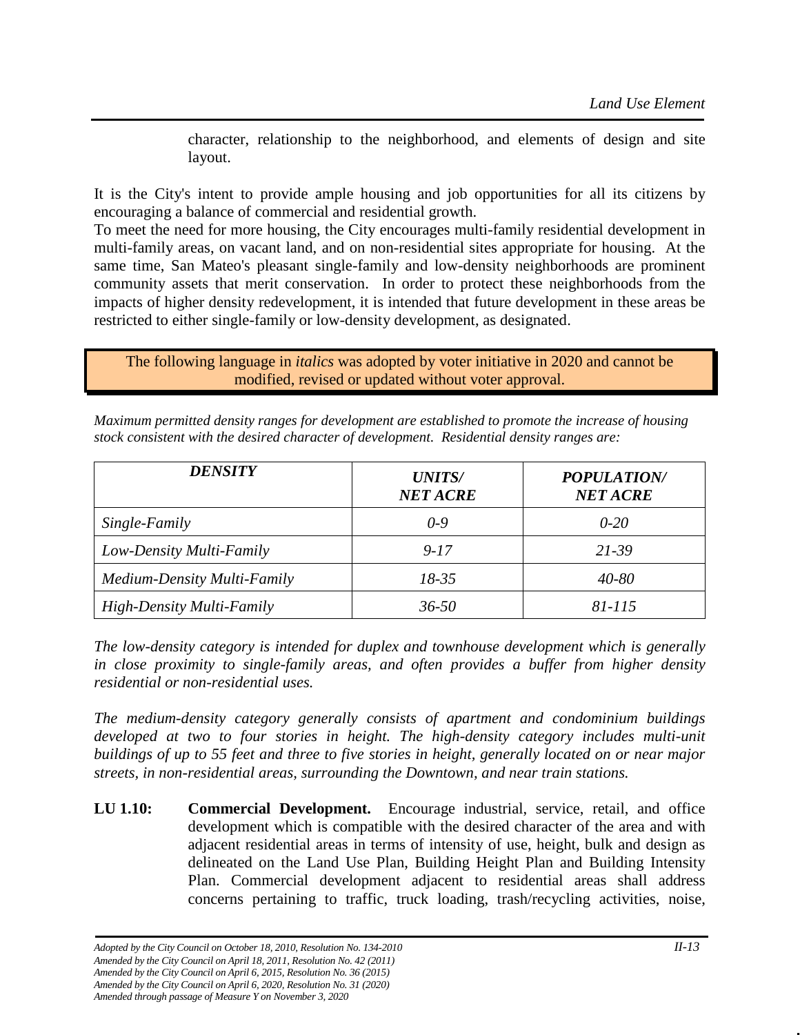character, relationship to the neighborhood, and elements of design and site layout.

It is the City's intent to provide ample housing and job opportunities for all its citizens by encouraging a balance of commercial and residential growth.

To meet the need for more housing, the City encourages multi-family residential development in multi-family areas, on vacant land, and on non-residential sites appropriate for housing. At the same time, San Mateo's pleasant single-family and low-density neighborhoods are prominent community assets that merit conservation. In order to protect these neighborhoods from the impacts of higher density redevelopment, it is intended that future development in these areas be restricted to either single-family or low-density development, as designated.

The following language in *italics* was adopted by voter initiative in 2020 and cannot be modified, revised or updated without voter approval.

*Maximum permitted density ranges for development are established to promote the increase of housing stock consistent with the desired character of development. Residential density ranges are:*

| ***DENSITY*** | ***UNITS/ NET ACRE*** | ***POPULATION/ NET ACRE*** |
|---|---|---|
| *Single-Family* | *0-9* | *0-20* |
| *Low-Density Multi-Family* | *9-17* | *21-39* |
| *Medium-Density Multi-Family* | *18-35* | *40-80* |
| *High-Density Multi-Family* | *36-50* | *81-115* |

*The low-density category is intended for duplex and townhouse development which is generally in close proximity to single-family areas, and often provides a buffer from higher density residential or non-residential uses.*

*The medium-density category generally consists of apartment and condominium buildings developed at two to four stories in height. The high-density category includes multi-unit buildings of up to 55 feet and three to five stories in height, generally located on or near major streets, in non-residential areas, surrounding the Downtown, and near train stations.*

**LU 1.10: Commercial Development.** Encourage industrial, service, retail, and office development which is compatible with the desired character of the area and with adjacent residential areas in terms of intensity of use, height, bulk and design as delineated on the Land Use Plan, Building Height Plan and Building Intensity Plan. Commercial development adjacent to residential areas shall address concerns pertaining to traffic, truck loading, trash/recycling activities, noise,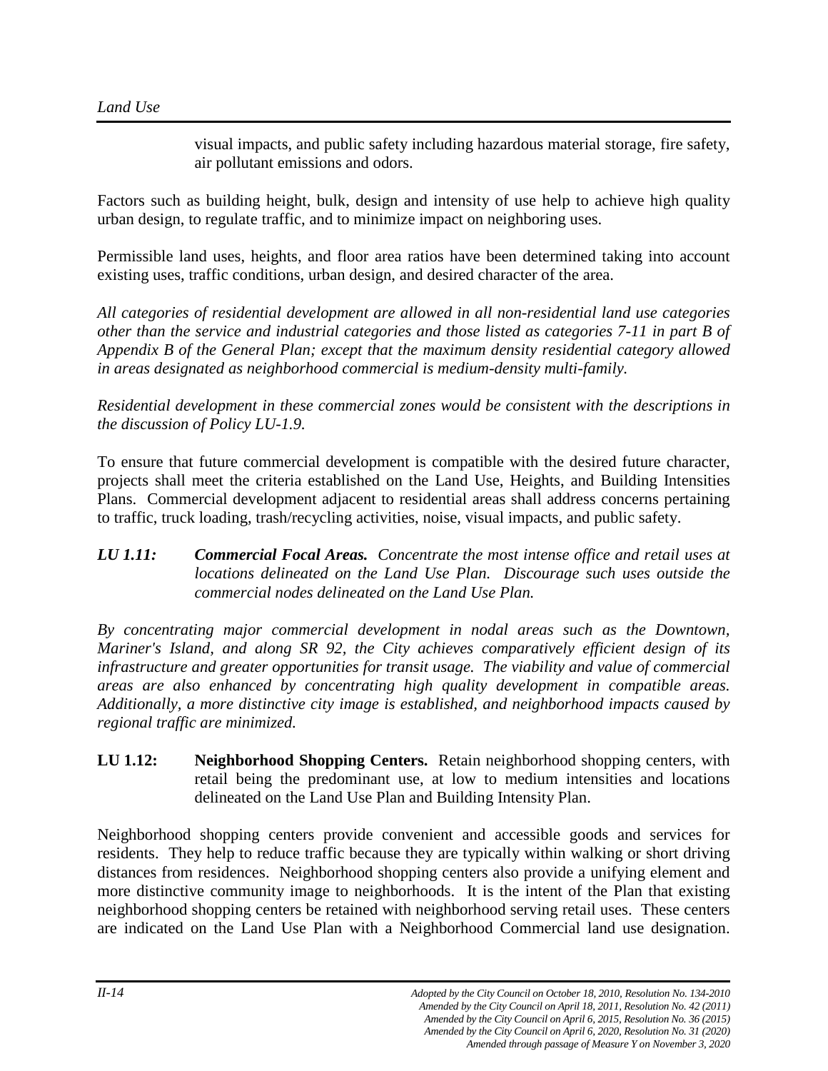visual impacts, and public safety including hazardous material storage, fire safety, air pollutant emissions and odors.

Factors such as building height, bulk, design and intensity of use help to achieve high quality urban design, to regulate traffic, and to minimize impact on neighboring uses.

Permissible land uses, heights, and floor area ratios have been determined taking into account existing uses, traffic conditions, urban design, and desired character of the area.

*All categories of residential development are allowed in all non-residential land use categories other than the service and industrial categories and those listed as categories 7-11 in part B of Appendix B of the General Plan; except that the maximum density residential category allowed in areas designated as neighborhood commercial is medium-density multi-family.*

*Residential development in these commercial zones would be consistent with the descriptions in the discussion of Policy LU-1.9.*

To ensure that future commercial development is compatible with the desired future character, projects shall meet the criteria established on the Land Use, Heights, and Building Intensities Plans. Commercial development adjacent to residential areas shall address concerns pertaining to traffic, truck loading, trash/recycling activities, noise, visual impacts, and public safety.

***LU 1.11: Commercial Focal Areas.*** *Concentrate the most intense office and retail uses at locations delineated on the Land Use Plan. Discourage such uses outside the commercial nodes delineated on the Land Use Plan.*

*By concentrating major commercial development in nodal areas such as the Downtown, Mariner's Island, and along SR 92, the City achieves comparatively efficient design of its infrastructure and greater opportunities for transit usage. The viability and value of commercial areas are also enhanced by concentrating high quality development in compatible areas. Additionally, a more distinctive city image is established, and neighborhood impacts caused by regional traffic are minimized.*

**LU 1.12: Neighborhood Shopping Centers.** Retain neighborhood shopping centers, with retail being the predominant use, at low to medium intensities and locations delineated on the Land Use Plan and Building Intensity Plan.

Neighborhood shopping centers provide convenient and accessible goods and services for residents. They help to reduce traffic because they are typically within walking or short driving distances from residences. Neighborhood shopping centers also provide a unifying element and more distinctive community image to neighborhoods. It is the intent of the Plan that existing neighborhood shopping centers be retained with neighborhood serving retail uses. These centers are indicated on the Land Use Plan with a Neighborhood Commercial land use designation.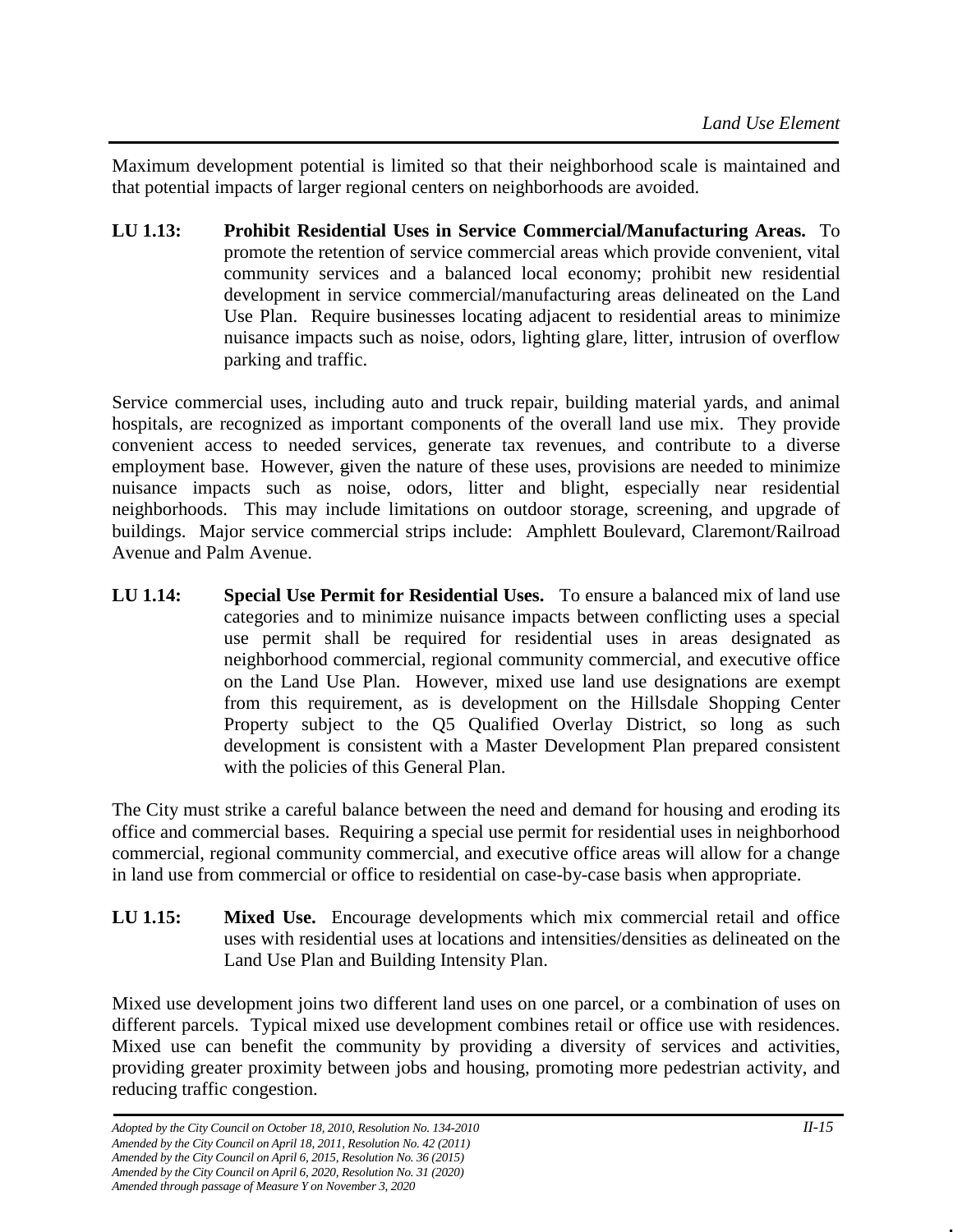Maximum development potential is limited so that their neighborhood scale is maintained and that potential impacts of larger regional centers on neighborhoods are avoided.

**LU 1.13: Prohibit Residential Uses in Service Commercial/Manufacturing Areas.** To promote the retention of service commercial areas which provide convenient, vital community services and a balanced local economy; prohibit new residential development in service commercial/manufacturing areas delineated on the Land Use Plan. Require businesses locating adjacent to residential areas to minimize nuisance impacts such as noise, odors, lighting glare, litter, intrusion of overflow parking and traffic.

Service commercial uses, including auto and truck repair, building material yards, and animal hospitals, are recognized as important components of the overall land use mix. They provide convenient access to needed services, generate tax revenues, and contribute to a diverse employment base. However, given the nature of these uses, provisions are needed to minimize nuisance impacts such as noise, odors, litter and blight, especially near residential neighborhoods. This may include limitations on outdoor storage, screening, and upgrade of buildings. Major service commercial strips include: Amphlett Boulevard, Claremont/Railroad Avenue and Palm Avenue.

**LU 1.14: Special Use Permit for Residential Uses.** To ensure a balanced mix of land use categories and to minimize nuisance impacts between conflicting uses a special use permit shall be required for residential uses in areas designated as neighborhood commercial, regional community commercial, and executive office on the Land Use Plan. However, mixed use land use designations are exempt from this requirement, as is development on the Hillsdale Shopping Center Property subject to the Q5 Qualified Overlay District, so long as such development is consistent with a Master Development Plan prepared consistent with the policies of this General Plan.

The City must strike a careful balance between the need and demand for housing and eroding its office and commercial bases. Requiring a special use permit for residential uses in neighborhood commercial, regional community commercial, and executive office areas will allow for a change in land use from commercial or office to residential on case-by-case basis when appropriate.

**LU 1.15: Mixed Use.** Encourage developments which mix commercial retail and office uses with residential uses at locations and intensities/densities as delineated on the Land Use Plan and Building Intensity Plan.

Mixed use development joins two different land uses on one parcel, or a combination of uses on different parcels. Typical mixed use development combines retail or office use with residences. Mixed use can benefit the community by providing a diversity of services and activities, providing greater proximity between jobs and housing, promoting more pedestrian activity, and reducing traffic congestion.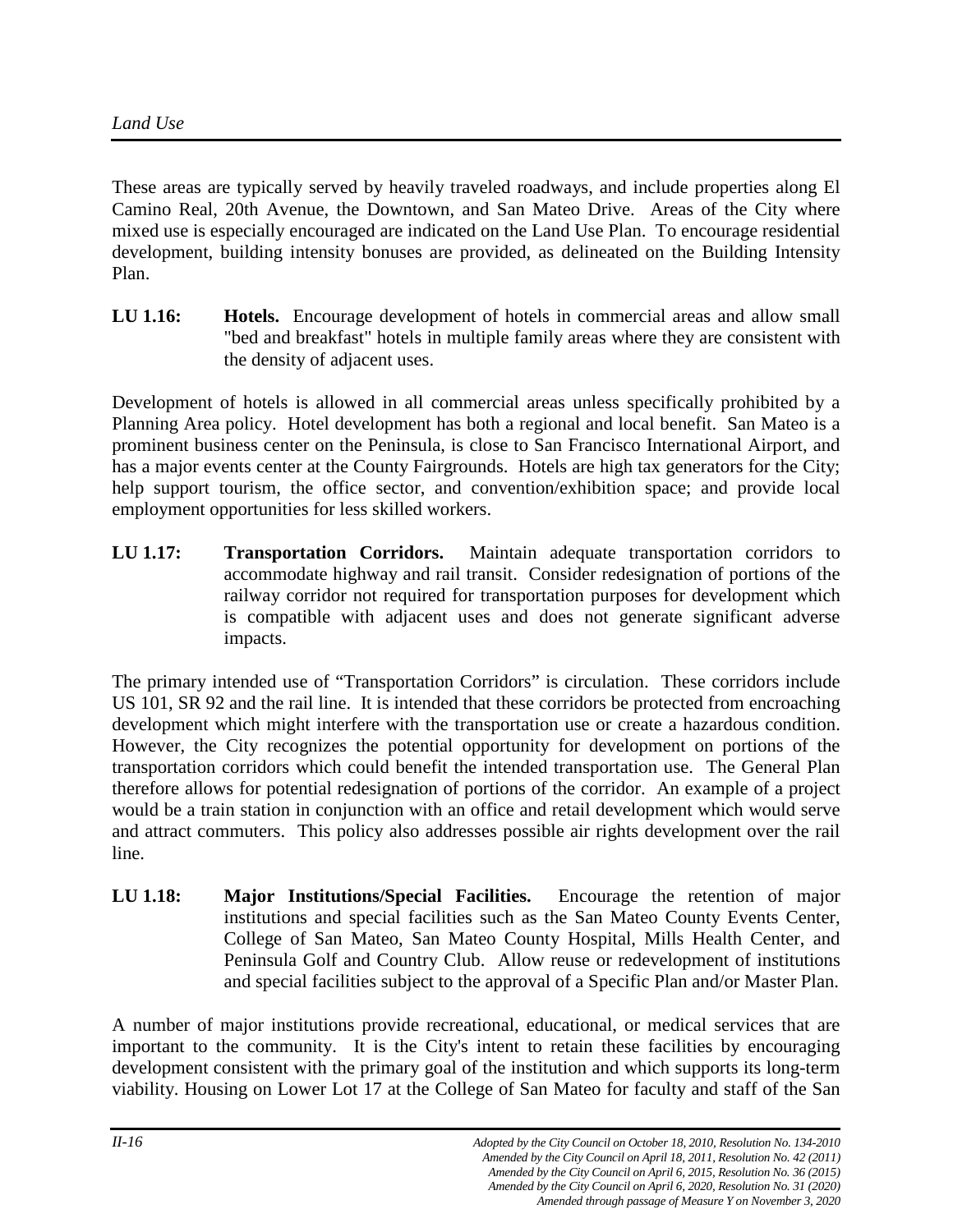These areas are typically served by heavily traveled roadways, and include properties along El Camino Real, 20th Avenue, the Downtown, and San Mateo Drive. Areas of the City where mixed use is especially encouraged are indicated on the Land Use Plan. To encourage residential development, building intensity bonuses are provided, as delineated on the Building Intensity Plan.

**LU 1.16: Hotels.** Encourage development of hotels in commercial areas and allow small "bed and breakfast" hotels in multiple family areas where they are consistent with the density of adjacent uses.

Development of hotels is allowed in all commercial areas unless specifically prohibited by a Planning Area policy. Hotel development has both a regional and local benefit. San Mateo is a prominent business center on the Peninsula, is close to San Francisco International Airport, and has a major events center at the County Fairgrounds. Hotels are high tax generators for the City; help support tourism, the office sector, and convention/exhibition space; and provide local employment opportunities for less skilled workers.

**LU 1.17: Transportation Corridors.** Maintain adequate transportation corridors to accommodate highway and rail transit. Consider redesignation of portions of the railway corridor not required for transportation purposes for development which is compatible with adjacent uses and does not generate significant adverse impacts.

The primary intended use of "Transportation Corridors" is circulation. These corridors include US 101, SR 92 and the rail line. It is intended that these corridors be protected from encroaching development which might interfere with the transportation use or create a hazardous condition. However, the City recognizes the potential opportunity for development on portions of the transportation corridors which could benefit the intended transportation use. The General Plan therefore allows for potential redesignation of portions of the corridor. An example of a project would be a train station in conjunction with an office and retail development which would serve and attract commuters. This policy also addresses possible air rights development over the rail line.

**LU 1.18: Major Institutions/Special Facilities.** Encourage the retention of major institutions and special facilities such as the San Mateo County Events Center, College of San Mateo, San Mateo County Hospital, Mills Health Center, and Peninsula Golf and Country Club. Allow reuse or redevelopment of institutions and special facilities subject to the approval of a Specific Plan and/or Master Plan.

A number of major institutions provide recreational, educational, or medical services that are important to the community. It is the City's intent to retain these facilities by encouraging development consistent with the primary goal of the institution and which supports its long-term viability. Housing on Lower Lot 17 at the College of San Mateo for faculty and staff of the San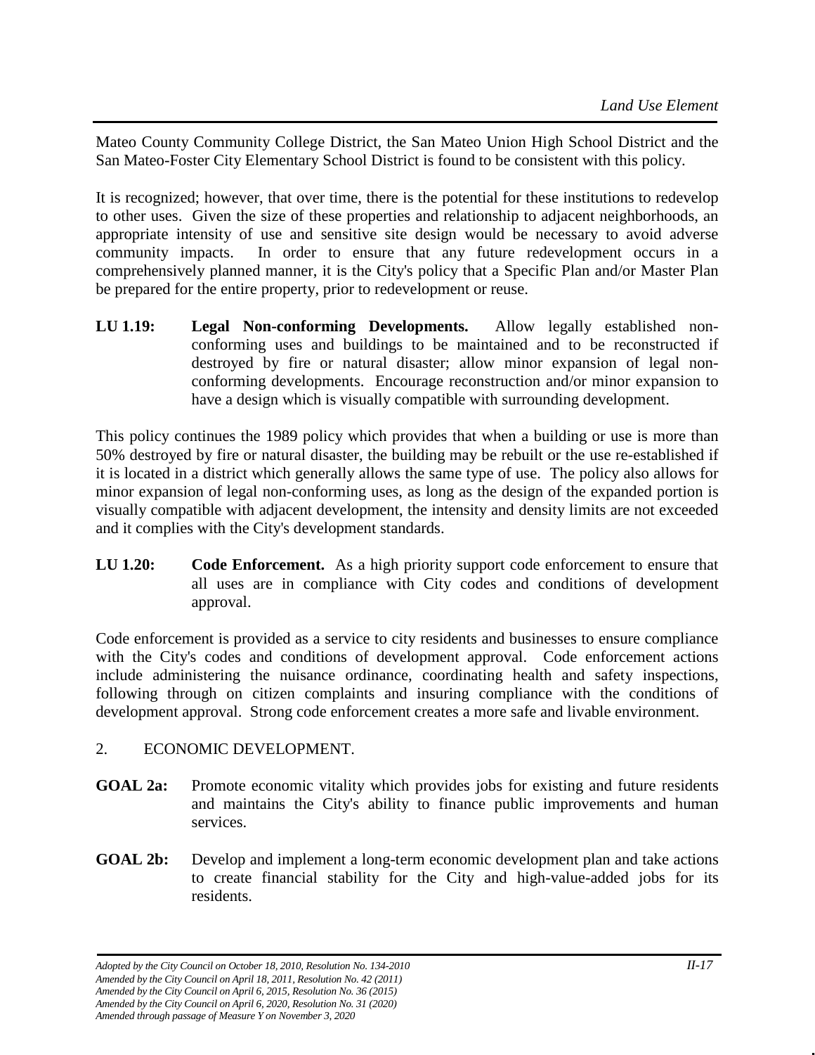Mateo County Community College District, the San Mateo Union High School District and the San Mateo-Foster City Elementary School District is found to be consistent with this policy.

It is recognized; however, that over time, there is the potential for these institutions to redevelop to other uses. Given the size of these properties and relationship to adjacent neighborhoods, an appropriate intensity of use and sensitive site design would be necessary to avoid adverse community impacts. In order to ensure that any future redevelopment occurs in a comprehensively planned manner, it is the City's policy that a Specific Plan and/or Master Plan be prepared for the entire property, prior to redevelopment or reuse.

**LU 1.19:** **Legal Non-conforming Developments.** Allow legally established non-conforming uses and buildings to be maintained and to be reconstructed if destroyed by fire or natural disaster; allow minor expansion of legal non-conforming developments. Encourage reconstruction and/or minor expansion to have a design which is visually compatible with surrounding development.

This policy continues the 1989 policy which provides that when a building or use is more than 50% destroyed by fire or natural disaster, the building may be rebuilt or the use re-established if it is located in a district which generally allows the same type of use. The policy also allows for minor expansion of legal non-conforming uses, as long as the design of the expanded portion is visually compatible with adjacent development, the intensity and density limits are not exceeded and it complies with the City's development standards.

**LU 1.20:** **Code Enforcement.** As a high priority support code enforcement to ensure that all uses are in compliance with City codes and conditions of development approval.

Code enforcement is provided as a service to city residents and businesses to ensure compliance with the City's codes and conditions of development approval. Code enforcement actions include administering the nuisance ordinance, coordinating health and safety inspections, following through on citizen complaints and insuring compliance with the conditions of development approval. Strong code enforcement creates a more safe and livable environment.

2. ECONOMIC DEVELOPMENT.

**GOAL 2a:** Promote economic vitality which provides jobs for existing and future residents and maintains the City's ability to finance public improvements and human services.

**GOAL 2b:** Develop and implement a long-term economic development plan and take actions to create financial stability for the City and high-value-added jobs for its residents.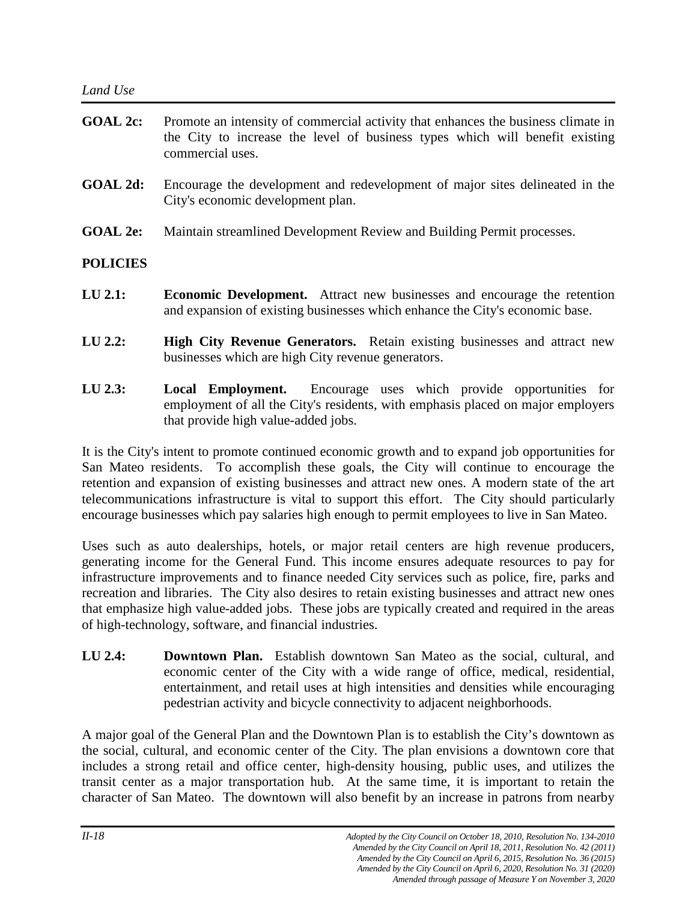**GOAL 2c:** Promote an intensity of commercial activity that enhances the business climate in the City to increase the level of business types which will benefit existing commercial uses.

**GOAL 2d:** Encourage the development and redevelopment of major sites delineated in the City's economic development plan.

**GOAL 2e:** Maintain streamlined Development Review and Building Permit processes.

**POLICIES**

**LU 2.1:** **Economic Development.** Attract new businesses and encourage the retention and expansion of existing businesses which enhance the City's economic base.

**LU 2.2:** **High City Revenue Generators.** Retain existing businesses and attract new businesses which are high City revenue generators.

**LU 2.3:** **Local Employment.** Encourage uses which provide opportunities for employment of all the City's residents, with emphasis placed on major employers that provide high value-added jobs.

It is the City's intent to promote continued economic growth and to expand job opportunities for San Mateo residents. To accomplish these goals, the City will continue to encourage the retention and expansion of existing businesses and attract new ones. A modern state of the art telecommunications infrastructure is vital to support this effort. The City should particularly encourage businesses which pay salaries high enough to permit employees to live in San Mateo.

Uses such as auto dealerships, hotels, or major retail centers are high revenue producers, generating income for the General Fund. This income ensures adequate resources to pay for infrastructure improvements and to finance needed City services such as police, fire, parks and recreation and libraries. The City also desires to retain existing businesses and attract new ones that emphasize high value-added jobs. These jobs are typically created and required in the areas of high-technology, software, and financial industries.

**LU 2.4:** **Downtown Plan.** Establish downtown San Mateo as the social, cultural, and economic center of the City with a wide range of office, medical, residential, entertainment, and retail uses at high intensities and densities while encouraging pedestrian activity and bicycle connectivity to adjacent neighborhoods.

A major goal of the General Plan and the Downtown Plan is to establish the City's downtown as the social, cultural, and economic center of the City. The plan envisions a downtown core that includes a strong retail and office center, high-density housing, public uses, and utilizes the transit center as a major transportation hub. At the same time, it is important to retain the character of San Mateo. The downtown will also benefit by an increase in patrons from nearby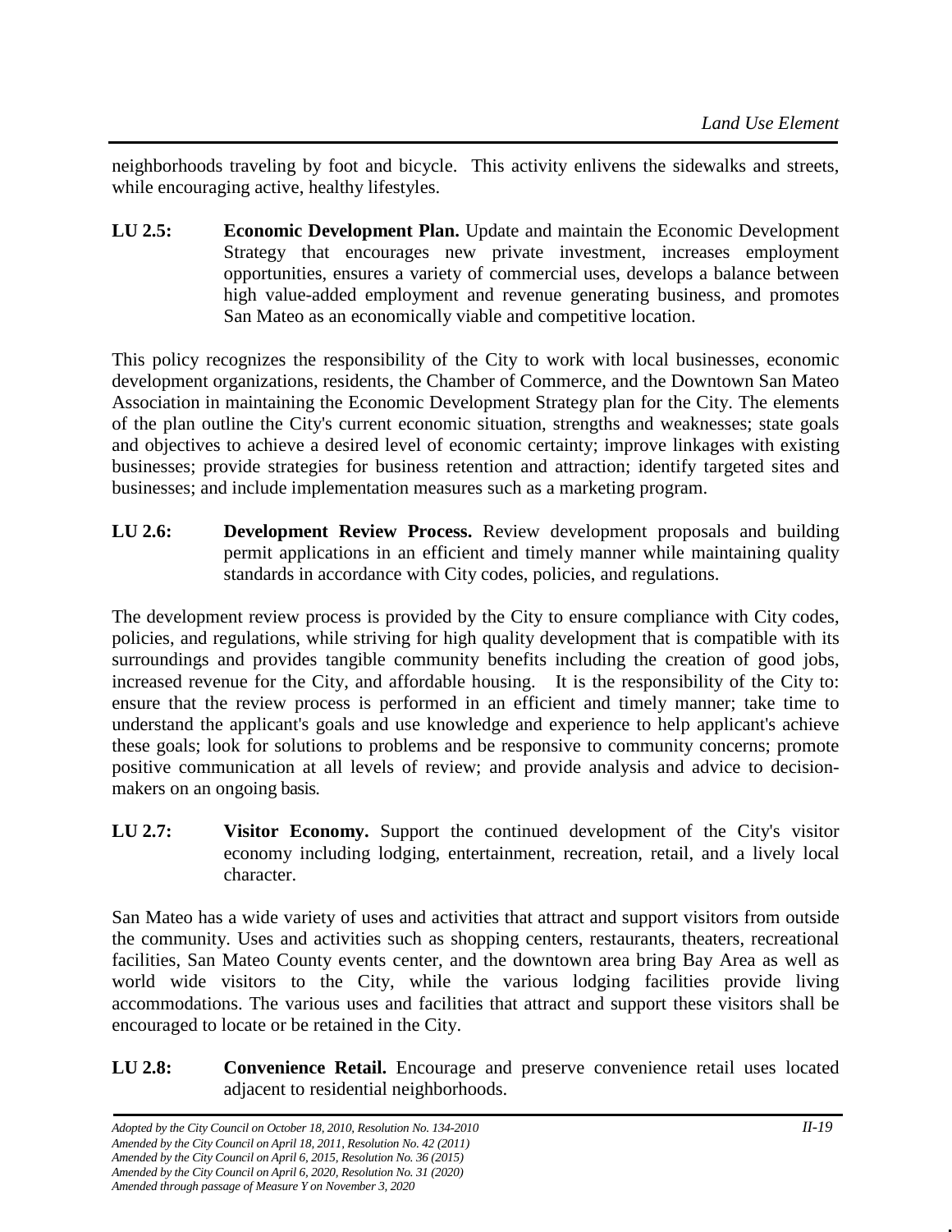neighborhoods traveling by foot and bicycle. This activity enlivens the sidewalks and streets, while encouraging active, healthy lifestyles.

**LU 2.5:** **Economic Development Plan.** Update and maintain the Economic Development Strategy that encourages new private investment, increases employment opportunities, ensures a variety of commercial uses, develops a balance between high value-added employment and revenue generating business, and promotes San Mateo as an economically viable and competitive location.

This policy recognizes the responsibility of the City to work with local businesses, economic development organizations, residents, the Chamber of Commerce, and the Downtown San Mateo Association in maintaining the Economic Development Strategy plan for the City. The elements of the plan outline the City's current economic situation, strengths and weaknesses; state goals and objectives to achieve a desired level of economic certainty; improve linkages with existing businesses; provide strategies for business retention and attraction; identify targeted sites and businesses; and include implementation measures such as a marketing program.

**LU 2.6:** **Development Review Process.** Review development proposals and building permit applications in an efficient and timely manner while maintaining quality standards in accordance with City codes, policies, and regulations.

The development review process is provided by the City to ensure compliance with City codes, policies, and regulations, while striving for high quality development that is compatible with its surroundings and provides tangible community benefits including the creation of good jobs, increased revenue for the City, and affordable housing. It is the responsibility of the City to: ensure that the review process is performed in an efficient and timely manner; take time to understand the applicant's goals and use knowledge and experience to help applicant's achieve these goals; look for solutions to problems and be responsive to community concerns; promote positive communication at all levels of review; and provide analysis and advice to decision-makers on an ongoing basis.

**LU 2.7:** **Visitor Economy.** Support the continued development of the City's visitor economy including lodging, entertainment, recreation, retail, and a lively local character.

San Mateo has a wide variety of uses and activities that attract and support visitors from outside the community. Uses and activities such as shopping centers, restaurants, theaters, recreational facilities, San Mateo County events center, and the downtown area bring Bay Area as well as world wide visitors to the City, while the various lodging facilities provide living accommodations. The various uses and facilities that attract and support these visitors shall be encouraged to locate or be retained in the City.

**LU 2.8:** **Convenience Retail.** Encourage and preserve convenience retail uses located adjacent to residential neighborhoods.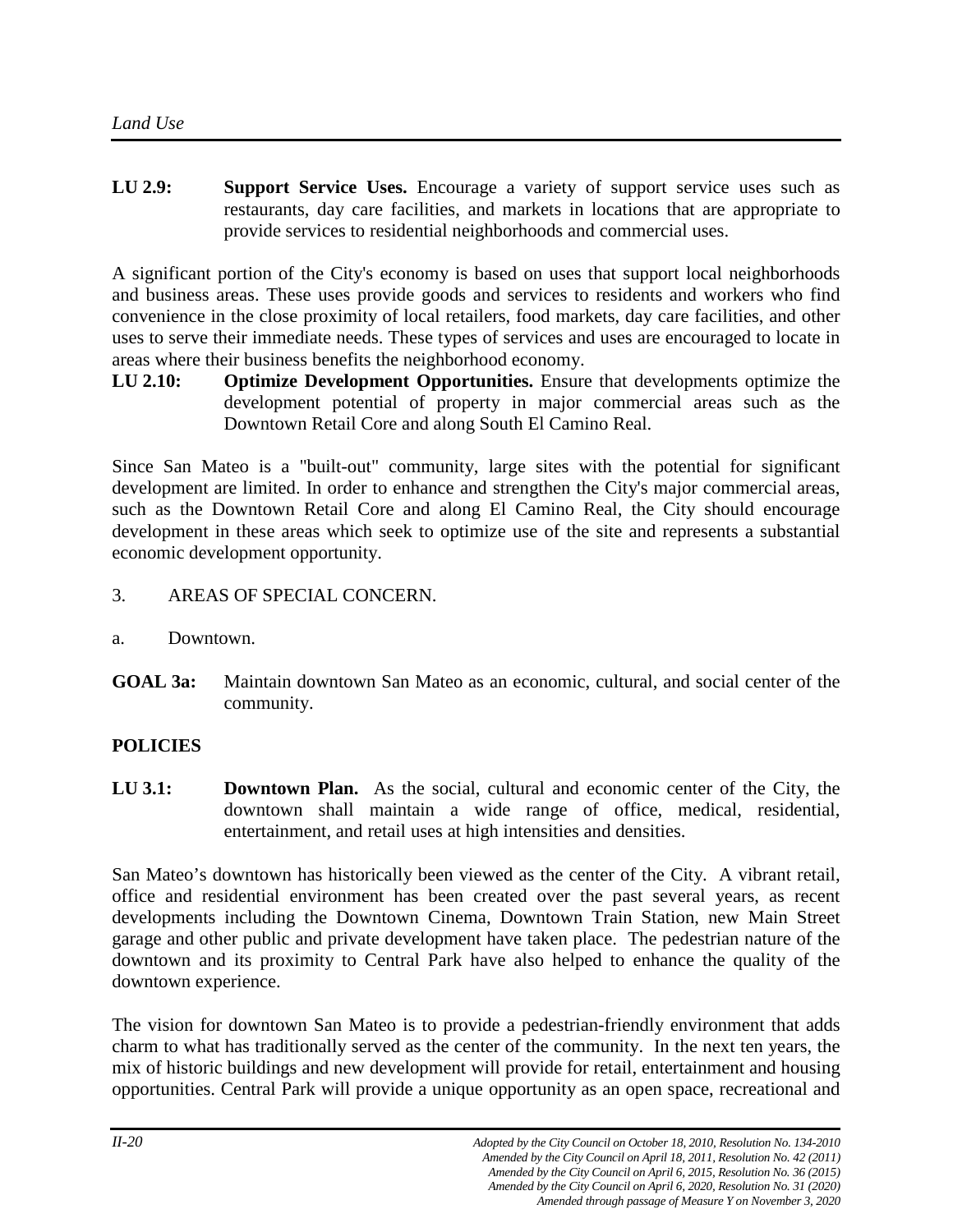**LU 2.9:** **Support Service Uses.** Encourage a variety of support service uses such as restaurants, day care facilities, and markets in locations that are appropriate to provide services to residential neighborhoods and commercial uses.

A significant portion of the City's economy is based on uses that support local neighborhoods and business areas. These uses provide goods and services to residents and workers who find convenience in the close proximity of local retailers, food markets, day care facilities, and other uses to serve their immediate needs. These types of services and uses are encouraged to locate in areas where their business benefits the neighborhood economy.

**LU 2.10:** **Optimize Development Opportunities.** Ensure that developments optimize the development potential of property in major commercial areas such as the Downtown Retail Core and along South El Camino Real.

Since San Mateo is a "built-out" community, large sites with the potential for significant development are limited. In order to enhance and strengthen the City's major commercial areas, such as the Downtown Retail Core and along El Camino Real, the City should encourage development in these areas which seek to optimize use of the site and represents a substantial economic development opportunity.

3. AREAS OF SPECIAL CONCERN.

a. Downtown.

**GOAL 3a:** Maintain downtown San Mateo as an economic, cultural, and social center of the community.

**POLICIES**

**LU 3.1:** **Downtown Plan.** As the social, cultural and economic center of the City, the downtown shall maintain a wide range of office, medical, residential, entertainment, and retail uses at high intensities and densities.

San Mateo's downtown has historically been viewed as the center of the City. A vibrant retail, office and residential environment has been created over the past several years, as recent developments including the Downtown Cinema, Downtown Train Station, new Main Street garage and other public and private development have taken place. The pedestrian nature of the downtown and its proximity to Central Park have also helped to enhance the quality of the downtown experience.

The vision for downtown San Mateo is to provide a pedestrian-friendly environment that adds charm to what has traditionally served as the center of the community. In the next ten years, the mix of historic buildings and new development will provide for retail, entertainment and housing opportunities. Central Park will provide a unique opportunity as an open space, recreational and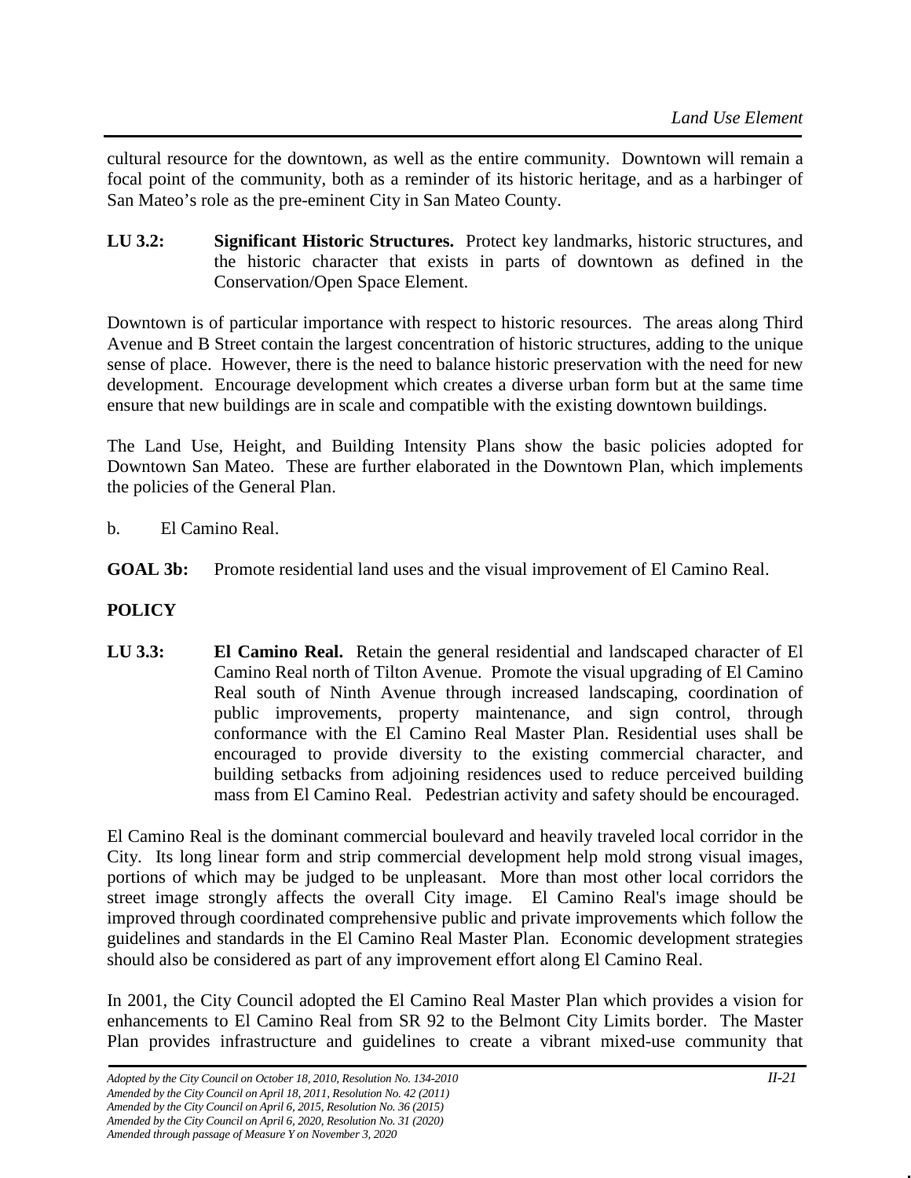cultural resource for the downtown, as well as the entire community. Downtown will remain a focal point of the community, both as a reminder of its historic heritage, and as a harbinger of San Mateo's role as the pre-eminent City in San Mateo County.

**LU 3.2:** **Significant Historic Structures.** Protect key landmarks, historic structures, and the historic character that exists in parts of downtown as defined in the Conservation/Open Space Element.

Downtown is of particular importance with respect to historic resources. The areas along Third Avenue and B Street contain the largest concentration of historic structures, adding to the unique sense of place. However, there is the need to balance historic preservation with the need for new development. Encourage development which creates a diverse urban form but at the same time ensure that new buildings are in scale and compatible with the existing downtown buildings.

The Land Use, Height, and Building Intensity Plans show the basic policies adopted for Downtown San Mateo. These are further elaborated in the Downtown Plan, which implements the policies of the General Plan.

b. El Camino Real.

**GOAL 3b:** Promote residential land uses and the visual improvement of El Camino Real.

**POLICY**

**LU 3.3:** **El Camino Real.** Retain the general residential and landscaped character of El Camino Real north of Tilton Avenue. Promote the visual upgrading of El Camino Real south of Ninth Avenue through increased landscaping, coordination of public improvements, property maintenance, and sign control, through conformance with the El Camino Real Master Plan. Residential uses shall be encouraged to provide diversity to the existing commercial character, and building setbacks from adjoining residences used to reduce perceived building mass from El Camino Real. Pedestrian activity and safety should be encouraged.

El Camino Real is the dominant commercial boulevard and heavily traveled local corridor in the City. Its long linear form and strip commercial development help mold strong visual images, portions of which may be judged to be unpleasant. More than most other local corridors the street image strongly affects the overall City image. El Camino Real's image should be improved through coordinated comprehensive public and private improvements which follow the guidelines and standards in the El Camino Real Master Plan. Economic development strategies should also be considered as part of any improvement effort along El Camino Real.

In 2001, the City Council adopted the El Camino Real Master Plan which provides a vision for enhancements to El Camino Real from SR 92 to the Belmont City Limits border. The Master Plan provides infrastructure and guidelines to create a vibrant mixed-use community that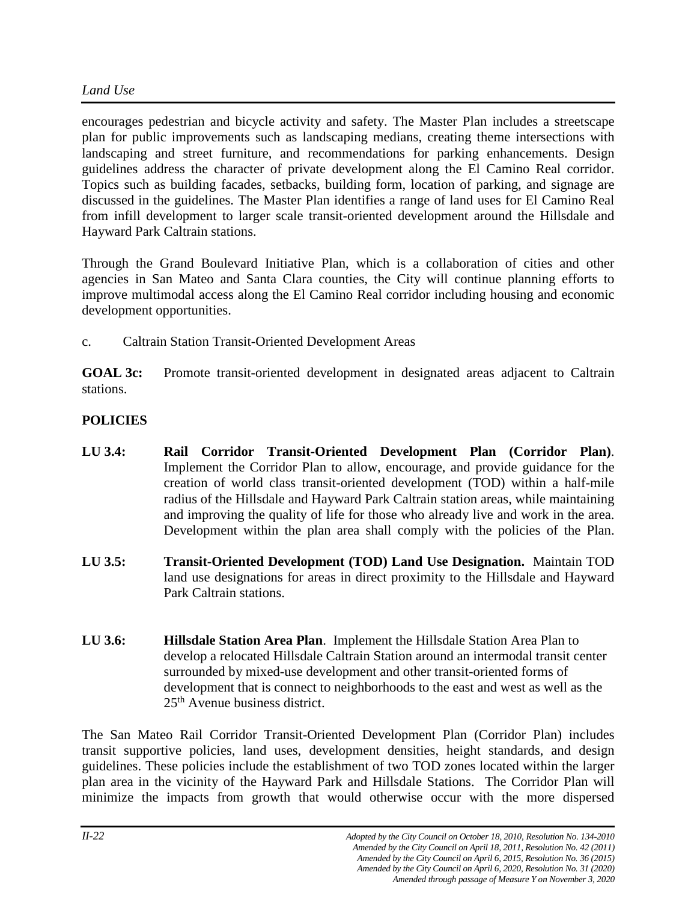encourages pedestrian and bicycle activity and safety. The Master Plan includes a streetscape plan for public improvements such as landscaping medians, creating theme intersections with landscaping and street furniture, and recommendations for parking enhancements. Design guidelines address the character of private development along the El Camino Real corridor. Topics such as building facades, setbacks, building form, location of parking, and signage are discussed in the guidelines. The Master Plan identifies a range of land uses for El Camino Real from infill development to larger scale transit-oriented development around the Hillsdale and Hayward Park Caltrain stations.

Through the Grand Boulevard Initiative Plan, which is a collaboration of cities and other agencies in San Mateo and Santa Clara counties, the City will continue planning efforts to improve multimodal access along the El Camino Real corridor including housing and economic development opportunities.

c. Caltrain Station Transit-Oriented Development Areas

**GOAL 3c:** Promote transit-oriented development in designated areas adjacent to Caltrain stations.

**POLICIES**

**LU 3.4:** **Rail Corridor Transit-Oriented Development Plan (Corridor Plan)**. Implement the Corridor Plan to allow, encourage, and provide guidance for the creation of world class transit-oriented development (TOD) within a half-mile radius of the Hillsdale and Hayward Park Caltrain station areas, while maintaining and improving the quality of life for those who already live and work in the area. Development within the plan area shall comply with the policies of the Plan.

**LU 3.5:** **Transit-Oriented Development (TOD) Land Use Designation.** Maintain TOD land use designations for areas in direct proximity to the Hillsdale and Hayward Park Caltrain stations.

**LU 3.6:** **Hillsdale Station Area Plan**. Implement the Hillsdale Station Area Plan to develop a relocated Hillsdale Caltrain Station around an intermodal transit center surrounded by mixed-use development and other transit-oriented forms of development that is connect to neighborhoods to the east and west as well as the 25th Avenue business district.

The San Mateo Rail Corridor Transit-Oriented Development Plan (Corridor Plan) includes transit supportive policies, land uses, development densities, height standards, and design guidelines. These policies include the establishment of two TOD zones located within the larger plan area in the vicinity of the Hayward Park and Hillsdale Stations. The Corridor Plan will minimize the impacts from growth that would otherwise occur with the more dispersed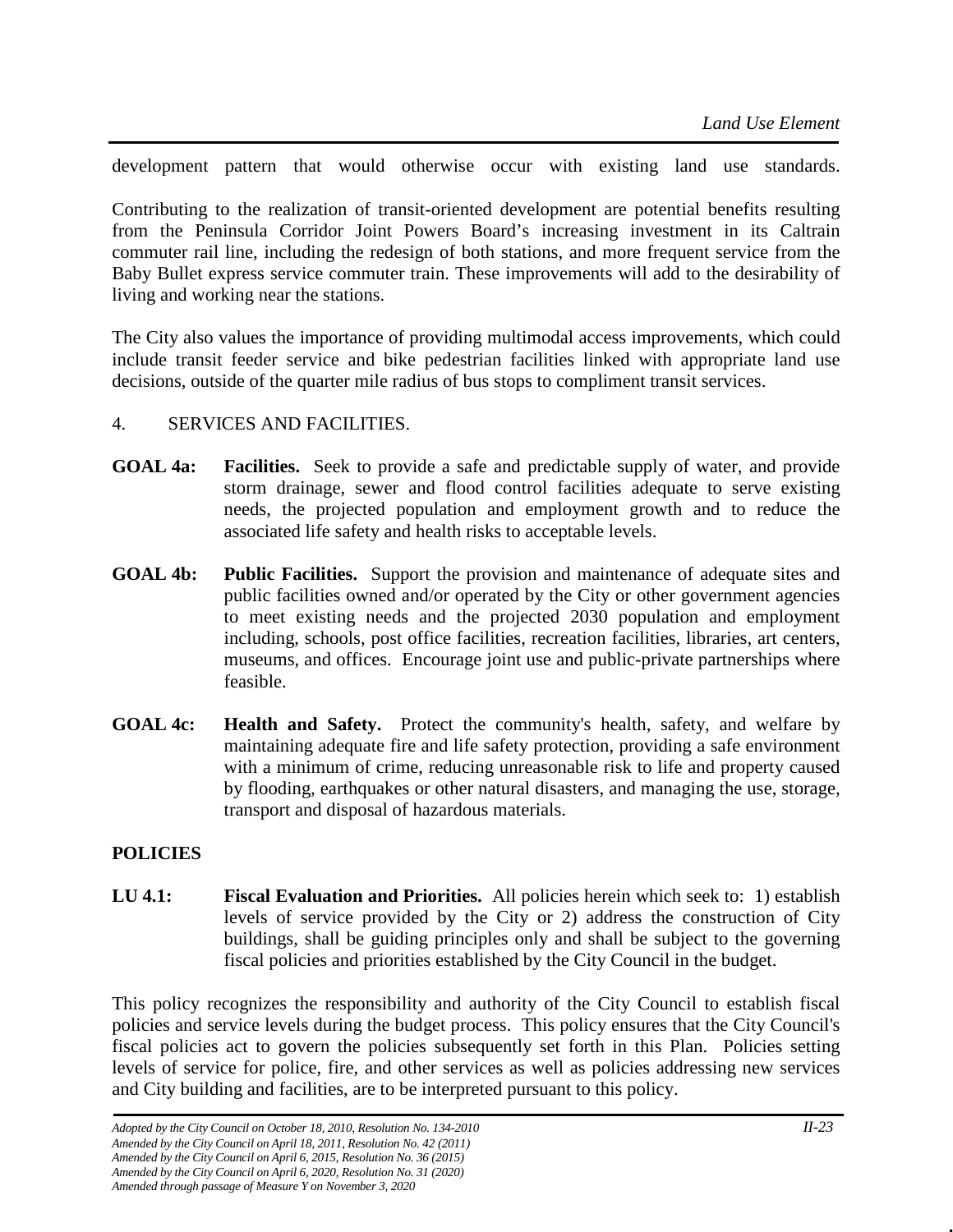development pattern that would otherwise occur with existing land use standards.

Contributing to the realization of transit-oriented development are potential benefits resulting from the Peninsula Corridor Joint Powers Board's increasing investment in its Caltrain commuter rail line, including the redesign of both stations, and more frequent service from the Baby Bullet express service commuter train. These improvements will add to the desirability of living and working near the stations.

The City also values the importance of providing multimodal access improvements, which could include transit feeder service and bike pedestrian facilities linked with appropriate land use decisions, outside of the quarter mile radius of bus stops to compliment transit services.

4. SERVICES AND FACILITIES.

**GOAL 4a:** **Facilities.** Seek to provide a safe and predictable supply of water, and provide storm drainage, sewer and flood control facilities adequate to serve existing needs, the projected population and employment growth and to reduce the associated life safety and health risks to acceptable levels.

**GOAL 4b:** **Public Facilities.** Support the provision and maintenance of adequate sites and public facilities owned and/or operated by the City or other government agencies to meet existing needs and the projected 2030 population and employment including, schools, post office facilities, recreation facilities, libraries, art centers, museums, and offices. Encourage joint use and public-private partnerships where feasible.

**GOAL 4c:** **Health and Safety.** Protect the community's health, safety, and welfare by maintaining adequate fire and life safety protection, providing a safe environment with a minimum of crime, reducing unreasonable risk to life and property caused by flooding, earthquakes or other natural disasters, and managing the use, storage, transport and disposal of hazardous materials.

**POLICIES**

**LU 4.1:** **Fiscal Evaluation and Priorities.** All policies herein which seek to: 1) establish levels of service provided by the City or 2) address the construction of City buildings, shall be guiding principles only and shall be subject to the governing fiscal policies and priorities established by the City Council in the budget.

This policy recognizes the responsibility and authority of the City Council to establish fiscal policies and service levels during the budget process. This policy ensures that the City Council's fiscal policies act to govern the policies subsequently set forth in this Plan. Policies setting levels of service for police, fire, and other services as well as policies addressing new services and City building and facilities, are to be interpreted pursuant to this policy.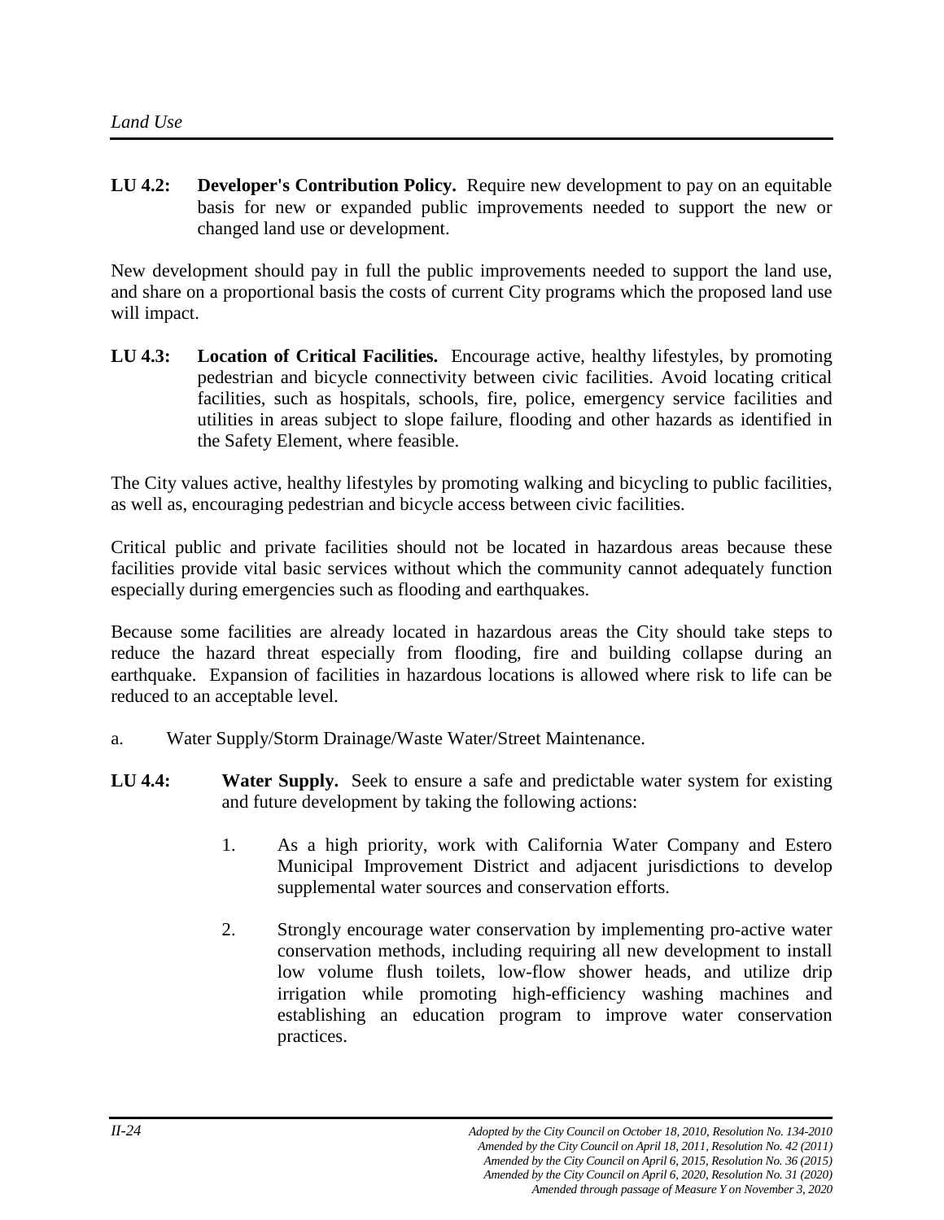**LU 4.2: Developer's Contribution Policy.** Require new development to pay on an equitable basis for new or expanded public improvements needed to support the new or changed land use or development.

New development should pay in full the public improvements needed to support the land use, and share on a proportional basis the costs of current City programs which the proposed land use will impact.

**LU 4.3: Location of Critical Facilities.** Encourage active, healthy lifestyles, by promoting pedestrian and bicycle connectivity between civic facilities. Avoid locating critical facilities, such as hospitals, schools, fire, police, emergency service facilities and utilities in areas subject to slope failure, flooding and other hazards as identified in the Safety Element, where feasible.

The City values active, healthy lifestyles by promoting walking and bicycling to public facilities, as well as, encouraging pedestrian and bicycle access between civic facilities.

Critical public and private facilities should not be located in hazardous areas because these facilities provide vital basic services without which the community cannot adequately function especially during emergencies such as flooding and earthquakes.

Because some facilities are already located in hazardous areas the City should take steps to reduce the hazard threat especially from flooding, fire and building collapse during an earthquake. Expansion of facilities in hazardous locations is allowed where risk to life can be reduced to an acceptable level.

a. Water Supply/Storm Drainage/Waste Water/Street Maintenance.

**LU 4.4: Water Supply.** Seek to ensure a safe and predictable water system for existing and future development by taking the following actions:

1. As a high priority, work with California Water Company and Estero Municipal Improvement District and adjacent jurisdictions to develop supplemental water sources and conservation efforts.

2. Strongly encourage water conservation by implementing pro-active water conservation methods, including requiring all new development to install low volume flush toilets, low-flow shower heads, and utilize drip irrigation while promoting high-efficiency washing machines and establishing an education program to improve water conservation practices.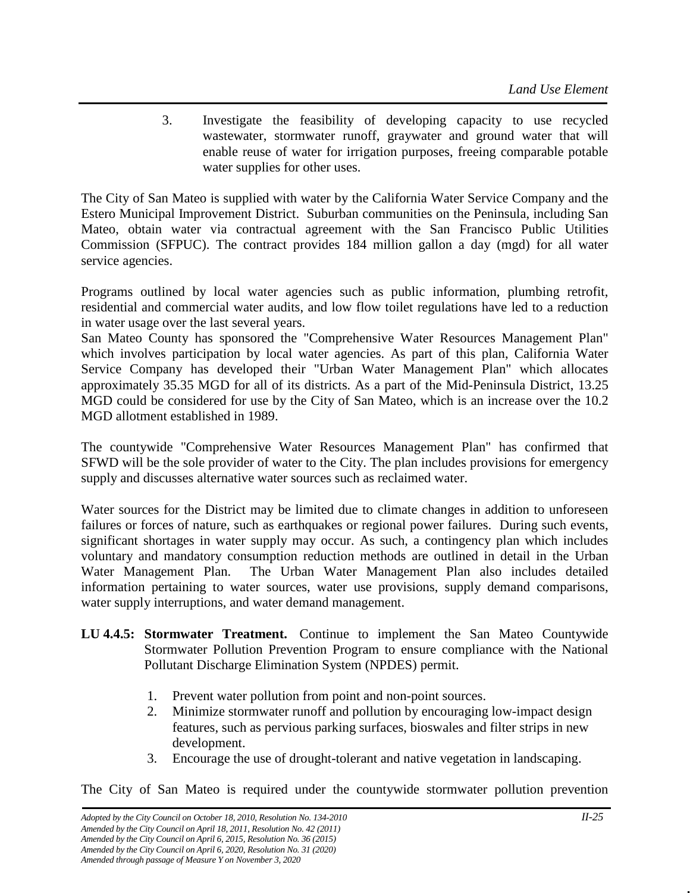3. Investigate the feasibility of developing capacity to use recycled wastewater, stormwater runoff, graywater and ground water that will enable reuse of water for irrigation purposes, freeing comparable potable water supplies for other uses.

The City of San Mateo is supplied with water by the California Water Service Company and the Estero Municipal Improvement District. Suburban communities on the Peninsula, including San Mateo, obtain water via contractual agreement with the San Francisco Public Utilities Commission (SFPUC). The contract provides 184 million gallon a day (mgd) for all water service agencies.

Programs outlined by local water agencies such as public information, plumbing retrofit, residential and commercial water audits, and low flow toilet regulations have led to a reduction in water usage over the last several years.
San Mateo County has sponsored the "Comprehensive Water Resources Management Plan" which involves participation by local water agencies. As part of this plan, California Water Service Company has developed their "Urban Water Management Plan" which allocates approximately 35.35 MGD for all of its districts. As a part of the Mid-Peninsula District, 13.25 MGD could be considered for use by the City of San Mateo, which is an increase over the 10.2 MGD allotment established in 1989.

The countywide "Comprehensive Water Resources Management Plan" has confirmed that SFWD will be the sole provider of water to the City. The plan includes provisions for emergency supply and discusses alternative water sources such as reclaimed water.

Water sources for the District may be limited due to climate changes in addition to unforeseen failures or forces of nature, such as earthquakes or regional power failures. During such events, significant shortages in water supply may occur. As such, a contingency plan which includes voluntary and mandatory consumption reduction methods are outlined in detail in the Urban Water Management Plan. The Urban Water Management Plan also includes detailed information pertaining to water sources, water use provisions, supply demand comparisons, water supply interruptions, and water demand management.

**LU 4.4.5: Stormwater Treatment.** Continue to implement the San Mateo Countywide Stormwater Pollution Prevention Program to ensure compliance with the National Pollutant Discharge Elimination System (NPDES) permit.

1. Prevent water pollution from point and non-point sources.
2. Minimize stormwater runoff and pollution by encouraging low-impact design features, such as pervious parking surfaces, bioswales and filter strips in new development.
3. Encourage the use of drought-tolerant and native vegetation in landscaping.

The City of San Mateo is required under the countywide stormwater pollution prevention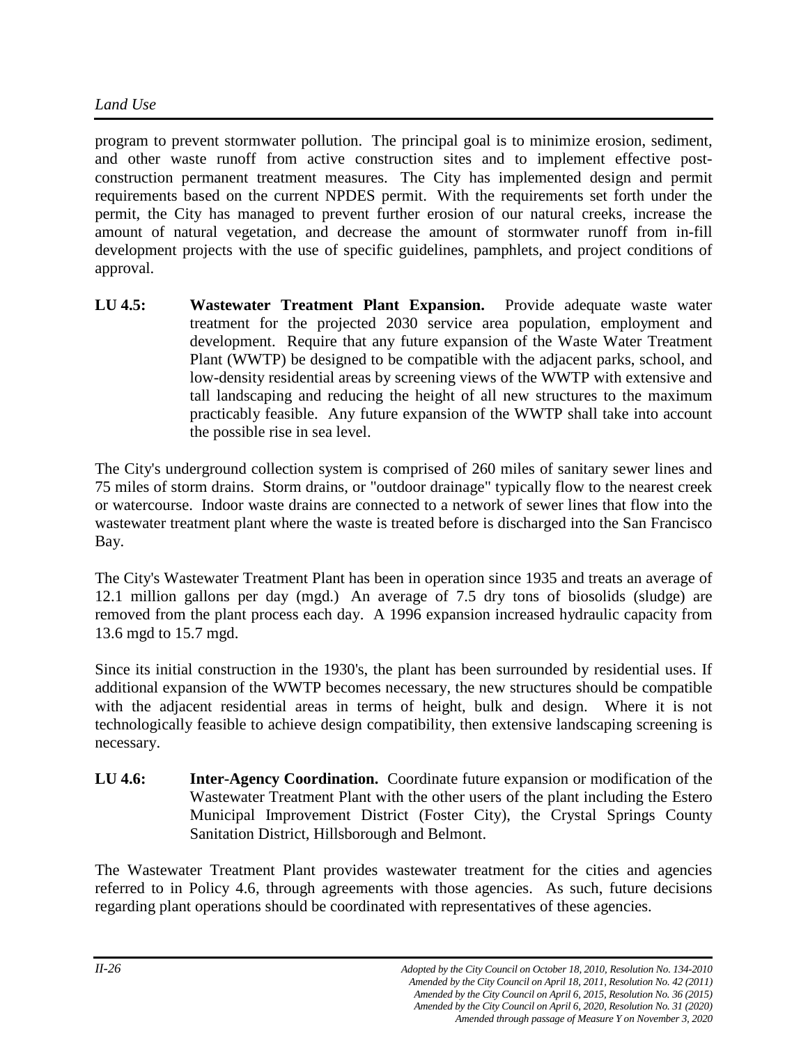program to prevent stormwater pollution. The principal goal is to minimize erosion, sediment, and other waste runoff from active construction sites and to implement effective post-construction permanent treatment measures. The City has implemented design and permit requirements based on the current NPDES permit. With the requirements set forth under the permit, the City has managed to prevent further erosion of our natural creeks, increase the amount of natural vegetation, and decrease the amount of stormwater runoff from in-fill development projects with the use of specific guidelines, pamphlets, and project conditions of approval.

**LU 4.5:** **Wastewater Treatment Plant Expansion.** Provide adequate waste water treatment for the projected 2030 service area population, employment and development. Require that any future expansion of the Waste Water Treatment Plant (WWTP) be designed to be compatible with the adjacent parks, school, and low-density residential areas by screening views of the WWTP with extensive and tall landscaping and reducing the height of all new structures to the maximum practicably feasible. Any future expansion of the WWTP shall take into account the possible rise in sea level.

The City's underground collection system is comprised of 260 miles of sanitary sewer lines and 75 miles of storm drains. Storm drains, or "outdoor drainage" typically flow to the nearest creek or watercourse. Indoor waste drains are connected to a network of sewer lines that flow into the wastewater treatment plant where the waste is treated before is discharged into the San Francisco Bay.

The City's Wastewater Treatment Plant has been in operation since 1935 and treats an average of 12.1 million gallons per day (mgd.) An average of 7.5 dry tons of biosolids (sludge) are removed from the plant process each day. A 1996 expansion increased hydraulic capacity from 13.6 mgd to 15.7 mgd.

Since its initial construction in the 1930's, the plant has been surrounded by residential uses. If additional expansion of the WWTP becomes necessary, the new structures should be compatible with the adjacent residential areas in terms of height, bulk and design. Where it is not technologically feasible to achieve design compatibility, then extensive landscaping screening is necessary.

**LU 4.6:** **Inter-Agency Coordination.** Coordinate future expansion or modification of the Wastewater Treatment Plant with the other users of the plant including the Estero Municipal Improvement District (Foster City), the Crystal Springs County Sanitation District, Hillsborough and Belmont.

The Wastewater Treatment Plant provides wastewater treatment for the cities and agencies referred to in Policy 4.6, through agreements with those agencies. As such, future decisions regarding plant operations should be coordinated with representatives of these agencies.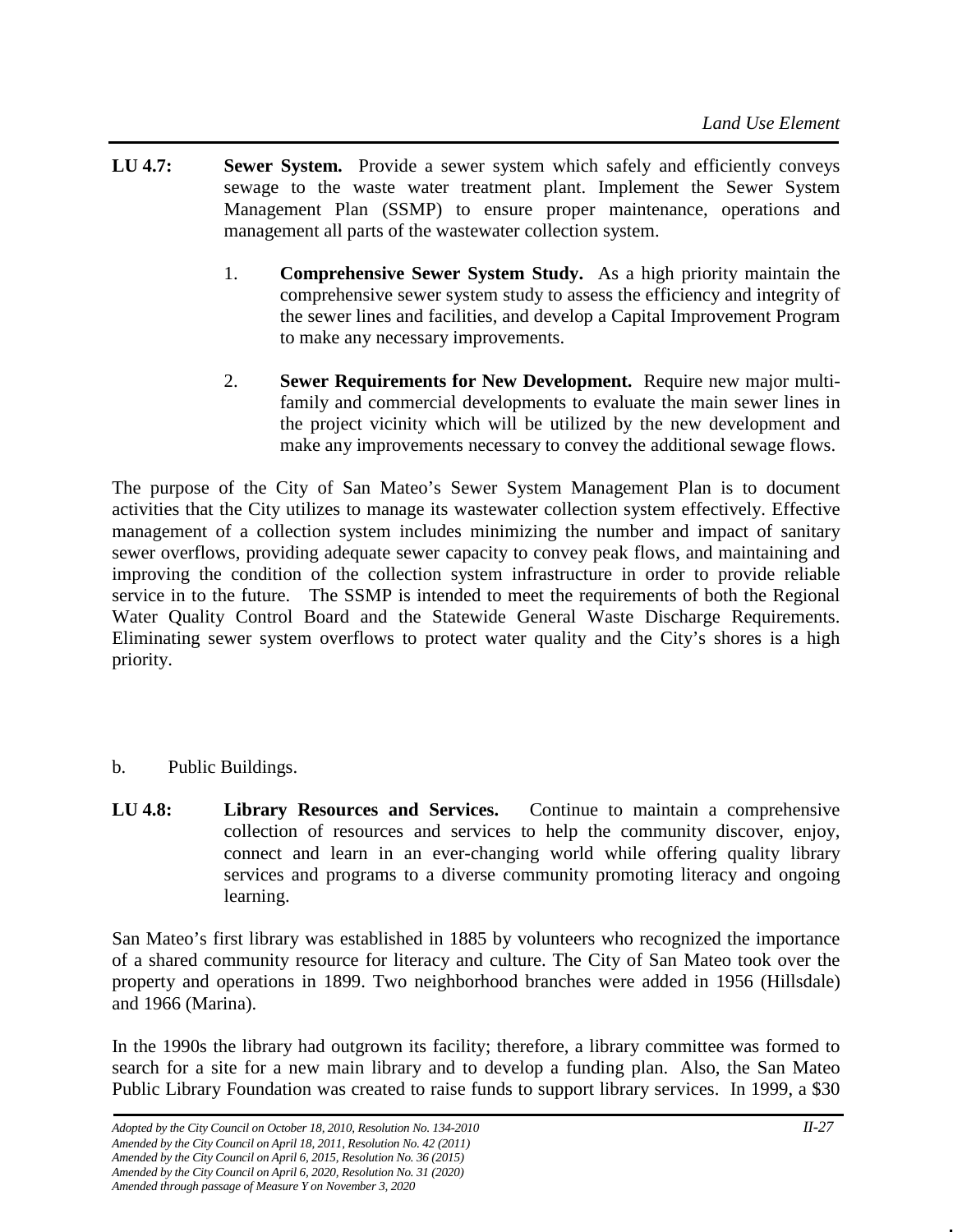**LU 4.7: Sewer System.** Provide a sewer system which safely and efficiently conveys sewage to the waste water treatment plant. Implement the Sewer System Management Plan (SSMP) to ensure proper maintenance, operations and management all parts of the wastewater collection system.

1. **Comprehensive Sewer System Study.** As a high priority maintain the comprehensive sewer system study to assess the efficiency and integrity of the sewer lines and facilities, and develop a Capital Improvement Program to make any necessary improvements.

2. **Sewer Requirements for New Development.** Require new major multi-family and commercial developments to evaluate the main sewer lines in the project vicinity which will be utilized by the new development and make any improvements necessary to convey the additional sewage flows.

The purpose of the City of San Mateo's Sewer System Management Plan is to document activities that the City utilizes to manage its wastewater collection system effectively. Effective management of a collection system includes minimizing the number and impact of sanitary sewer overflows, providing adequate sewer capacity to convey peak flows, and maintaining and improving the condition of the collection system infrastructure in order to provide reliable service in to the future. The SSMP is intended to meet the requirements of both the Regional Water Quality Control Board and the Statewide General Waste Discharge Requirements. Eliminating sewer system overflows to protect water quality and the City's shores is a high priority.

b. Public Buildings.

**LU 4.8: Library Resources and Services.** Continue to maintain a comprehensive collection of resources and services to help the community discover, enjoy, connect and learn in an ever-changing world while offering quality library services and programs to a diverse community promoting literacy and ongoing learning.

San Mateo's first library was established in 1885 by volunteers who recognized the importance of a shared community resource for literacy and culture. The City of San Mateo took over the property and operations in 1899. Two neighborhood branches were added in 1956 (Hillsdale) and 1966 (Marina).

In the 1990s the library had outgrown its facility; therefore, a library committee was formed to search for a site for a new main library and to develop a funding plan. Also, the San Mateo Public Library Foundation was created to raise funds to support library services. In 1999, a $30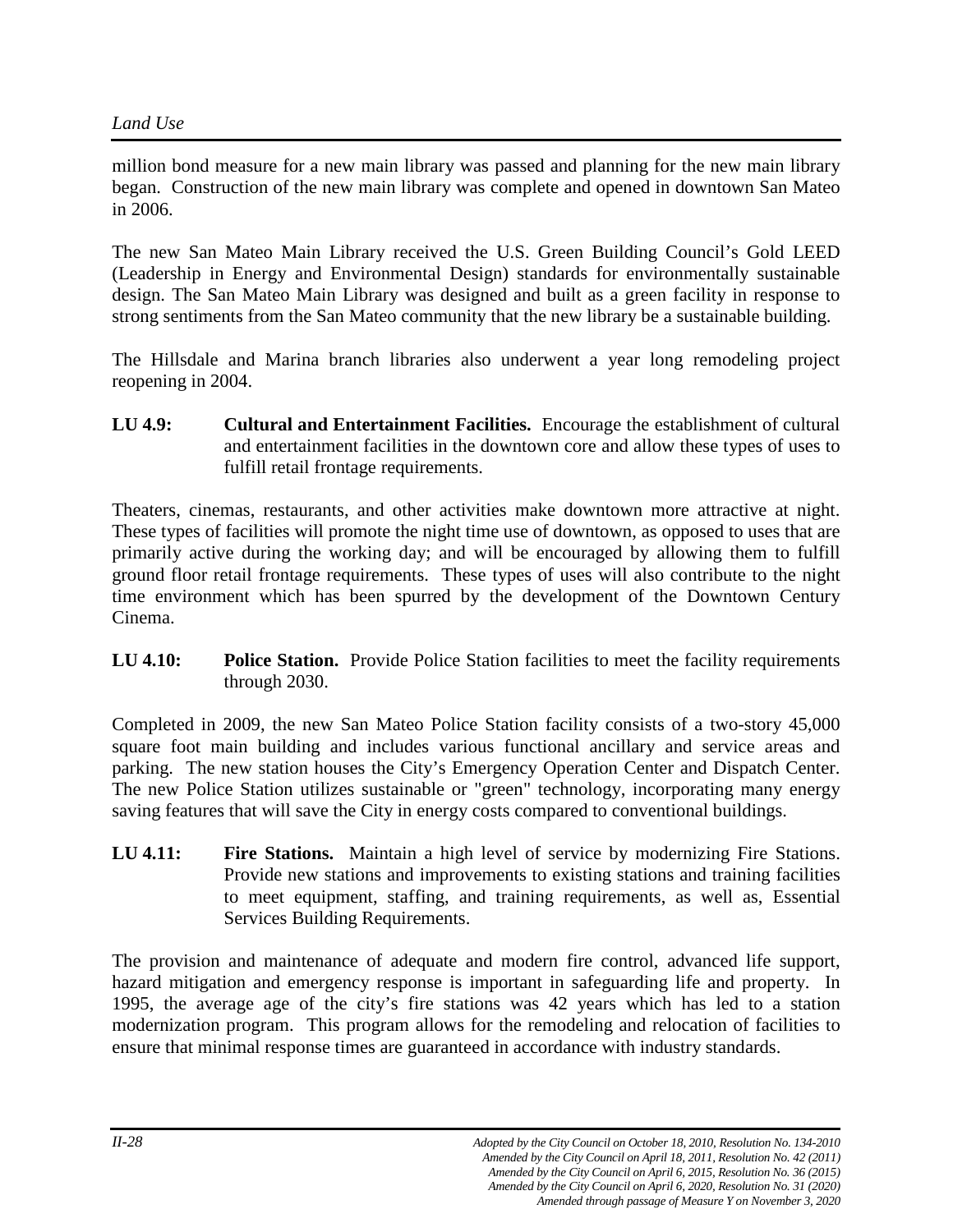million bond measure for a new main library was passed and planning for the new main library began. Construction of the new main library was complete and opened in downtown San Mateo in 2006.

The new San Mateo Main Library received the U.S. Green Building Council's Gold LEED (Leadership in Energy and Environmental Design) standards for environmentally sustainable design. The San Mateo Main Library was designed and built as a green facility in response to strong sentiments from the San Mateo community that the new library be a sustainable building.

The Hillsdale and Marina branch libraries also underwent a year long remodeling project reopening in 2004.

**LU 4.9: Cultural and Entertainment Facilities.** Encourage the establishment of cultural and entertainment facilities in the downtown core and allow these types of uses to fulfill retail frontage requirements.

Theaters, cinemas, restaurants, and other activities make downtown more attractive at night. These types of facilities will promote the night time use of downtown, as opposed to uses that are primarily active during the working day; and will be encouraged by allowing them to fulfill ground floor retail frontage requirements. These types of uses will also contribute to the night time environment which has been spurred by the development of the Downtown Century Cinema.

**LU 4.10: Police Station.** Provide Police Station facilities to meet the facility requirements through 2030.

Completed in 2009, the new San Mateo Police Station facility consists of a two-story 45,000 square foot main building and includes various functional ancillary and service areas and parking. The new station houses the City's Emergency Operation Center and Dispatch Center. The new Police Station utilizes sustainable or "green" technology, incorporating many energy saving features that will save the City in energy costs compared to conventional buildings.

**LU 4.11: Fire Stations.** Maintain a high level of service by modernizing Fire Stations. Provide new stations and improvements to existing stations and training facilities to meet equipment, staffing, and training requirements, as well as, Essential Services Building Requirements.

The provision and maintenance of adequate and modern fire control, advanced life support, hazard mitigation and emergency response is important in safeguarding life and property. In 1995, the average age of the city's fire stations was 42 years which has led to a station modernization program. This program allows for the remodeling and relocation of facilities to ensure that minimal response times are guaranteed in accordance with industry standards.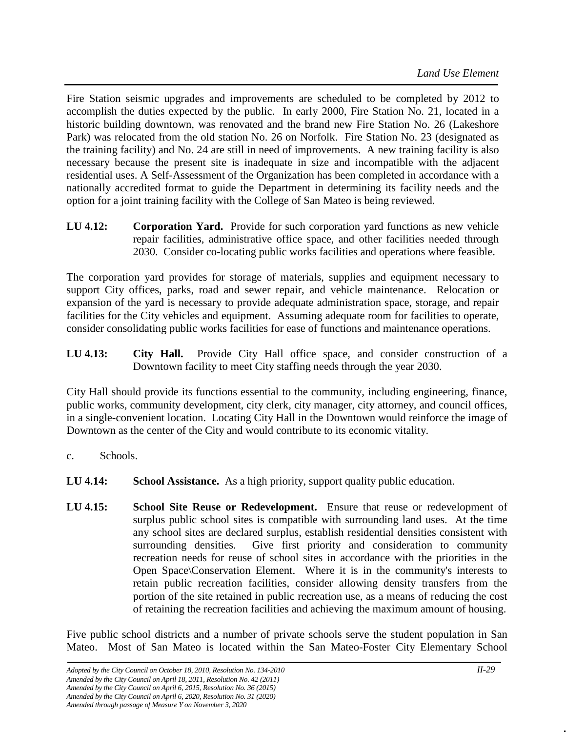Fire Station seismic upgrades and improvements are scheduled to be completed by 2012 to accomplish the duties expected by the public. In early 2000, Fire Station No. 21, located in a historic building downtown, was renovated and the brand new Fire Station No. 26 (Lakeshore Park) was relocated from the old station No. 26 on Norfolk. Fire Station No. 23 (designated as the training facility) and No. 24 are still in need of improvements. A new training facility is also necessary because the present site is inadequate in size and incompatible with the adjacent residential uses. A Self-Assessment of the Organization has been completed in accordance with a nationally accredited format to guide the Department in determining its facility needs and the option for a joint training facility with the College of San Mateo is being reviewed.

**LU 4.12: Corporation Yard.** Provide for such corporation yard functions as new vehicle repair facilities, administrative office space, and other facilities needed through 2030. Consider co-locating public works facilities and operations where feasible.

The corporation yard provides for storage of materials, supplies and equipment necessary to support City offices, parks, road and sewer repair, and vehicle maintenance. Relocation or expansion of the yard is necessary to provide adequate administration space, storage, and repair facilities for the City vehicles and equipment. Assuming adequate room for facilities to operate, consider consolidating public works facilities for ease of functions and maintenance operations.

**LU 4.13: City Hall.** Provide City Hall office space, and consider construction of a Downtown facility to meet City staffing needs through the year 2030.

City Hall should provide its functions essential to the community, including engineering, finance, public works, community development, city clerk, city manager, city attorney, and council offices, in a single-convenient location. Locating City Hall in the Downtown would reinforce the image of Downtown as the center of the City and would contribute to its economic vitality.

c. Schools.

**LU 4.14: School Assistance.** As a high priority, support quality public education.

**LU 4.15: School Site Reuse or Redevelopment.** Ensure that reuse or redevelopment of surplus public school sites is compatible with surrounding land uses. At the time any school sites are declared surplus, establish residential densities consistent with surrounding densities. Give first priority and consideration to community recreation needs for reuse of school sites in accordance with the priorities in the Open Space\Conservation Element. Where it is in the community's interests to retain public recreation facilities, consider allowing density transfers from the portion of the site retained in public recreation use, as a means of reducing the cost of retaining the recreation facilities and achieving the maximum amount of housing.

Five public school districts and a number of private schools serve the student population in San Mateo. Most of San Mateo is located within the San Mateo-Foster City Elementary School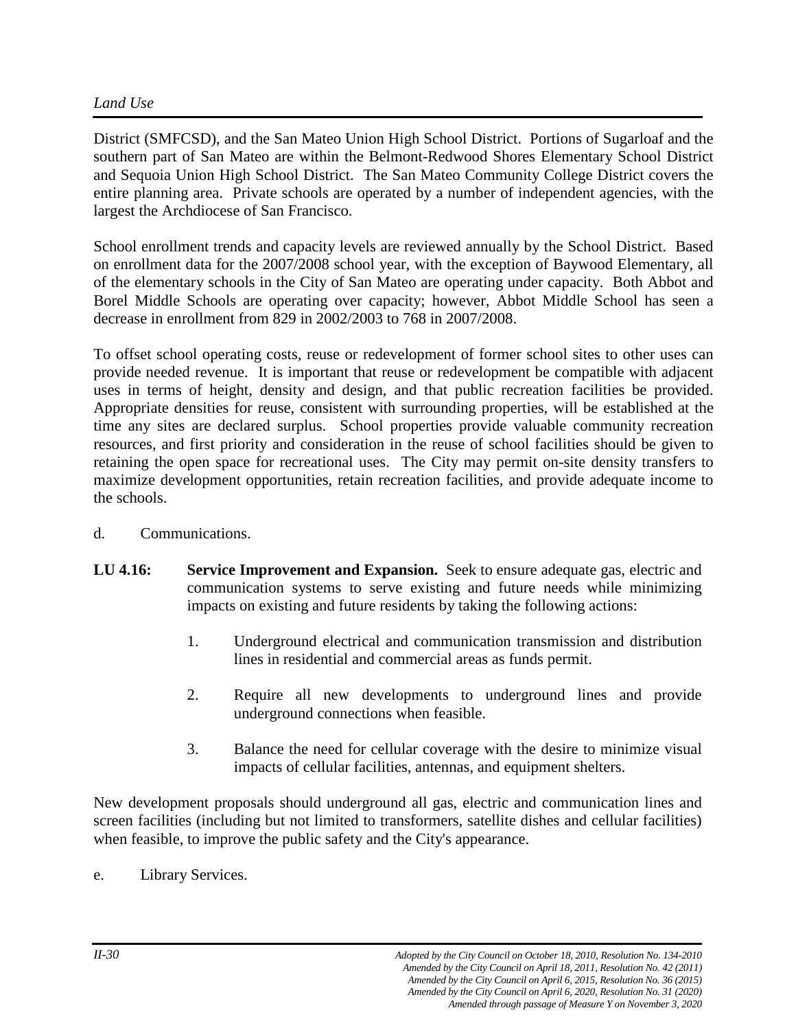District (SMFCSD), and the San Mateo Union High School District. Portions of Sugarloaf and the southern part of San Mateo are within the Belmont-Redwood Shores Elementary School District and Sequoia Union High School District. The San Mateo Community College District covers the entire planning area. Private schools are operated by a number of independent agencies, with the largest the Archdiocese of San Francisco.

School enrollment trends and capacity levels are reviewed annually by the School District. Based on enrollment data for the 2007/2008 school year, with the exception of Baywood Elementary, all of the elementary schools in the City of San Mateo are operating under capacity. Both Abbot and Borel Middle Schools are operating over capacity; however, Abbot Middle School has seen a decrease in enrollment from 829 in 2002/2003 to 768 in 2007/2008.

To offset school operating costs, reuse or redevelopment of former school sites to other uses can provide needed revenue. It is important that reuse or redevelopment be compatible with adjacent uses in terms of height, density and design, and that public recreation facilities be provided. Appropriate densities for reuse, consistent with surrounding properties, will be established at the time any sites are declared surplus. School properties provide valuable community recreation resources, and first priority and consideration in the reuse of school facilities should be given to retaining the open space for recreational uses. The City may permit on-site density transfers to maximize development opportunities, retain recreation facilities, and provide adequate income to the schools.

d. Communications.

**LU 4.16: Service Improvement and Expansion.** Seek to ensure adequate gas, electric and communication systems to serve existing and future needs while minimizing impacts on existing and future residents by taking the following actions:

1. Underground electrical and communication transmission and distribution lines in residential and commercial areas as funds permit.

2. Require all new developments to underground lines and provide underground connections when feasible.

3. Balance the need for cellular coverage with the desire to minimize visual impacts of cellular facilities, antennas, and equipment shelters.

New development proposals should underground all gas, electric and communication lines and screen facilities (including but not limited to transformers, satellite dishes and cellular facilities) when feasible, to improve the public safety and the City's appearance.

e. Library Services.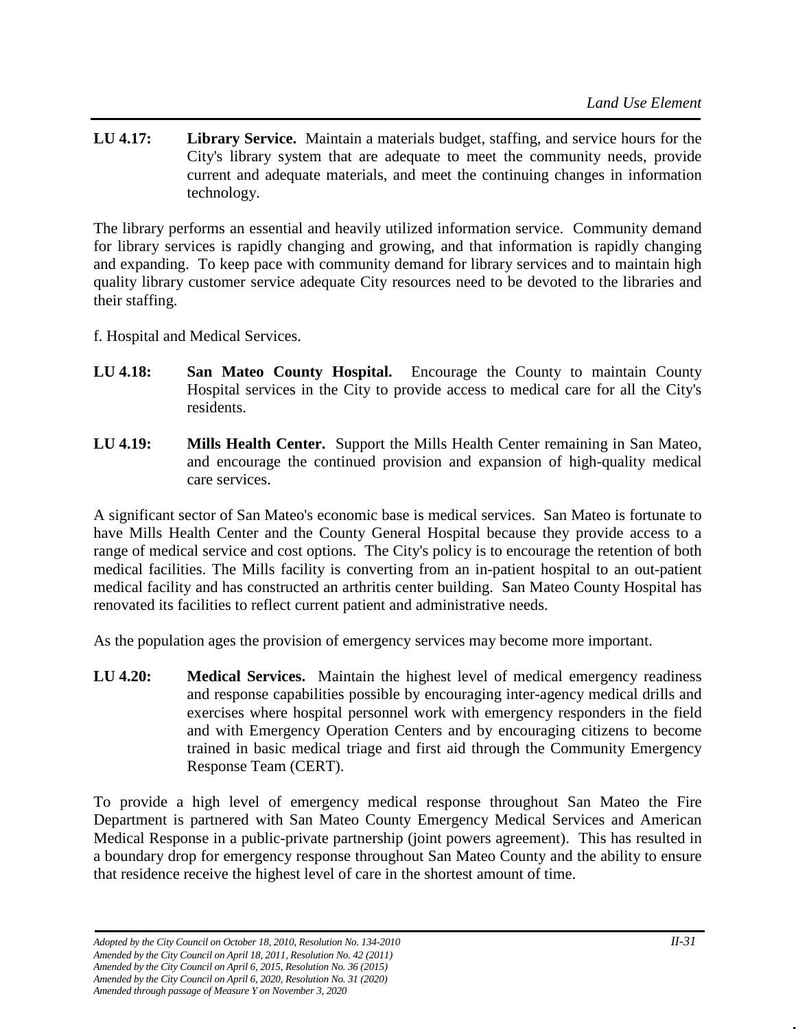**LU 4.17: Library Service.** Maintain a materials budget, staffing, and service hours for the City's library system that are adequate to meet the community needs, provide current and adequate materials, and meet the continuing changes in information technology.

The library performs an essential and heavily utilized information service. Community demand for library services is rapidly changing and growing, and that information is rapidly changing and expanding. To keep pace with community demand for library services and to maintain high quality library customer service adequate City resources need to be devoted to the libraries and their staffing.

f. Hospital and Medical Services.

**LU 4.18: San Mateo County Hospital.** Encourage the County to maintain County Hospital services in the City to provide access to medical care for all the City's residents.

**LU 4.19: Mills Health Center.** Support the Mills Health Center remaining in San Mateo, and encourage the continued provision and expansion of high-quality medical care services.

A significant sector of San Mateo's economic base is medical services. San Mateo is fortunate to have Mills Health Center and the County General Hospital because they provide access to a range of medical service and cost options. The City's policy is to encourage the retention of both medical facilities. The Mills facility is converting from an in-patient hospital to an out-patient medical facility and has constructed an arthritis center building. San Mateo County Hospital has renovated its facilities to reflect current patient and administrative needs.

As the population ages the provision of emergency services may become more important.

**LU 4.20: Medical Services.** Maintain the highest level of medical emergency readiness and response capabilities possible by encouraging inter-agency medical drills and exercises where hospital personnel work with emergency responders in the field and with Emergency Operation Centers and by encouraging citizens to become trained in basic medical triage and first aid through the Community Emergency Response Team (CERT).

To provide a high level of emergency medical response throughout San Mateo the Fire Department is partnered with San Mateo County Emergency Medical Services and American Medical Response in a public-private partnership (joint powers agreement). This has resulted in a boundary drop for emergency response throughout San Mateo County and the ability to ensure that residence receive the highest level of care in the shortest amount of time.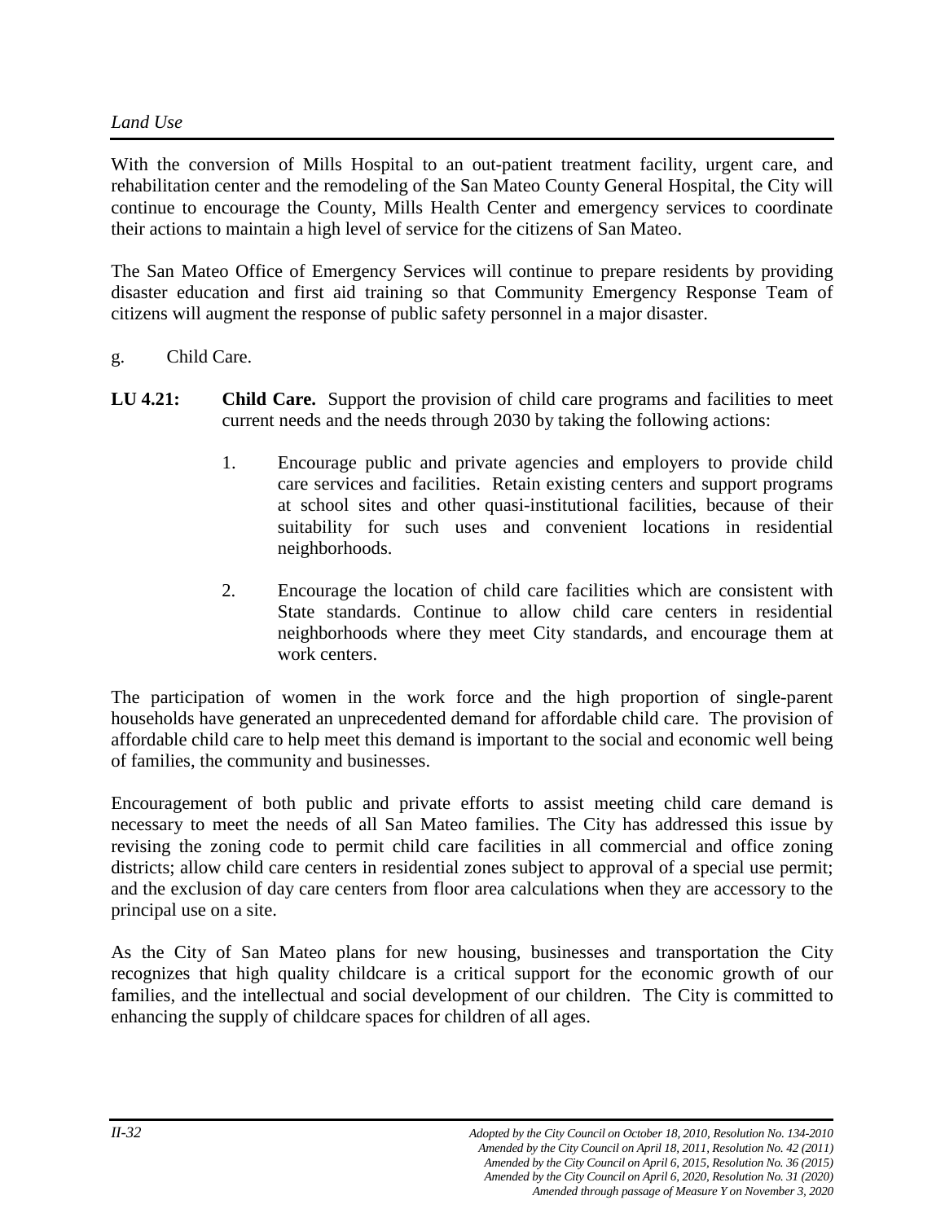With the conversion of Mills Hospital to an out-patient treatment facility, urgent care, and rehabilitation center and the remodeling of the San Mateo County General Hospital, the City will continue to encourage the County, Mills Health Center and emergency services to coordinate their actions to maintain a high level of service for the citizens of San Mateo.

The San Mateo Office of Emergency Services will continue to prepare residents by providing disaster education and first aid training so that Community Emergency Response Team of citizens will augment the response of public safety personnel in a major disaster.

g. Child Care.

**LU 4.21: Child Care.** Support the provision of child care programs and facilities to meet current needs and the needs through 2030 by taking the following actions:

1. Encourage public and private agencies and employers to provide child care services and facilities. Retain existing centers and support programs at school sites and other quasi-institutional facilities, because of their suitability for such uses and convenient locations in residential neighborhoods.

2. Encourage the location of child care facilities which are consistent with State standards. Continue to allow child care centers in residential neighborhoods where they meet City standards, and encourage them at work centers.

The participation of women in the work force and the high proportion of single-parent households have generated an unprecedented demand for affordable child care. The provision of affordable child care to help meet this demand is important to the social and economic well being of families, the community and businesses.

Encouragement of both public and private efforts to assist meeting child care demand is necessary to meet the needs of all San Mateo families. The City has addressed this issue by revising the zoning code to permit child care facilities in all commercial and office zoning districts; allow child care centers in residential zones subject to approval of a special use permit; and the exclusion of day care centers from floor area calculations when they are accessory to the principal use on a site.

As the City of San Mateo plans for new housing, businesses and transportation the City recognizes that high quality childcare is a critical support for the economic growth of our families, and the intellectual and social development of our children. The City is committed to enhancing the supply of childcare spaces for children of all ages.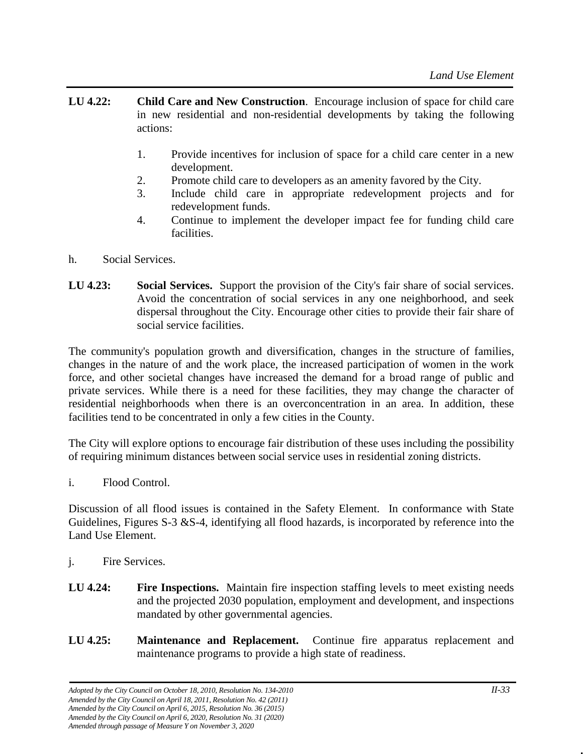**LU 4.22: Child Care and New Construction**. Encourage inclusion of space for child care in new residential and non-residential developments by taking the following actions:

1. Provide incentives for inclusion of space for a child care center in a new development.
2. Promote child care to developers as an amenity favored by the City.
3. Include child care in appropriate redevelopment projects and for redevelopment funds.
4. Continue to implement the developer impact fee for funding child care facilities.

h. Social Services.

**LU 4.23: Social Services.** Support the provision of the City's fair share of social services. Avoid the concentration of social services in any one neighborhood, and seek dispersal throughout the City. Encourage other cities to provide their fair share of social service facilities.

The community's population growth and diversification, changes in the structure of families, changes in the nature of and the work place, the increased participation of women in the work force, and other societal changes have increased the demand for a broad range of public and private services. While there is a need for these facilities, they may change the character of residential neighborhoods when there is an overconcentration in an area. In addition, these facilities tend to be concentrated in only a few cities in the County.

The City will explore options to encourage fair distribution of these uses including the possibility of requiring minimum distances between social service uses in residential zoning districts.

i. Flood Control.

Discussion of all flood issues is contained in the Safety Element. In conformance with State Guidelines, Figures S-3 &S-4, identifying all flood hazards, is incorporated by reference into the Land Use Element.

j. Fire Services.

**LU 4.24: Fire Inspections.** Maintain fire inspection staffing levels to meet existing needs and the projected 2030 population, employment and development, and inspections mandated by other governmental agencies.

**LU 4.25: Maintenance and Replacement.** Continue fire apparatus replacement and maintenance programs to provide a high state of readiness.

*Adopted by the City Council on October 18, 2010, Resolution No. 134-2010*
*Amended by the City Council on April 18, 2011, Resolution No. 42 (2011)*
*Amended by the City Council on April 6, 2015, Resolution No. 36 (2015)*
*Amended by the City Council on April 6, 2020, Resolution No. 31 (2020)*
*Amended through passage of Measure Y on November 3, 2020*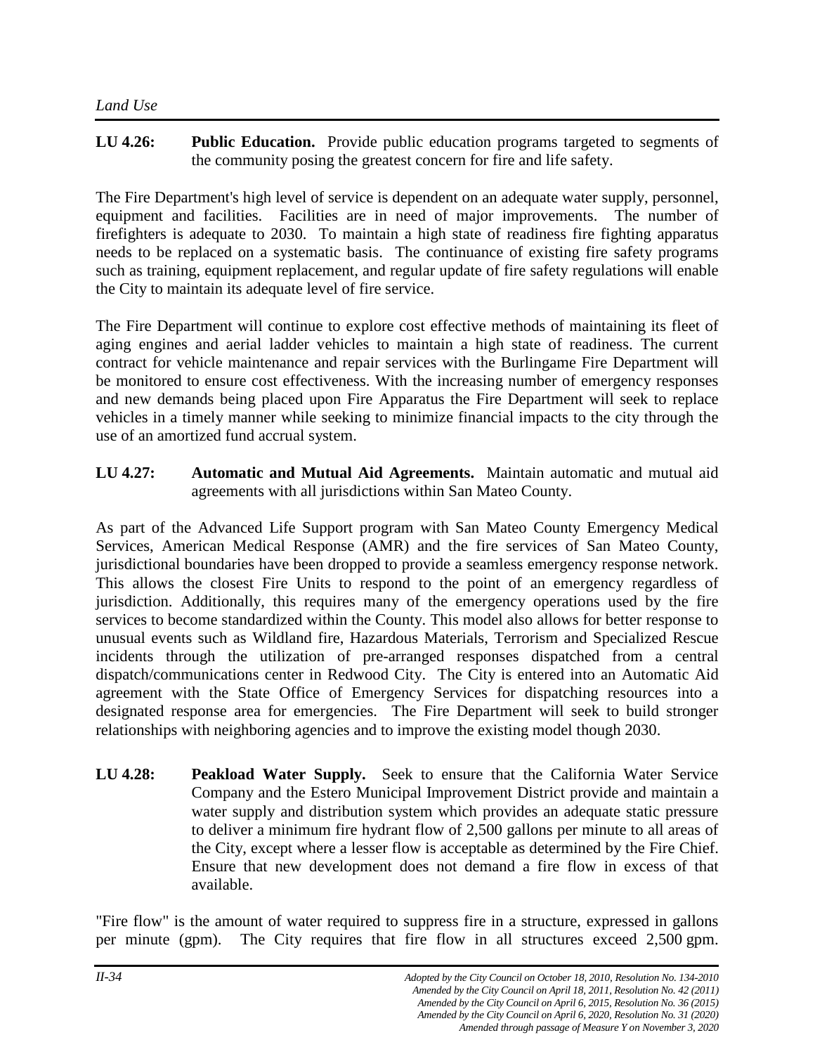**LU 4.26: Public Education.** Provide public education programs targeted to segments of the community posing the greatest concern for fire and life safety.

The Fire Department's high level of service is dependent on an adequate water supply, personnel, equipment and facilities. Facilities are in need of major improvements. The number of firefighters is adequate to 2030. To maintain a high state of readiness fire fighting apparatus needs to be replaced on a systematic basis. The continuance of existing fire safety programs such as training, equipment replacement, and regular update of fire safety regulations will enable the City to maintain its adequate level of fire service.

The Fire Department will continue to explore cost effective methods of maintaining its fleet of aging engines and aerial ladder vehicles to maintain a high state of readiness. The current contract for vehicle maintenance and repair services with the Burlingame Fire Department will be monitored to ensure cost effectiveness. With the increasing number of emergency responses and new demands being placed upon Fire Apparatus the Fire Department will seek to replace vehicles in a timely manner while seeking to minimize financial impacts to the city through the use of an amortized fund accrual system.

**LU 4.27: Automatic and Mutual Aid Agreements.** Maintain automatic and mutual aid agreements with all jurisdictions within San Mateo County.

As part of the Advanced Life Support program with San Mateo County Emergency Medical Services, American Medical Response (AMR) and the fire services of San Mateo County, jurisdictional boundaries have been dropped to provide a seamless emergency response network. This allows the closest Fire Units to respond to the point of an emergency regardless of jurisdiction. Additionally, this requires many of the emergency operations used by the fire services to become standardized within the County. This model also allows for better response to unusual events such as Wildland fire, Hazardous Materials, Terrorism and Specialized Rescue incidents through the utilization of pre-arranged responses dispatched from a central dispatch/communications center in Redwood City. The City is entered into an Automatic Aid agreement with the State Office of Emergency Services for dispatching resources into a designated response area for emergencies. The Fire Department will seek to build stronger relationships with neighboring agencies and to improve the existing model though 2030.

**LU 4.28: Peakload Water Supply.** Seek to ensure that the California Water Service Company and the Estero Municipal Improvement District provide and maintain a water supply and distribution system which provides an adequate static pressure to deliver a minimum fire hydrant flow of 2,500 gallons per minute to all areas of the City, except where a lesser flow is acceptable as determined by the Fire Chief. Ensure that new development does not demand a fire flow in excess of that available.

"Fire flow" is the amount of water required to suppress fire in a structure, expressed in gallons per minute (gpm). The City requires that fire flow in all structures exceed 2,500 gpm.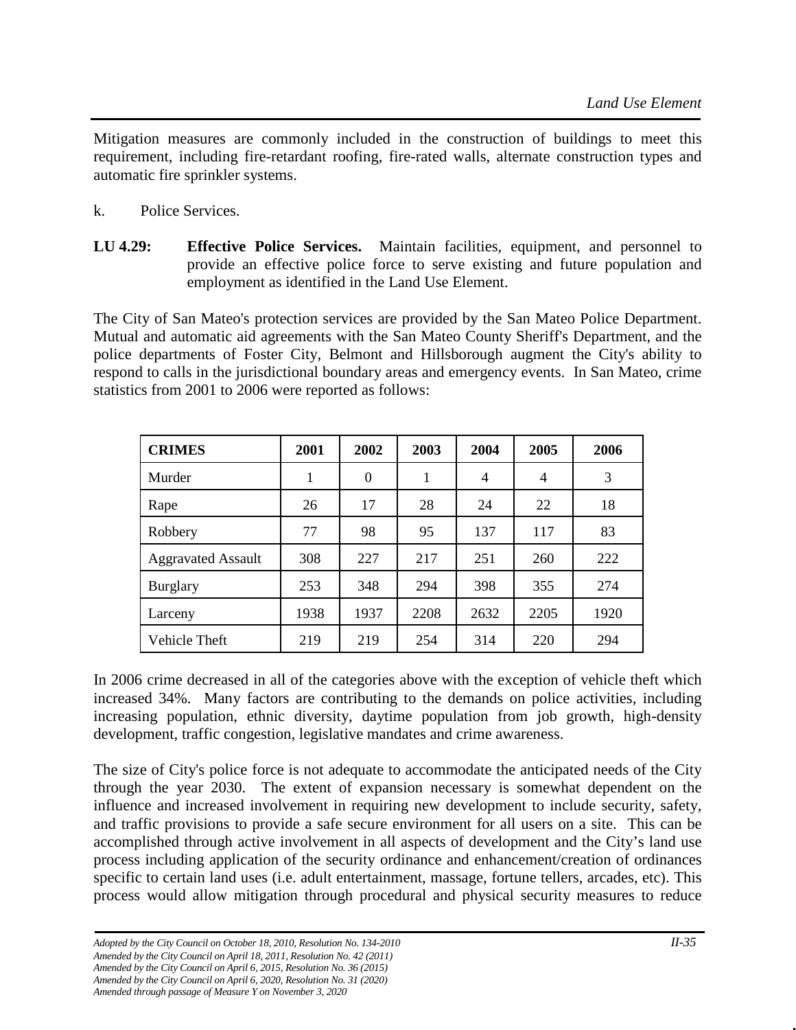Mitigation measures are commonly included in the construction of buildings to meet this requirement, including fire-retardant roofing, fire-rated walls, alternate construction types and automatic fire sprinkler systems.

k. Police Services.

**LU 4.29: Effective Police Services.** Maintain facilities, equipment, and personnel to provide an effective police force to serve existing and future population and employment as identified in the Land Use Element.

The City of San Mateo's protection services are provided by the San Mateo Police Department. Mutual and automatic aid agreements with the San Mateo County Sheriff's Department, and the police departments of Foster City, Belmont and Hillsborough augment the City's ability to respond to calls in the jurisdictional boundary areas and emergency events. In San Mateo, crime statistics from 2001 to 2006 were reported as follows:

| CRIMES | 2001 | 2002 | 2003 | 2004 | 2005 | 2006 |
|---|---|---|---|---|---|---|
| Murder | 1 | 0 | 1 | 4 | 4 | 3 |
| Rape | 26 | 17 | 28 | 24 | 22 | 18 |
| Robbery | 77 | 98 | 95 | 137 | 117 | 83 |
| Aggravated Assault | 308 | 227 | 217 | 251 | 260 | 222 |
| Burglary | 253 | 348 | 294 | 398 | 355 | 274 |
| Larceny | 1938 | 1937 | 2208 | 2632 | 2205 | 1920 |
| Vehicle Theft | 219 | 219 | 254 | 314 | 220 | 294 |

In 2006 crime decreased in all of the categories above with the exception of vehicle theft which increased 34%. Many factors are contributing to the demands on police activities, including increasing population, ethnic diversity, daytime population from job growth, high-density development, traffic congestion, legislative mandates and crime awareness.

The size of City's police force is not adequate to accommodate the anticipated needs of the City through the year 2030. The extent of expansion necessary is somewhat dependent on the influence and increased involvement in requiring new development to include security, safety, and traffic provisions to provide a safe secure environment for all users on a site. This can be accomplished through active involvement in all aspects of development and the City's land use process including application of the security ordinance and enhancement/creation of ordinances specific to certain land uses (i.e. adult entertainment, massage, fortune tellers, arcades, etc). This process would allow mitigation through procedural and physical security measures to reduce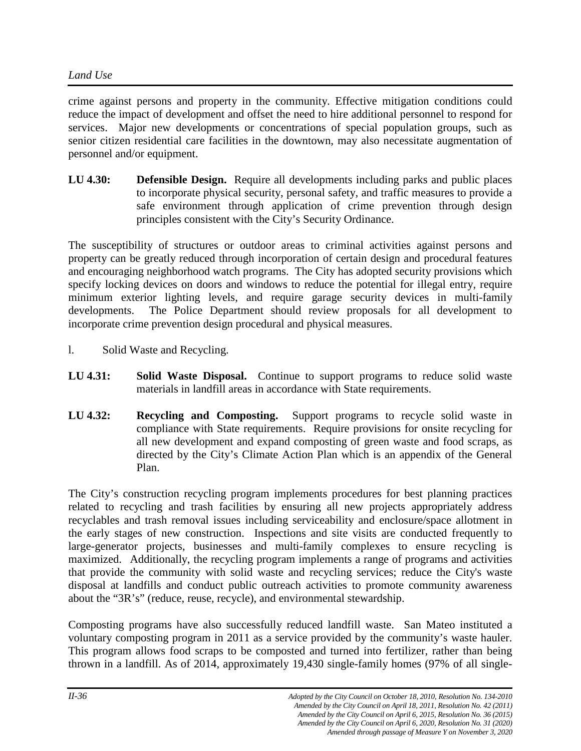crime against persons and property in the community. Effective mitigation conditions could reduce the impact of development and offset the need to hire additional personnel to respond for services. Major new developments or concentrations of special population groups, such as senior citizen residential care facilities in the downtown, may also necessitate augmentation of personnel and/or equipment.

**LU 4.30:** **Defensible Design.** Require all developments including parks and public places to incorporate physical security, personal safety, and traffic measures to provide a safe environment through application of crime prevention through design principles consistent with the City's Security Ordinance.

The susceptibility of structures or outdoor areas to criminal activities against persons and property can be greatly reduced through incorporation of certain design and procedural features and encouraging neighborhood watch programs. The City has adopted security provisions which specify locking devices on doors and windows to reduce the potential for illegal entry, require minimum exterior lighting levels, and require garage security devices in multi-family developments. The Police Department should review proposals for all development to incorporate crime prevention design procedural and physical measures.

l. Solid Waste and Recycling.

**LU 4.31:** **Solid Waste Disposal.** Continue to support programs to reduce solid waste materials in landfill areas in accordance with State requirements.

**LU 4.32:** **Recycling and Composting.** Support programs to recycle solid waste in compliance with State requirements. Require provisions for onsite recycling for all new development and expand composting of green waste and food scraps, as directed by the City's Climate Action Plan which is an appendix of the General Plan.

The City's construction recycling program implements procedures for best planning practices related to recycling and trash facilities by ensuring all new projects appropriately address recyclables and trash removal issues including serviceability and enclosure/space allotment in the early stages of new construction. Inspections and site visits are conducted frequently to large-generator projects, businesses and multi-family complexes to ensure recycling is maximized. Additionally, the recycling program implements a range of programs and activities that provide the community with solid waste and recycling services; reduce the City's waste disposal at landfills and conduct public outreach activities to promote community awareness about the "3R's" (reduce, reuse, recycle), and environmental stewardship.

Composting programs have also successfully reduced landfill waste. San Mateo instituted a voluntary composting program in 2011 as a service provided by the community's waste hauler. This program allows food scraps to be composted and turned into fertilizer, rather than being thrown in a landfill. As of 2014, approximately 19,430 single-family homes (97% of all single-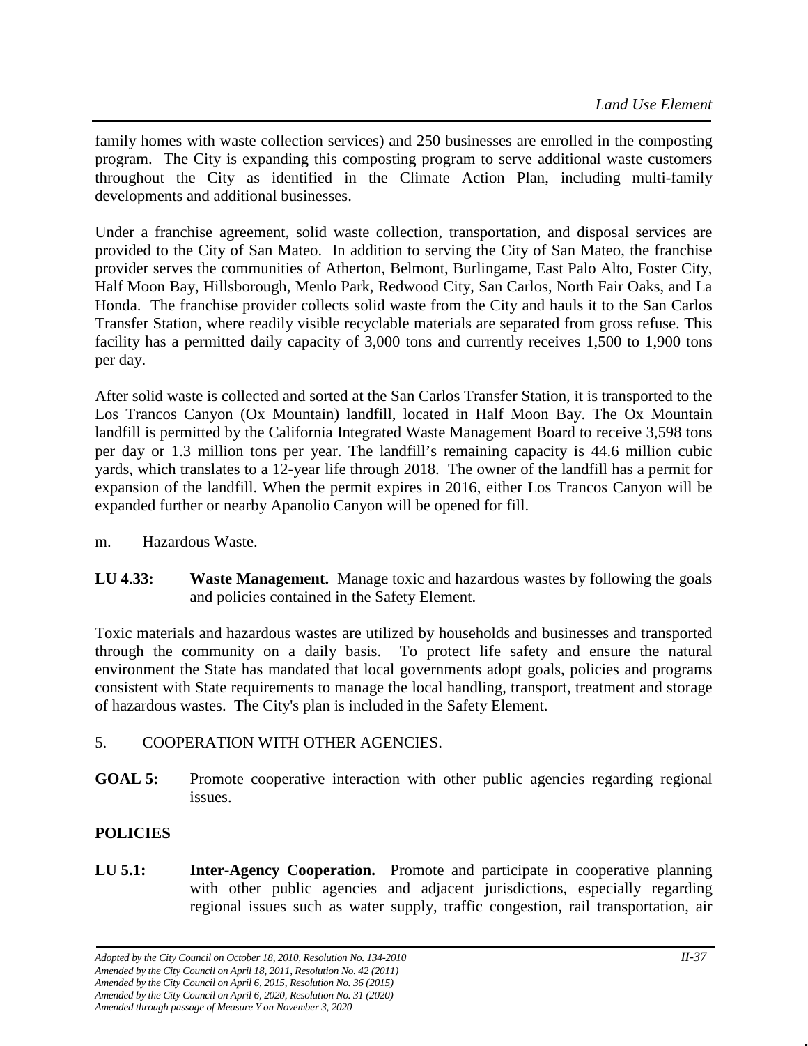family homes with waste collection services) and 250 businesses are enrolled in the composting program. The City is expanding this composting program to serve additional waste customers throughout the City as identified in the Climate Action Plan, including multi-family developments and additional businesses.

Under a franchise agreement, solid waste collection, transportation, and disposal services are provided to the City of San Mateo. In addition to serving the City of San Mateo, the franchise provider serves the communities of Atherton, Belmont, Burlingame, East Palo Alto, Foster City, Half Moon Bay, Hillsborough, Menlo Park, Redwood City, San Carlos, North Fair Oaks, and La Honda. The franchise provider collects solid waste from the City and hauls it to the San Carlos Transfer Station, where readily visible recyclable materials are separated from gross refuse. This facility has a permitted daily capacity of 3,000 tons and currently receives 1,500 to 1,900 tons per day.

After solid waste is collected and sorted at the San Carlos Transfer Station, it is transported to the Los Trancos Canyon (Ox Mountain) landfill, located in Half Moon Bay. The Ox Mountain landfill is permitted by the California Integrated Waste Management Board to receive 3,598 tons per day or 1.3 million tons per year. The landfill's remaining capacity is 44.6 million cubic yards, which translates to a 12-year life through 2018. The owner of the landfill has a permit for expansion of the landfill. When the permit expires in 2016, either Los Trancos Canyon will be expanded further or nearby Apanolio Canyon will be opened for fill.

m. Hazardous Waste.

**LU 4.33:** **Waste Management.** Manage toxic and hazardous wastes by following the goals and policies contained in the Safety Element.

Toxic materials and hazardous wastes are utilized by households and businesses and transported through the community on a daily basis. To protect life safety and ensure the natural environment the State has mandated that local governments adopt goals, policies and programs consistent with State requirements to manage the local handling, transport, treatment and storage of hazardous wastes. The City's plan is included in the Safety Element.

5. COOPERATION WITH OTHER AGENCIES.

**GOAL 5:** Promote cooperative interaction with other public agencies regarding regional issues.

**POLICIES**

**LU 5.1:** **Inter-Agency Cooperation.** Promote and participate in cooperative planning with other public agencies and adjacent jurisdictions, especially regarding regional issues such as water supply, traffic congestion, rail transportation, air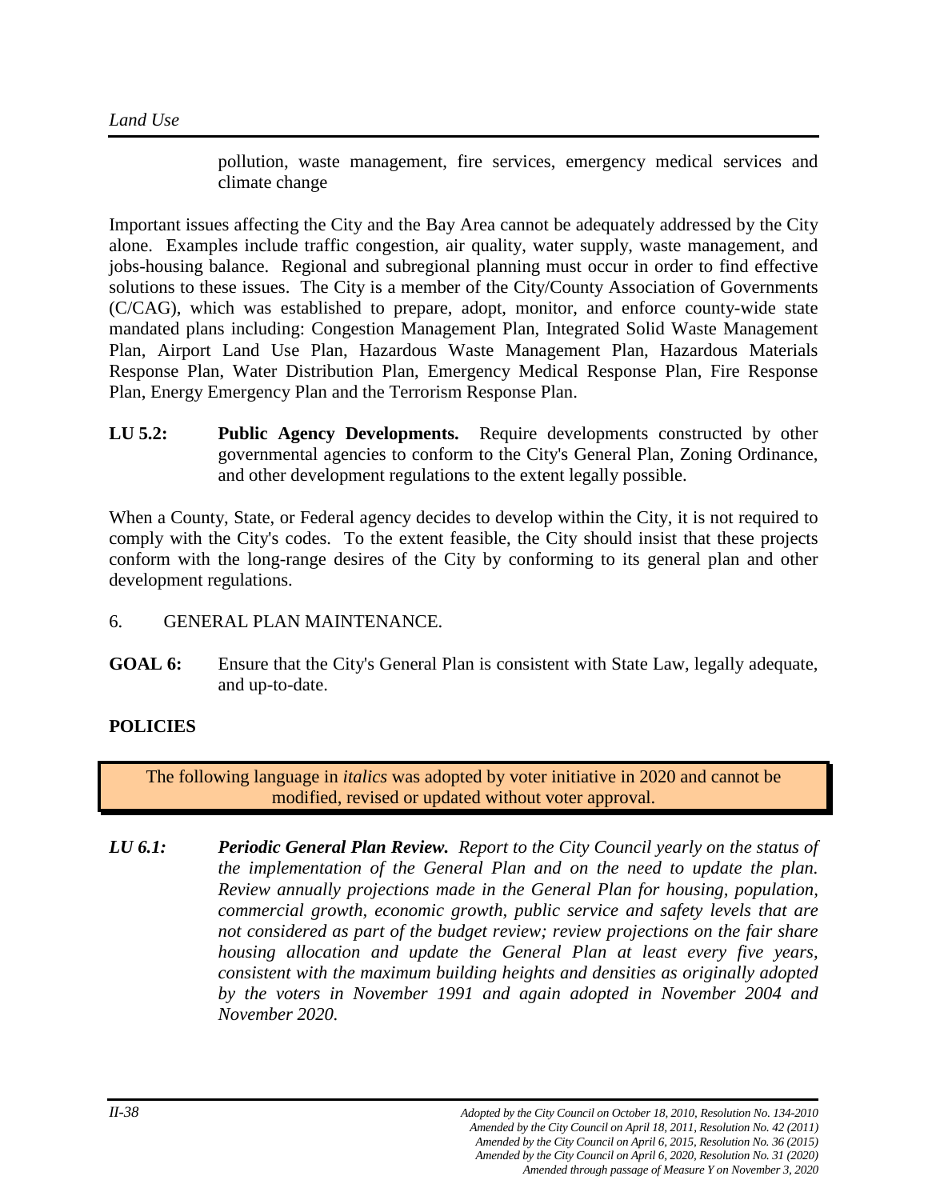pollution, waste management, fire services, emergency medical services and climate change

Important issues affecting the City and the Bay Area cannot be adequately addressed by the City alone. Examples include traffic congestion, air quality, water supply, waste management, and jobs-housing balance. Regional and subregional planning must occur in order to find effective solutions to these issues. The City is a member of the City/County Association of Governments (C/CAG), which was established to prepare, adopt, monitor, and enforce county-wide state mandated plans including: Congestion Management Plan, Integrated Solid Waste Management Plan, Airport Land Use Plan, Hazardous Waste Management Plan, Hazardous Materials Response Plan, Water Distribution Plan, Emergency Medical Response Plan, Fire Response Plan, Energy Emergency Plan and the Terrorism Response Plan.

**LU 5.2:** **Public Agency Developments.** Require developments constructed by other governmental agencies to conform to the City's General Plan, Zoning Ordinance, and other development regulations to the extent legally possible.

When a County, State, or Federal agency decides to develop within the City, it is not required to comply with the City's codes. To the extent feasible, the City should insist that these projects conform with the long-range desires of the City by conforming to its general plan and other development regulations.

6. GENERAL PLAN MAINTENANCE.

**GOAL 6:** Ensure that the City's General Plan is consistent with State Law, legally adequate, and up-to-date.

**POLICIES**

The following language in *italics* was adopted by voter initiative in 2020 and cannot be modified, revised or updated without voter approval.

***LU 6.1:*** ***Periodic General Plan Review.*** *Report to the City Council yearly on the status of the implementation of the General Plan and on the need to update the plan. Review annually projections made in the General Plan for housing, population, commercial growth, economic growth, public service and safety levels that are not considered as part of the budget review; review projections on the fair share housing allocation and update the General Plan at least every five years, consistent with the maximum building heights and densities as originally adopted by the voters in November 1991 and again adopted in November 2004 and November 2020.*

*Adopted by the City Council on October 18, 2010, Resolution No. 134-2010*
*Amended by the City Council on April 18, 2011, Resolution No. 42 (2011)*
*Amended by the City Council on April 6, 2015, Resolution No. 36 (2015)*
*Amended by the City Council on April 6, 2020, Resolution No. 31 (2020)*
*Amended through passage of Measure Y on November 3, 2020*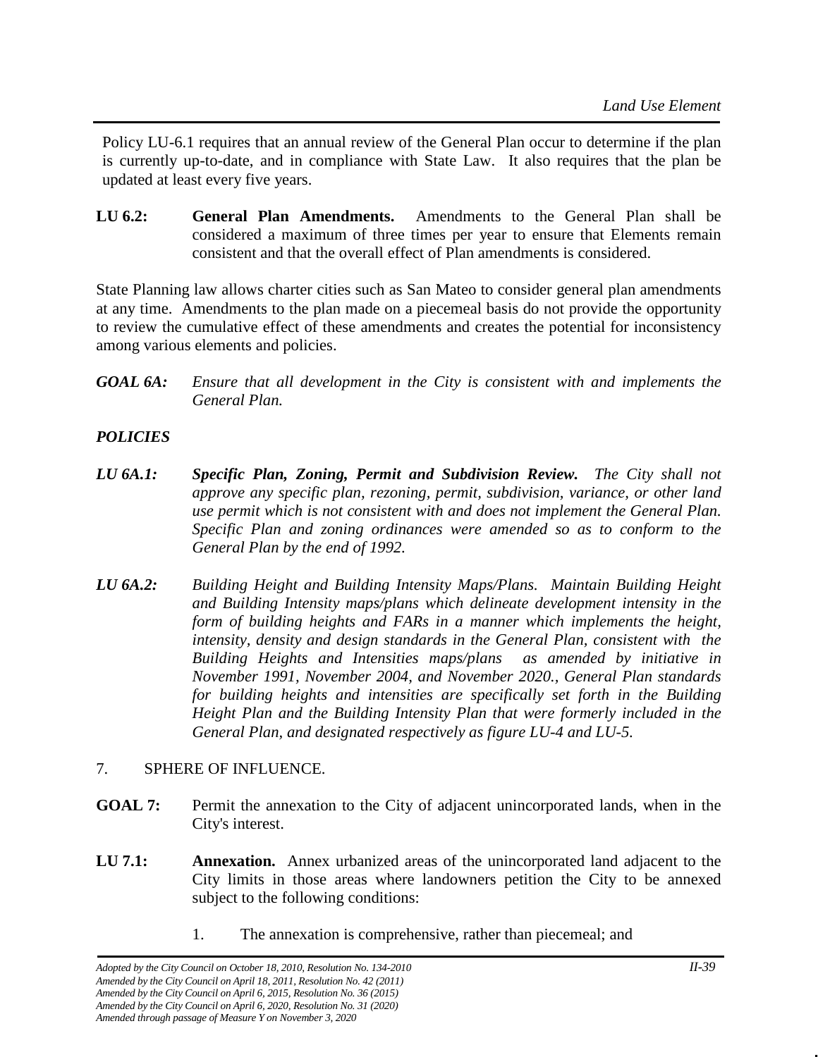Policy LU-6.1 requires that an annual review of the General Plan occur to determine if the plan is currently up-to-date, and in compliance with State Law. It also requires that the plan be updated at least every five years.

**LU 6.2:** **General Plan Amendments.** Amendments to the General Plan shall be considered a maximum of three times per year to ensure that Elements remain consistent and that the overall effect of Plan amendments is considered.

State Planning law allows charter cities such as San Mateo to consider general plan amendments at any time. Amendments to the plan made on a piecemeal basis do not provide the opportunity to review the cumulative effect of these amendments and creates the potential for inconsistency among various elements and policies.

***GOAL 6A:*** *Ensure that all development in the City is consistent with and implements the General Plan.*

***POLICIES***

***LU 6A.1:*** ***Specific Plan, Zoning, Permit and Subdivision Review.*** *The City shall not approve any specific plan, rezoning, permit, subdivision, variance, or other land use permit which is not consistent with and does not implement the General Plan. Specific Plan and zoning ordinances were amended so as to conform to the General Plan by the end of 1992.*

***LU 6A.2:*** *Building Height and Building Intensity Maps/Plans. Maintain Building Height and Building Intensity maps/plans which delineate development intensity in the form of building heights and FARs in a manner which implements the height, intensity, density and design standards in the General Plan, consistent with the Building Heights and Intensities maps/plans as amended by initiative in November 1991, November 2004, and November 2020., General Plan standards for building heights and intensities are specifically set forth in the Building Height Plan and the Building Intensity Plan that were formerly included in the General Plan, and designated respectively as figure LU-4 and LU-5.*

7. SPHERE OF INFLUENCE.

**GOAL 7:** Permit the annexation to the City of adjacent unincorporated lands, when in the City's interest.

**LU 7.1:** **Annexation.** Annex urbanized areas of the unincorporated land adjacent to the City limits in those areas where landowners petition the City to be annexed subject to the following conditions:

1. The annexation is comprehensive, rather than piecemeal; and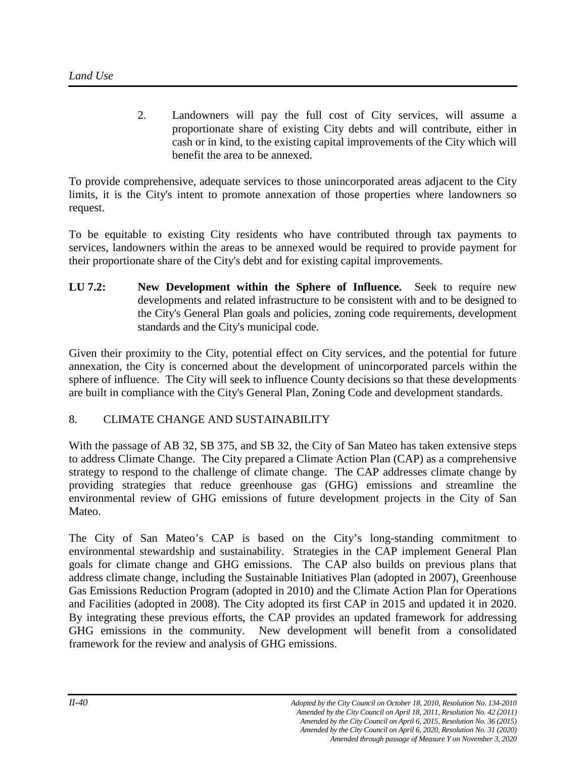2. Landowners will pay the full cost of City services, will assume a proportionate share of existing City debts and will contribute, either in cash or in kind, to the existing capital improvements of the City which will benefit the area to be annexed.

To provide comprehensive, adequate services to those unincorporated areas adjacent to the City limits, it is the City's intent to promote annexation of those properties where landowners so request.

To be equitable to existing City residents who have contributed through tax payments to services, landowners within the areas to be annexed would be required to provide payment for their proportionate share of the City's debt and for existing capital improvements.

**LU 7.2: New Development within the Sphere of Influence.** Seek to require new developments and related infrastructure to be consistent with and to be designed to the City's General Plan goals and policies, zoning code requirements, development standards and the City's municipal code.

Given their proximity to the City, potential effect on City services, and the potential for future annexation, the City is concerned about the development of unincorporated parcels within the sphere of influence. The City will seek to influence County decisions so that these developments are built in compliance with the City's General Plan, Zoning Code and development standards.

## 8. CLIMATE CHANGE AND SUSTAINABILITY

With the passage of AB 32, SB 375, and SB 32, the City of San Mateo has taken extensive steps to address Climate Change. The City prepared a Climate Action Plan (CAP) as a comprehensive strategy to respond to the challenge of climate change. The CAP addresses climate change by providing strategies that reduce greenhouse gas (GHG) emissions and streamline the environmental review of GHG emissions of future development projects in the City of San Mateo.

The City of San Mateo's CAP is based on the City's long-standing commitment to environmental stewardship and sustainability. Strategies in the CAP implement General Plan goals for climate change and GHG emissions. The CAP also builds on previous plans that address climate change, including the Sustainable Initiatives Plan (adopted in 2007), Greenhouse Gas Emissions Reduction Program (adopted in 2010) and the Climate Action Plan for Operations and Facilities (adopted in 2008). The City adopted its first CAP in 2015 and updated it in 2020. By integrating these previous efforts, the CAP provides an updated framework for addressing GHG emissions in the community. New development will benefit from a consolidated framework for the review and analysis of GHG emissions.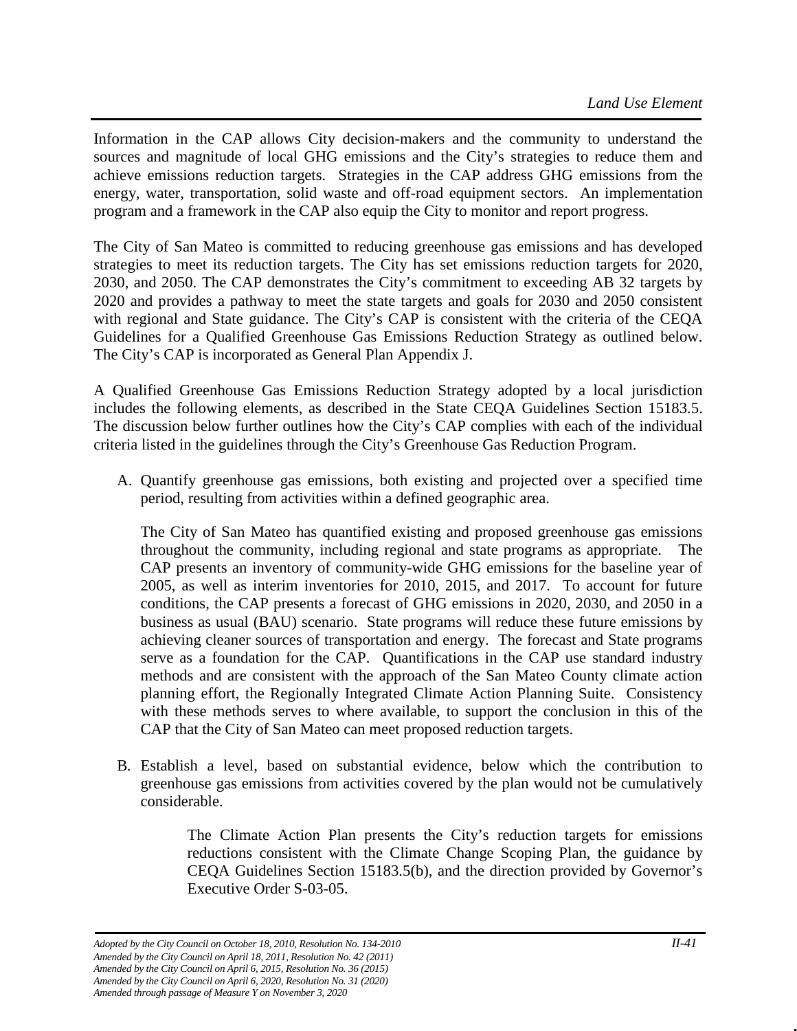Information in the CAP allows City decision-makers and the community to understand the sources and magnitude of local GHG emissions and the City's strategies to reduce them and achieve emissions reduction targets. Strategies in the CAP address GHG emissions from the energy, water, transportation, solid waste and off-road equipment sectors. An implementation program and a framework in the CAP also equip the City to monitor and report progress.

The City of San Mateo is committed to reducing greenhouse gas emissions and has developed strategies to meet its reduction targets. The City has set emissions reduction targets for 2020, 2030, and 2050. The CAP demonstrates the City's commitment to exceeding AB 32 targets by 2020 and provides a pathway to meet the state targets and goals for 2030 and 2050 consistent with regional and State guidance. The City's CAP is consistent with the criteria of the CEQA Guidelines for a Qualified Greenhouse Gas Emissions Reduction Strategy as outlined below. The City's CAP is incorporated as General Plan Appendix J.

A Qualified Greenhouse Gas Emissions Reduction Strategy adopted by a local jurisdiction includes the following elements, as described in the State CEQA Guidelines Section 15183.5. The discussion below further outlines how the City's CAP complies with each of the individual criteria listed in the guidelines through the City's Greenhouse Gas Reduction Program.

A. Quantify greenhouse gas emissions, both existing and projected over a specified time period, resulting from activities within a defined geographic area.

   The City of San Mateo has quantified existing and proposed greenhouse gas emissions throughout the community, including regional and state programs as appropriate. The CAP presents an inventory of community-wide GHG emissions for the baseline year of 2005, as well as interim inventories for 2010, 2015, and 2017. To account for future conditions, the CAP presents a forecast of GHG emissions in 2020, 2030, and 2050 in a business as usual (BAU) scenario. State programs will reduce these future emissions by achieving cleaner sources of transportation and energy. The forecast and State programs serve as a foundation for the CAP. Quantifications in the CAP use standard industry methods and are consistent with the approach of the San Mateo County climate action planning effort, the Regionally Integrated Climate Action Planning Suite. Consistency with these methods serves to where available, to support the conclusion in this of the CAP that the City of San Mateo can meet proposed reduction targets.

B. Establish a level, based on substantial evidence, below which the contribution to greenhouse gas emissions from activities covered by the plan would not be cumulatively considerable.

   The Climate Action Plan presents the City's reduction targets for emissions reductions consistent with the Climate Change Scoping Plan, the guidance by CEQA Guidelines Section 15183.5(b), and the direction provided by Governor's Executive Order S-03-05.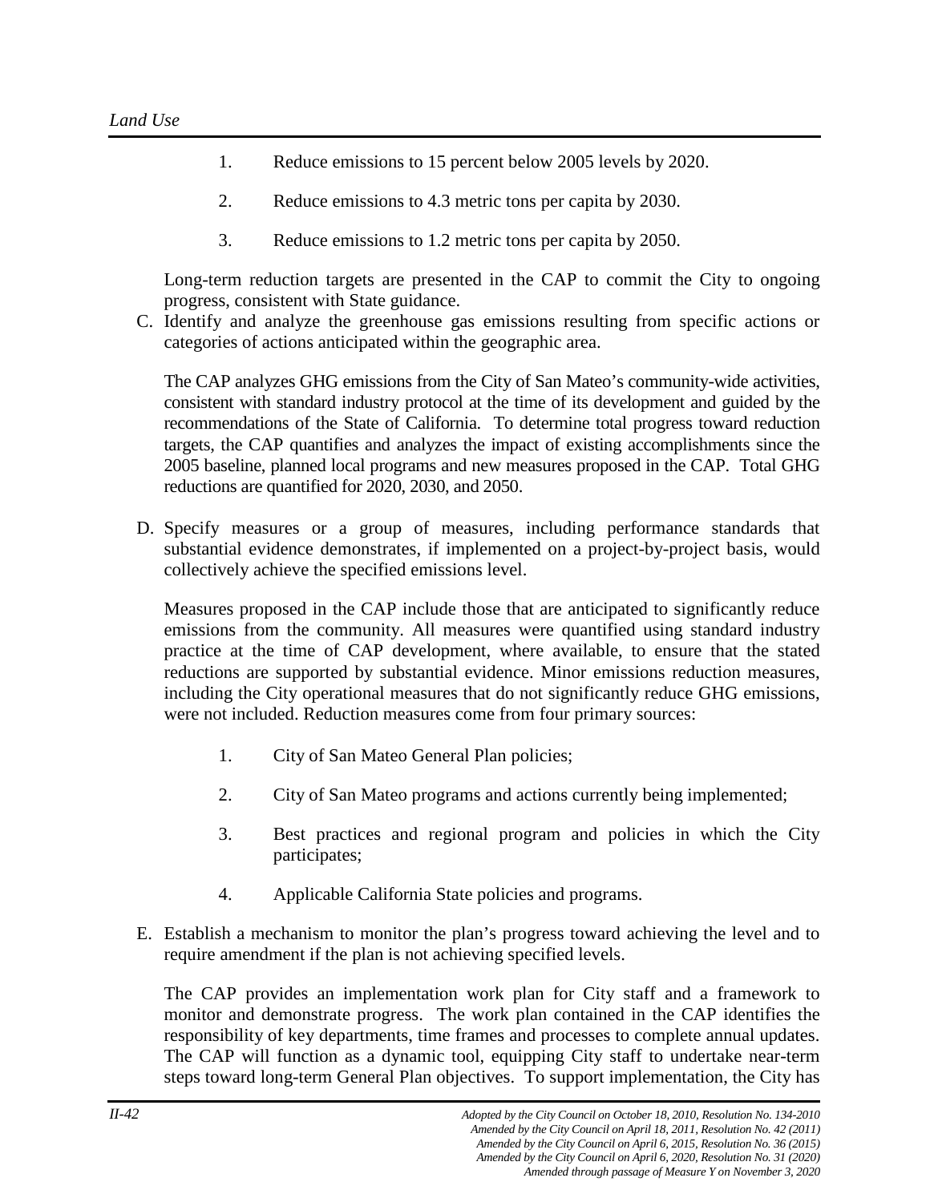1. Reduce emissions to 15 percent below 2005 levels by 2020.

2. Reduce emissions to 4.3 metric tons per capita by 2030.

3. Reduce emissions to 1.2 metric tons per capita by 2050.

Long-term reduction targets are presented in the CAP to commit the City to ongoing progress, consistent with State guidance.

C. Identify and analyze the greenhouse gas emissions resulting from specific actions or categories of actions anticipated within the geographic area.

The CAP analyzes GHG emissions from the City of San Mateo's community-wide activities, consistent with standard industry protocol at the time of its development and guided by the recommendations of the State of California. To determine total progress toward reduction targets, the CAP quantifies and analyzes the impact of existing accomplishments since the 2005 baseline, planned local programs and new measures proposed in the CAP. Total GHG reductions are quantified for 2020, 2030, and 2050.

D. Specify measures or a group of measures, including performance standards that substantial evidence demonstrates, if implemented on a project-by-project basis, would collectively achieve the specified emissions level.

Measures proposed in the CAP include those that are anticipated to significantly reduce emissions from the community. All measures were quantified using standard industry practice at the time of CAP development, where available, to ensure that the stated reductions are supported by substantial evidence. Minor emissions reduction measures, including the City operational measures that do not significantly reduce GHG emissions, were not included. Reduction measures come from four primary sources:

1. City of San Mateo General Plan policies;

2. City of San Mateo programs and actions currently being implemented;

3. Best practices and regional program and policies in which the City participates;

4. Applicable California State policies and programs.

E. Establish a mechanism to monitor the plan's progress toward achieving the level and to require amendment if the plan is not achieving specified levels.

The CAP provides an implementation work plan for City staff and a framework to monitor and demonstrate progress. The work plan contained in the CAP identifies the responsibility of key departments, time frames and processes to complete annual updates. The CAP will function as a dynamic tool, equipping City staff to undertake near-term steps toward long-term General Plan objectives. To support implementation, the City has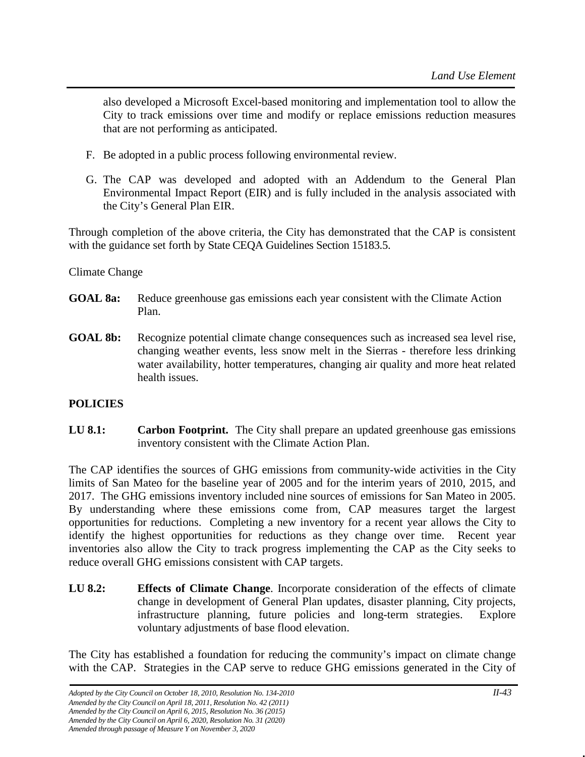also developed a Microsoft Excel-based monitoring and implementation tool to allow the City to track emissions over time and modify or replace emissions reduction measures that are not performing as anticipated.

F. Be adopted in a public process following environmental review.

G. The CAP was developed and adopted with an Addendum to the General Plan Environmental Impact Report (EIR) and is fully included in the analysis associated with the City's General Plan EIR.

Through completion of the above criteria, the City has demonstrated that the CAP is consistent with the guidance set forth by State CEQA Guidelines Section 15183.5.

Climate Change

**GOAL 8a:** Reduce greenhouse gas emissions each year consistent with the Climate Action Plan.

**GOAL 8b:** Recognize potential climate change consequences such as increased sea level rise, changing weather events, less snow melt in the Sierras - therefore less drinking water availability, hotter temperatures, changing air quality and more heat related health issues.

**POLICIES**

**LU 8.1:** **Carbon Footprint.** The City shall prepare an updated greenhouse gas emissions inventory consistent with the Climate Action Plan.

The CAP identifies the sources of GHG emissions from community-wide activities in the City limits of San Mateo for the baseline year of 2005 and for the interim years of 2010, 2015, and 2017. The GHG emissions inventory included nine sources of emissions for San Mateo in 2005. By understanding where these emissions come from, CAP measures target the largest opportunities for reductions. Completing a new inventory for a recent year allows the City to identify the highest opportunities for reductions as they change over time. Recent year inventories also allow the City to track progress implementing the CAP as the City seeks to reduce overall GHG emissions consistent with CAP targets.

**LU 8.2:** **Effects of Climate Change**. Incorporate consideration of the effects of climate change in development of General Plan updates, disaster planning, City projects, infrastructure planning, future policies and long-term strategies. Explore voluntary adjustments of base flood elevation.

The City has established a foundation for reducing the community's impact on climate change with the CAP. Strategies in the CAP serve to reduce GHG emissions generated in the City of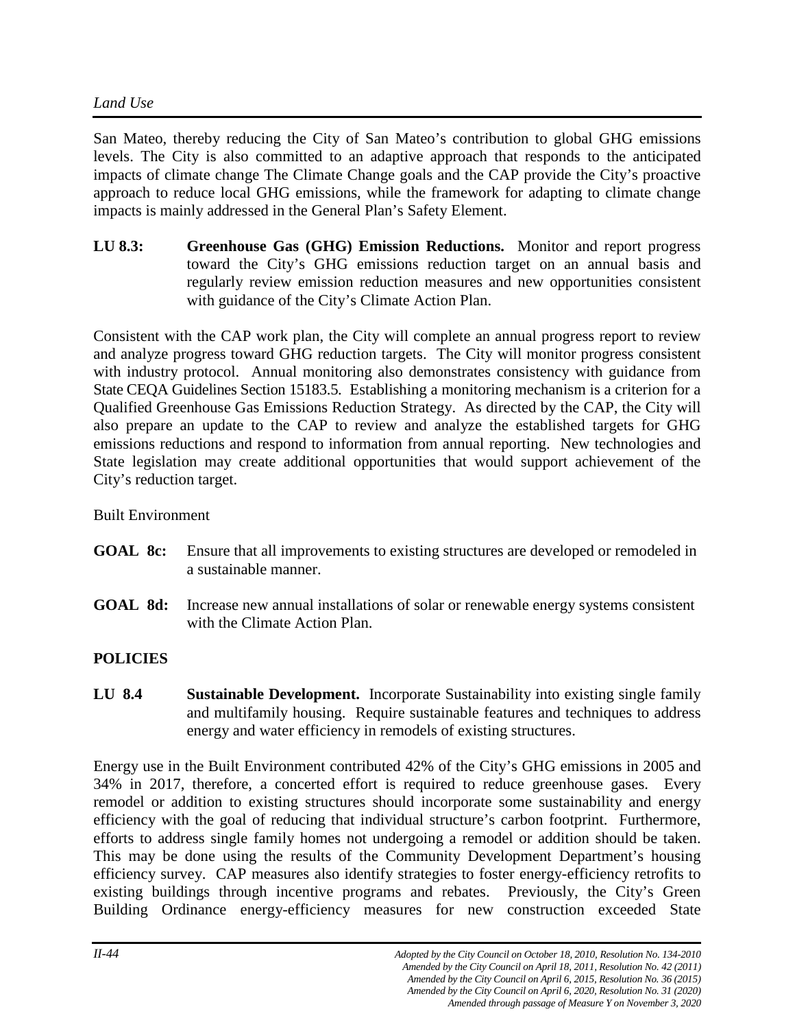San Mateo, thereby reducing the City of San Mateo's contribution to global GHG emissions levels. The City is also committed to an adaptive approach that responds to the anticipated impacts of climate change The Climate Change goals and the CAP provide the City's proactive approach to reduce local GHG emissions, while the framework for adapting to climate change impacts is mainly addressed in the General Plan's Safety Element.

**LU 8.3:** **Greenhouse Gas (GHG) Emission Reductions.** Monitor and report progress toward the City's GHG emissions reduction target on an annual basis and regularly review emission reduction measures and new opportunities consistent with guidance of the City's Climate Action Plan.

Consistent with the CAP work plan, the City will complete an annual progress report to review and analyze progress toward GHG reduction targets. The City will monitor progress consistent with industry protocol. Annual monitoring also demonstrates consistency with guidance from State CEQA Guidelines Section 15183.5. Establishing a monitoring mechanism is a criterion for a Qualified Greenhouse Gas Emissions Reduction Strategy. As directed by the CAP, the City will also prepare an update to the CAP to review and analyze the established targets for GHG emissions reductions and respond to information from annual reporting. New technologies and State legislation may create additional opportunities that would support achievement of the City's reduction target.

Built Environment

**GOAL 8c:** Ensure that all improvements to existing structures are developed or remodeled in a sustainable manner.

**GOAL 8d:** Increase new annual installations of solar or renewable energy systems consistent with the Climate Action Plan.

**POLICIES**

**LU 8.4** **Sustainable Development.** Incorporate Sustainability into existing single family and multifamily housing. Require sustainable features and techniques to address energy and water efficiency in remodels of existing structures.

Energy use in the Built Environment contributed 42% of the City's GHG emissions in 2005 and 34% in 2017, therefore, a concerted effort is required to reduce greenhouse gases. Every remodel or addition to existing structures should incorporate some sustainability and energy efficiency with the goal of reducing that individual structure's carbon footprint. Furthermore, efforts to address single family homes not undergoing a remodel or addition should be taken. This may be done using the results of the Community Development Department's housing efficiency survey. CAP measures also identify strategies to foster energy-efficiency retrofits to existing buildings through incentive programs and rebates. Previously, the City's Green Building Ordinance energy-efficiency measures for new construction exceeded State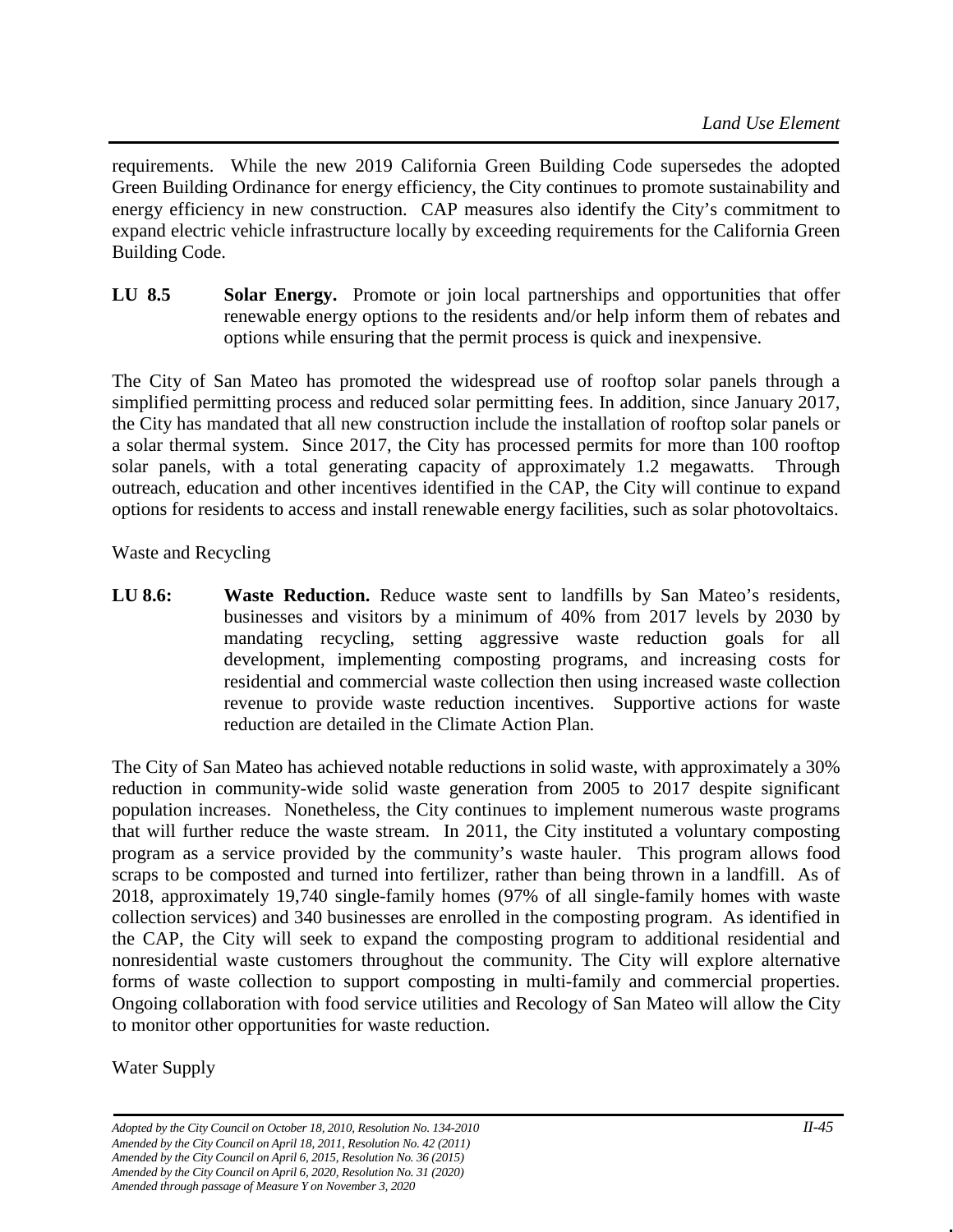requirements. While the new 2019 California Green Building Code supersedes the adopted Green Building Ordinance for energy efficiency, the City continues to promote sustainability and energy efficiency in new construction. CAP measures also identify the City's commitment to expand electric vehicle infrastructure locally by exceeding requirements for the California Green Building Code.

**LU 8.5** **Solar Energy.** Promote or join local partnerships and opportunities that offer renewable energy options to the residents and/or help inform them of rebates and options while ensuring that the permit process is quick and inexpensive.

The City of San Mateo has promoted the widespread use of rooftop solar panels through a simplified permitting process and reduced solar permitting fees. In addition, since January 2017, the City has mandated that all new construction include the installation of rooftop solar panels or a solar thermal system. Since 2017, the City has processed permits for more than 100 rooftop solar panels, with a total generating capacity of approximately 1.2 megawatts. Through outreach, education and other incentives identified in the CAP, the City will continue to expand options for residents to access and install renewable energy facilities, such as solar photovoltaics.

Waste and Recycling

**LU 8.6:** **Waste Reduction.** Reduce waste sent to landfills by San Mateo's residents, businesses and visitors by a minimum of 40% from 2017 levels by 2030 by mandating recycling, setting aggressive waste reduction goals for all development, implementing composting programs, and increasing costs for residential and commercial waste collection then using increased waste collection revenue to provide waste reduction incentives. Supportive actions for waste reduction are detailed in the Climate Action Plan.

The City of San Mateo has achieved notable reductions in solid waste, with approximately a 30% reduction in community-wide solid waste generation from 2005 to 2017 despite significant population increases. Nonetheless, the City continues to implement numerous waste programs that will further reduce the waste stream. In 2011, the City instituted a voluntary composting program as a service provided by the community's waste hauler. This program allows food scraps to be composted and turned into fertilizer, rather than being thrown in a landfill. As of 2018, approximately 19,740 single-family homes (97% of all single-family homes with waste collection services) and 340 businesses are enrolled in the composting program. As identified in the CAP, the City will seek to expand the composting program to additional residential and nonresidential waste customers throughout the community. The City will explore alternative forms of waste collection to support composting in multi-family and commercial properties. Ongoing collaboration with food service utilities and Recology of San Mateo will allow the City to monitor other opportunities for waste reduction.

Water Supply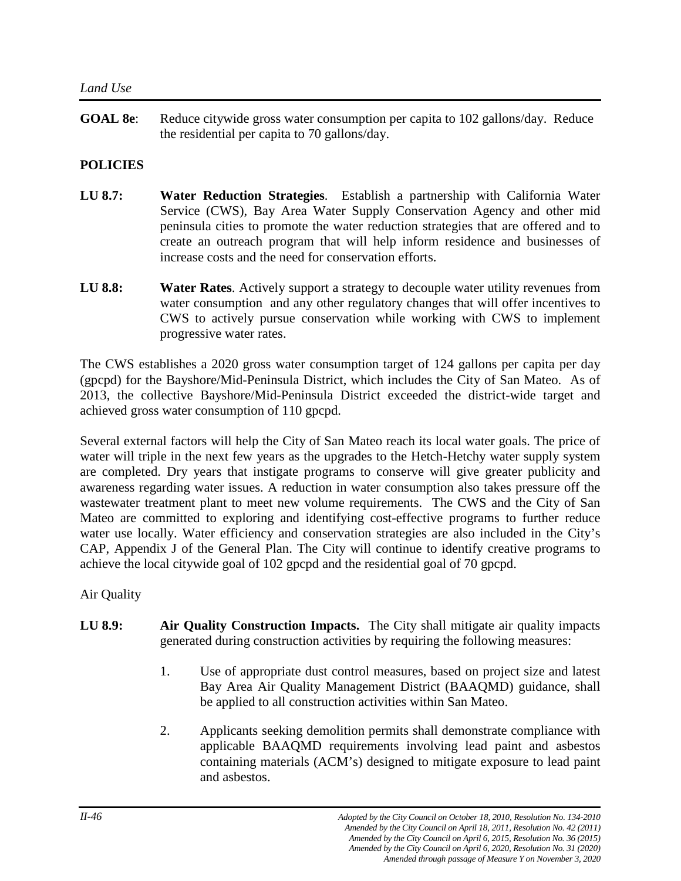**GOAL 8e**: Reduce citywide gross water consumption per capita to 102 gallons/day. Reduce the residential per capita to 70 gallons/day.

**POLICIES**

**LU 8.7: Water Reduction Strategies**. Establish a partnership with California Water Service (CWS), Bay Area Water Supply Conservation Agency and other mid peninsula cities to promote the water reduction strategies that are offered and to create an outreach program that will help inform residence and businesses of increase costs and the need for conservation efforts.

**LU 8.8: Water Rates**. Actively support a strategy to decouple water utility revenues from water consumption and any other regulatory changes that will offer incentives to CWS to actively pursue conservation while working with CWS to implement progressive water rates.

The CWS establishes a 2020 gross water consumption target of 124 gallons per capita per day (gpcpd) for the Bayshore/Mid-Peninsula District, which includes the City of San Mateo. As of 2013, the collective Bayshore/Mid-Peninsula District exceeded the district-wide target and achieved gross water consumption of 110 gpcpd.

Several external factors will help the City of San Mateo reach its local water goals. The price of water will triple in the next few years as the upgrades to the Hetch-Hetchy water supply system are completed. Dry years that instigate programs to conserve will give greater publicity and awareness regarding water issues. A reduction in water consumption also takes pressure off the wastewater treatment plant to meet new volume requirements. The CWS and the City of San Mateo are committed to exploring and identifying cost-effective programs to further reduce water use locally. Water efficiency and conservation strategies are also included in the City's CAP, Appendix J of the General Plan. The City will continue to identify creative programs to achieve the local citywide goal of 102 gpcpd and the residential goal of 70 gpcpd.

Air Quality

**LU 8.9: Air Quality Construction Impacts.** The City shall mitigate air quality impacts generated during construction activities by requiring the following measures:

1. Use of appropriate dust control measures, based on project size and latest Bay Area Air Quality Management District (BAAQMD) guidance, shall be applied to all construction activities within San Mateo.

2. Applicants seeking demolition permits shall demonstrate compliance with applicable BAAQMD requirements involving lead paint and asbestos containing materials (ACM's) designed to mitigate exposure to lead paint and asbestos.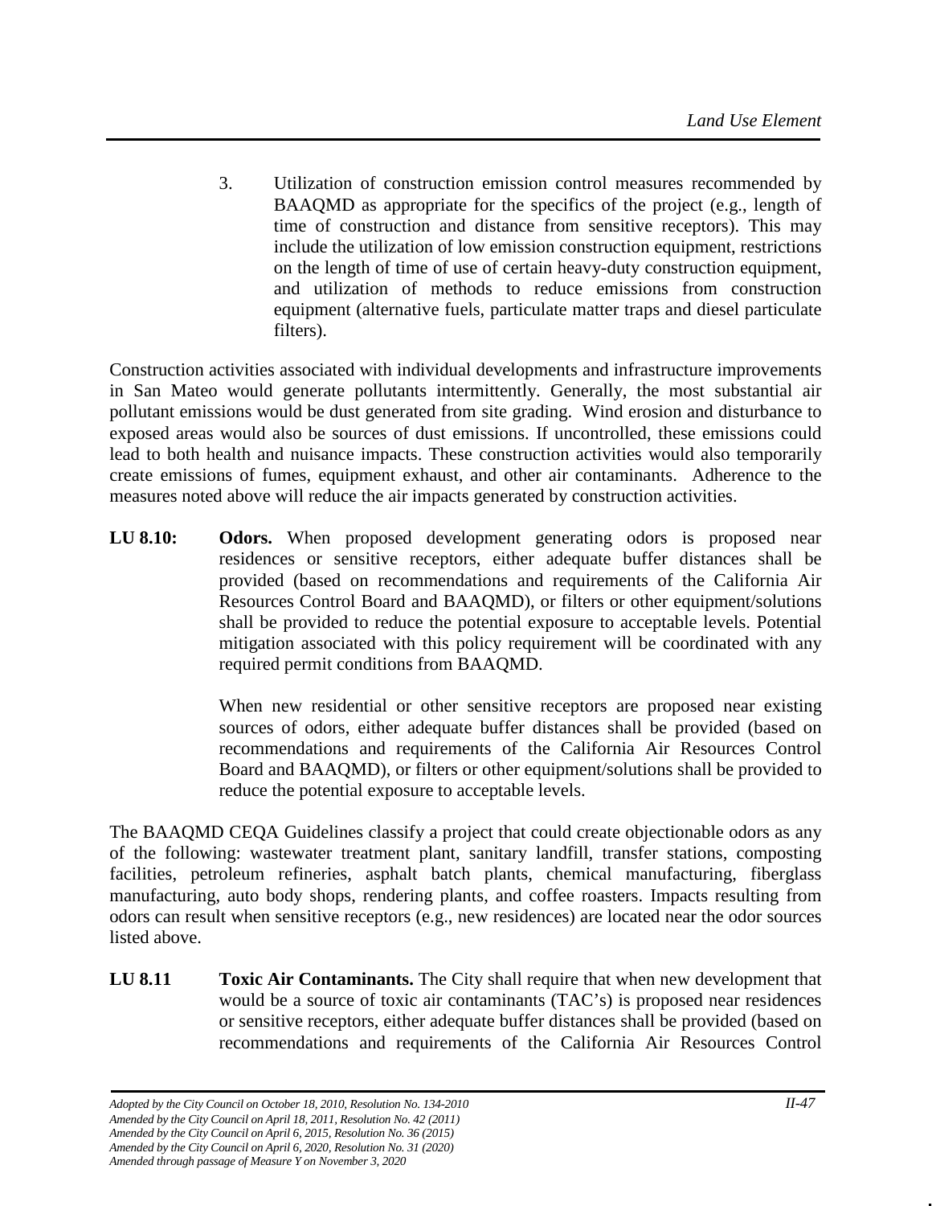3. Utilization of construction emission control measures recommended by BAAQMD as appropriate for the specifics of the project (e.g., length of time of construction and distance from sensitive receptors). This may include the utilization of low emission construction equipment, restrictions on the length of time of use of certain heavy-duty construction equipment, and utilization of methods to reduce emissions from construction equipment (alternative fuels, particulate matter traps and diesel particulate filters).

Construction activities associated with individual developments and infrastructure improvements in San Mateo would generate pollutants intermittently. Generally, the most substantial air pollutant emissions would be dust generated from site grading. Wind erosion and disturbance to exposed areas would also be sources of dust emissions. If uncontrolled, these emissions could lead to both health and nuisance impacts. These construction activities would also temporarily create emissions of fumes, equipment exhaust, and other air contaminants. Adherence to the measures noted above will reduce the air impacts generated by construction activities.

**LU 8.10:** **Odors.** When proposed development generating odors is proposed near residences or sensitive receptors, either adequate buffer distances shall be provided (based on recommendations and requirements of the California Air Resources Control Board and BAAQMD), or filters or other equipment/solutions shall be provided to reduce the potential exposure to acceptable levels. Potential mitigation associated with this policy requirement will be coordinated with any required permit conditions from BAAQMD.

When new residential or other sensitive receptors are proposed near existing sources of odors, either adequate buffer distances shall be provided (based on recommendations and requirements of the California Air Resources Control Board and BAAQMD), or filters or other equipment/solutions shall be provided to reduce the potential exposure to acceptable levels.

The BAAQMD CEQA Guidelines classify a project that could create objectionable odors as any of the following: wastewater treatment plant, sanitary landfill, transfer stations, composting facilities, petroleum refineries, asphalt batch plants, chemical manufacturing, fiberglass manufacturing, auto body shops, rendering plants, and coffee roasters. Impacts resulting from odors can result when sensitive receptors (e.g., new residences) are located near the odor sources listed above.

**LU 8.11** **Toxic Air Contaminants.** The City shall require that when new development that would be a source of toxic air contaminants (TAC's) is proposed near residences or sensitive receptors, either adequate buffer distances shall be provided (based on recommendations and requirements of the California Air Resources Control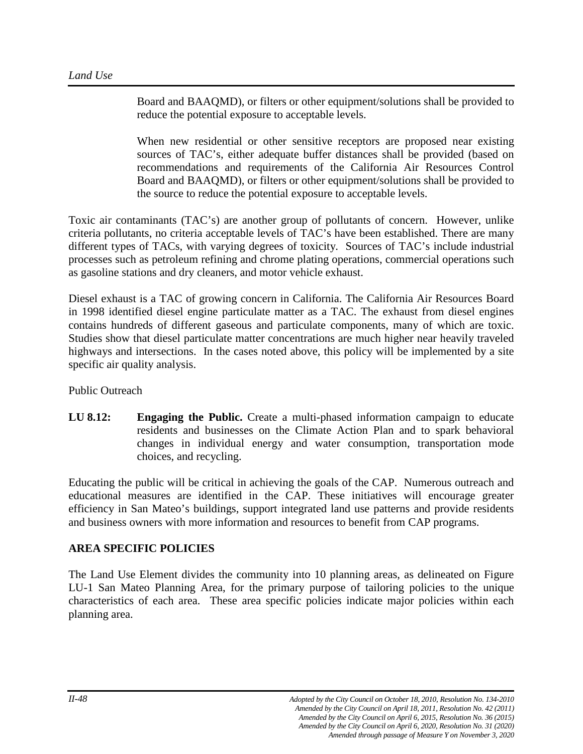Board and BAAQMD), or filters or other equipment/solutions shall be provided to reduce the potential exposure to acceptable levels.

When new residential or other sensitive receptors are proposed near existing sources of TAC's, either adequate buffer distances shall be provided (based on recommendations and requirements of the California Air Resources Control Board and BAAQMD), or filters or other equipment/solutions shall be provided to the source to reduce the potential exposure to acceptable levels.

Toxic air contaminants (TAC's) are another group of pollutants of concern. However, unlike criteria pollutants, no criteria acceptable levels of TAC's have been established. There are many different types of TACs, with varying degrees of toxicity. Sources of TAC's include industrial processes such as petroleum refining and chrome plating operations, commercial operations such as gasoline stations and dry cleaners, and motor vehicle exhaust.

Diesel exhaust is a TAC of growing concern in California. The California Air Resources Board in 1998 identified diesel engine particulate matter as a TAC. The exhaust from diesel engines contains hundreds of different gaseous and particulate components, many of which are toxic. Studies show that diesel particulate matter concentrations are much higher near heavily traveled highways and intersections. In the cases noted above, this policy will be implemented by a site specific air quality analysis.

Public Outreach

**LU 8.12:** **Engaging the Public.** Create a multi-phased information campaign to educate residents and businesses on the Climate Action Plan and to spark behavioral changes in individual energy and water consumption, transportation mode choices, and recycling.

Educating the public will be critical in achieving the goals of the CAP. Numerous outreach and educational measures are identified in the CAP. These initiatives will encourage greater efficiency in San Mateo's buildings, support integrated land use patterns and provide residents and business owners with more information and resources to benefit from CAP programs.

## AREA SPECIFIC POLICIES

The Land Use Element divides the community into 10 planning areas, as delineated on Figure LU-1 San Mateo Planning Area, for the primary purpose of tailoring policies to the unique characteristics of each area. These area specific policies indicate major policies within each planning area.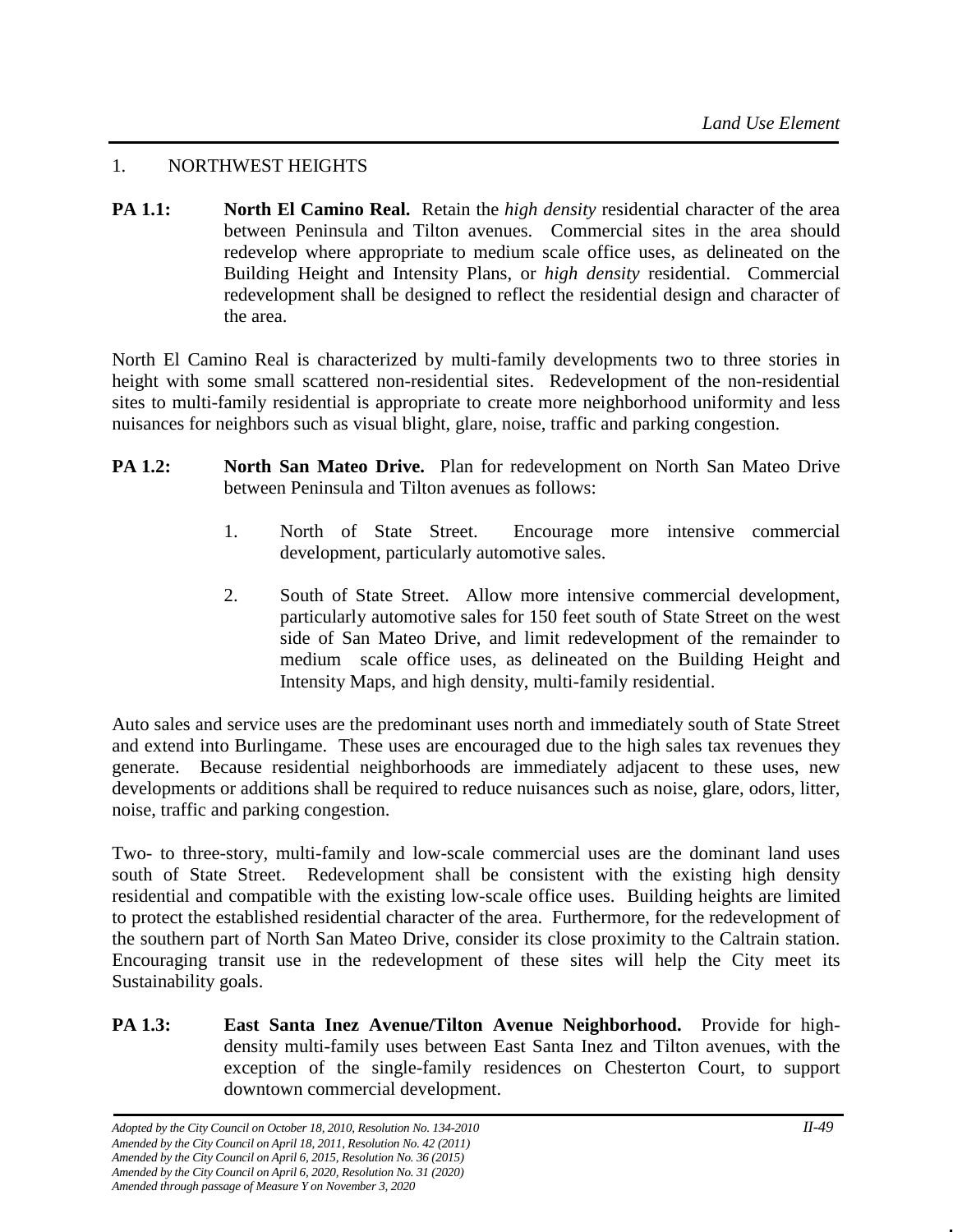## 1. NORTHWEST HEIGHTS

**PA 1.1: North El Camino Real.** Retain the *high density* residential character of the area between Peninsula and Tilton avenues. Commercial sites in the area should redevelop where appropriate to medium scale office uses, as delineated on the Building Height and Intensity Plans, or *high density* residential. Commercial redevelopment shall be designed to reflect the residential design and character of the area.

North El Camino Real is characterized by multi-family developments two to three stories in height with some small scattered non-residential sites. Redevelopment of the non-residential sites to multi-family residential is appropriate to create more neighborhood uniformity and less nuisances for neighbors such as visual blight, glare, noise, traffic and parking congestion.

**PA 1.2: North San Mateo Drive.** Plan for redevelopment on North San Mateo Drive between Peninsula and Tilton avenues as follows:

1. North of State Street. Encourage more intensive commercial development, particularly automotive sales.
2. South of State Street. Allow more intensive commercial development, particularly automotive sales for 150 feet south of State Street on the west side of San Mateo Drive, and limit redevelopment of the remainder to medium scale office uses, as delineated on the Building Height and Intensity Maps, and high density, multi-family residential.

Auto sales and service uses are the predominant uses north and immediately south of State Street and extend into Burlingame. These uses are encouraged due to the high sales tax revenues they generate. Because residential neighborhoods are immediately adjacent to these uses, new developments or additions shall be required to reduce nuisances such as noise, glare, odors, litter, noise, traffic and parking congestion.

Two- to three-story, multi-family and low-scale commercial uses are the dominant land uses south of State Street. Redevelopment shall be consistent with the existing high density residential and compatible with the existing low-scale office uses. Building heights are limited to protect the established residential character of the area. Furthermore, for the redevelopment of the southern part of North San Mateo Drive, consider its close proximity to the Caltrain station. Encouraging transit use in the redevelopment of these sites will help the City meet its Sustainability goals.

**PA 1.3: East Santa Inez Avenue/Tilton Avenue Neighborhood.** Provide for high-density multi-family uses between East Santa Inez and Tilton avenues, with the exception of the single-family residences on Chesterton Court, to support downtown commercial development.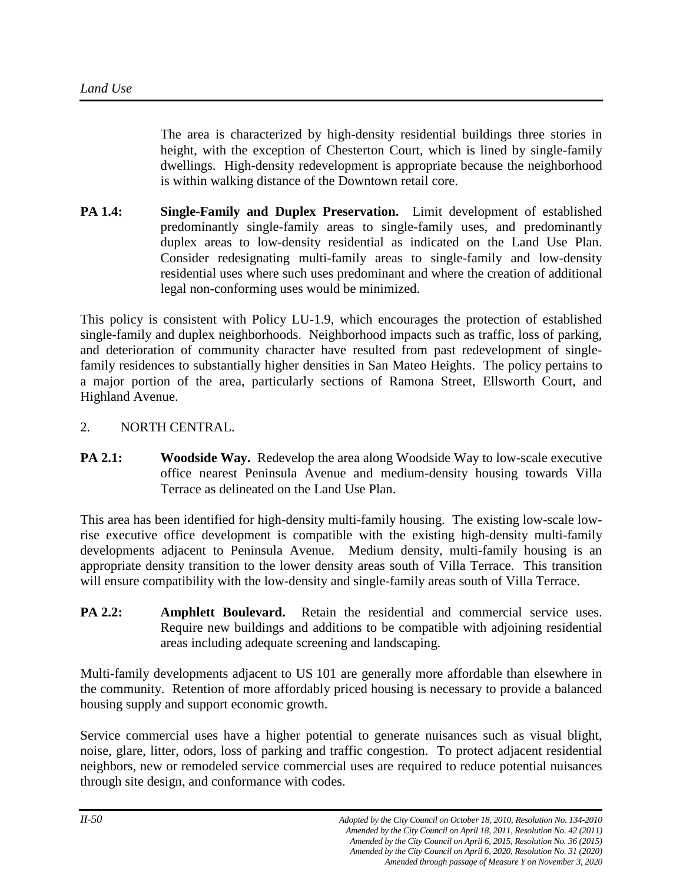The area is characterized by high-density residential buildings three stories in height, with the exception of Chesterton Court, which is lined by single-family dwellings. High-density redevelopment is appropriate because the neighborhood is within walking distance of the Downtown retail core.

**PA 1.4:** **Single-Family and Duplex Preservation.** Limit development of established predominantly single-family areas to single-family uses, and predominantly duplex areas to low-density residential as indicated on the Land Use Plan. Consider redesignating multi-family areas to single-family and low-density residential uses where such uses predominant and where the creation of additional legal non-conforming uses would be minimized.

This policy is consistent with Policy LU-1.9, which encourages the protection of established single-family and duplex neighborhoods. Neighborhood impacts such as traffic, loss of parking, and deterioration of community character have resulted from past redevelopment of single-family residences to substantially higher densities in San Mateo Heights. The policy pertains to a major portion of the area, particularly sections of Ramona Street, Ellsworth Court, and Highland Avenue.

2. NORTH CENTRAL.

**PA 2.1:** **Woodside Way.** Redevelop the area along Woodside Way to low-scale executive office nearest Peninsula Avenue and medium-density housing towards Villa Terrace as delineated on the Land Use Plan.

This area has been identified for high-density multi-family housing. The existing low-scale low-rise executive office development is compatible with the existing high-density multi-family developments adjacent to Peninsula Avenue. Medium density, multi-family housing is an appropriate density transition to the lower density areas south of Villa Terrace. This transition will ensure compatibility with the low-density and single-family areas south of Villa Terrace.

**PA 2.2:** **Amphlett Boulevard.** Retain the residential and commercial service uses. Require new buildings and additions to be compatible with adjoining residential areas including adequate screening and landscaping.

Multi-family developments adjacent to US 101 are generally more affordable than elsewhere in the community. Retention of more affordably priced housing is necessary to provide a balanced housing supply and support economic growth.

Service commercial uses have a higher potential to generate nuisances such as visual blight, noise, glare, litter, odors, loss of parking and traffic congestion. To protect adjacent residential neighbors, new or remodeled service commercial uses are required to reduce potential nuisances through site design, and conformance with codes.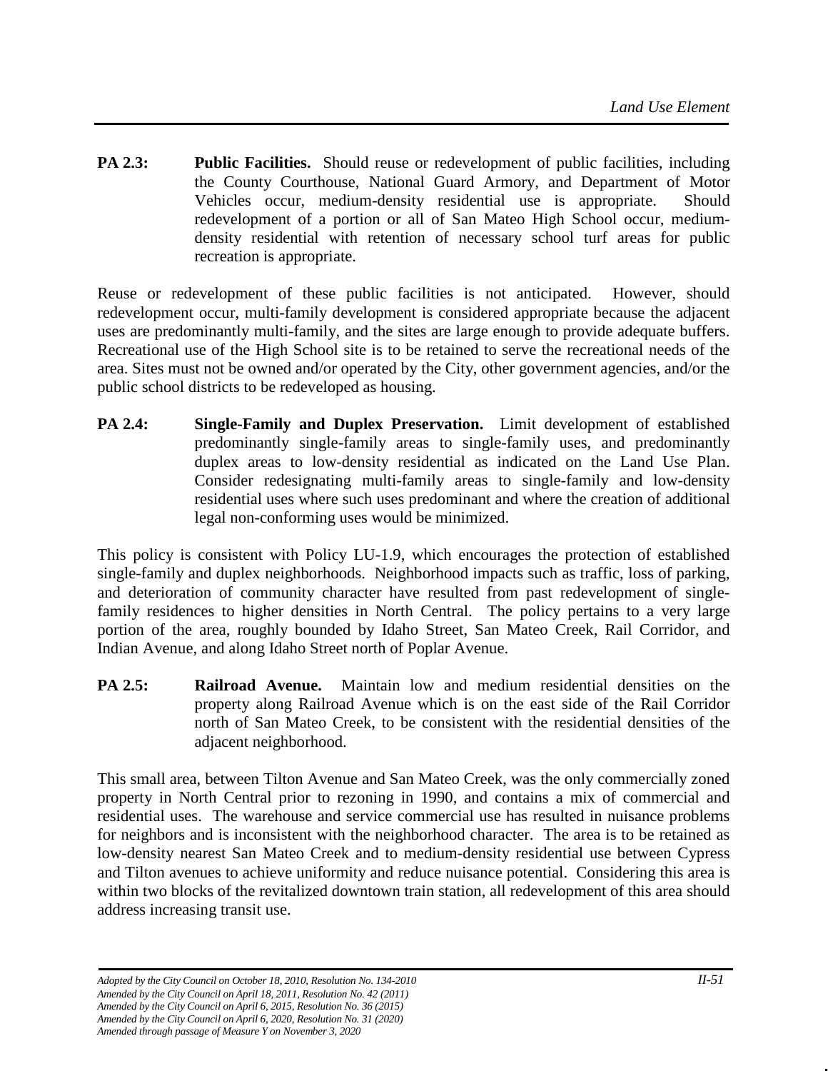**PA 2.3:** **Public Facilities.** Should reuse or redevelopment of public facilities, including the County Courthouse, National Guard Armory, and Department of Motor Vehicles occur, medium-density residential use is appropriate. Should redevelopment of a portion or all of San Mateo High School occur, medium-density residential with retention of necessary school turf areas for public recreation is appropriate.

Reuse or redevelopment of these public facilities is not anticipated. However, should redevelopment occur, multi-family development is considered appropriate because the adjacent uses are predominantly multi-family, and the sites are large enough to provide adequate buffers. Recreational use of the High School site is to be retained to serve the recreational needs of the area. Sites must not be owned and/or operated by the City, other government agencies, and/or the public school districts to be redeveloped as housing.

**PA 2.4:** **Single-Family and Duplex Preservation.** Limit development of established predominantly single-family areas to single-family uses, and predominantly duplex areas to low-density residential as indicated on the Land Use Plan. Consider redesignating multi-family areas to single-family and low-density residential uses where such uses predominant and where the creation of additional legal non-conforming uses would be minimized.

This policy is consistent with Policy LU-1.9, which encourages the protection of established single-family and duplex neighborhoods. Neighborhood impacts such as traffic, loss of parking, and deterioration of community character have resulted from past redevelopment of single-family residences to higher densities in North Central. The policy pertains to a very large portion of the area, roughly bounded by Idaho Street, San Mateo Creek, Rail Corridor, and Indian Avenue, and along Idaho Street north of Poplar Avenue.

**PA 2.5:** **Railroad Avenue.** Maintain low and medium residential densities on the property along Railroad Avenue which is on the east side of the Rail Corridor north of San Mateo Creek, to be consistent with the residential densities of the adjacent neighborhood.

This small area, between Tilton Avenue and San Mateo Creek, was the only commercially zoned property in North Central prior to rezoning in 1990, and contains a mix of commercial and residential uses. The warehouse and service commercial use has resulted in nuisance problems for neighbors and is inconsistent with the neighborhood character. The area is to be retained as low-density nearest San Mateo Creek and to medium-density residential use between Cypress and Tilton avenues to achieve uniformity and reduce nuisance potential. Considering this area is within two blocks of the revitalized downtown train station, all redevelopment of this area should address increasing transit use.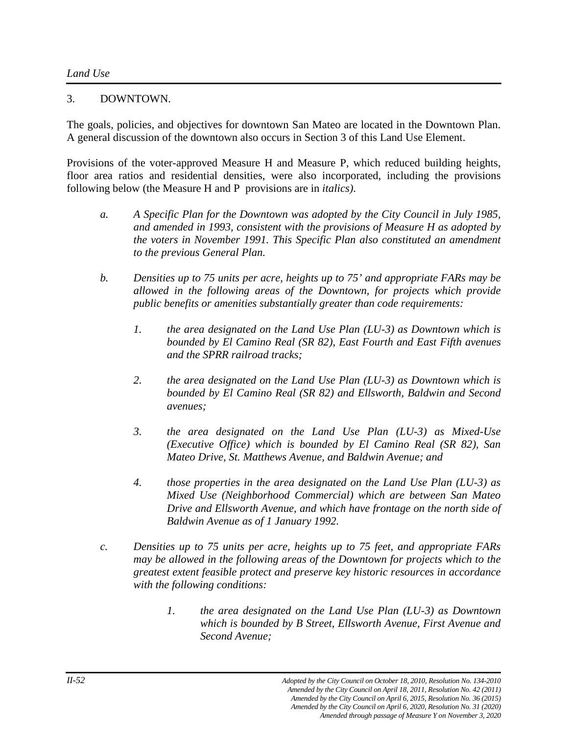### 3. DOWNTOWN.

The goals, policies, and objectives for downtown San Mateo are located in the Downtown Plan. A general discussion of the downtown also occurs in Section 3 of this Land Use Element.

Provisions of the voter-approved Measure H and Measure P, which reduced building heights, floor area ratios and residential densities, were also incorporated, including the provisions following below (the Measure H and P provisions are in *italics)*.

*a. A Specific Plan for the Downtown was adopted by the City Council in July 1985, and amended in 1993, consistent with the provisions of Measure H as adopted by the voters in November 1991. This Specific Plan also constituted an amendment to the previous General Plan.*

*b. Densities up to 75 units per acre, heights up to 75' and appropriate FARs may be allowed in the following areas of the Downtown, for projects which provide public benefits or amenities substantially greater than code requirements:*

*1. the area designated on the Land Use Plan (LU-3) as Downtown which is bounded by El Camino Real (SR 82), East Fourth and East Fifth avenues and the SPRR railroad tracks;*

*2. the area designated on the Land Use Plan (LU-3) as Downtown which is bounded by El Camino Real (SR 82) and Ellsworth, Baldwin and Second avenues;*

*3. the area designated on the Land Use Plan (LU-3) as Mixed-Use (Executive Office) which is bounded by El Camino Real (SR 82), San Mateo Drive, St. Matthews Avenue, and Baldwin Avenue; and*

*4. those properties in the area designated on the Land Use Plan (LU-3) as Mixed Use (Neighborhood Commercial) which are between San Mateo Drive and Ellsworth Avenue, and which have frontage on the north side of Baldwin Avenue as of 1 January 1992.*

*c. Densities up to 75 units per acre, heights up to 75 feet, and appropriate FARs may be allowed in the following areas of the Downtown for projects which to the greatest extent feasible protect and preserve key historic resources in accordance with the following conditions:*

*1. the area designated on the Land Use Plan (LU-3) as Downtown which is bounded by B Street, Ellsworth Avenue, First Avenue and Second Avenue;*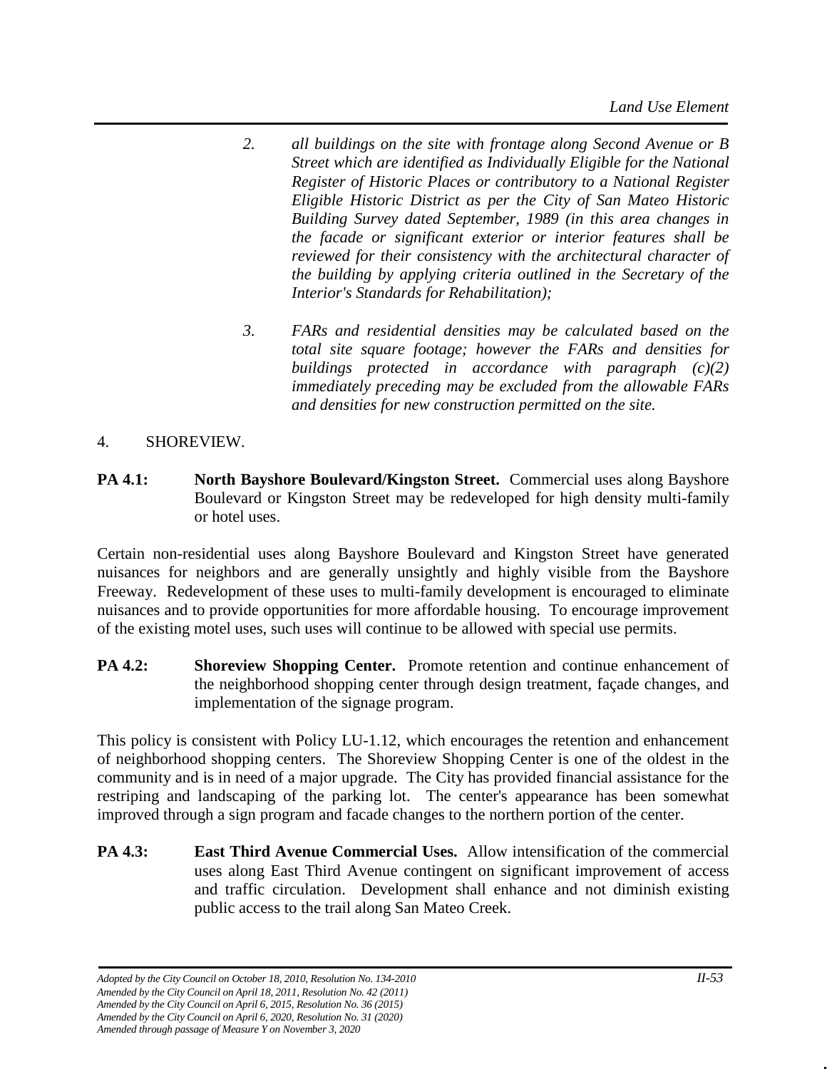*2. all buildings on the site with frontage along Second Avenue or B Street which are identified as Individually Eligible for the National Register of Historic Places or contributory to a National Register Eligible Historic District as per the City of San Mateo Historic Building Survey dated September, 1989 (in this area changes in the facade or significant exterior or interior features shall be reviewed for their consistency with the architectural character of the building by applying criteria outlined in the Secretary of the Interior's Standards for Rehabilitation);*

*3. FARs and residential densities may be calculated based on the total site square footage; however the FARs and densities for buildings protected in accordance with paragraph (c)(2) immediately preceding may be excluded from the allowable FARs and densities for new construction permitted on the site.*

4. SHOREVIEW.

**PA 4.1: North Bayshore Boulevard/Kingston Street.** Commercial uses along Bayshore Boulevard or Kingston Street may be redeveloped for high density multi-family or hotel uses.

Certain non-residential uses along Bayshore Boulevard and Kingston Street have generated nuisances for neighbors and are generally unsightly and highly visible from the Bayshore Freeway. Redevelopment of these uses to multi-family development is encouraged to eliminate nuisances and to provide opportunities for more affordable housing. To encourage improvement of the existing motel uses, such uses will continue to be allowed with special use permits.

**PA 4.2: Shoreview Shopping Center.** Promote retention and continue enhancement of the neighborhood shopping center through design treatment, façade changes, and implementation of the signage program.

This policy is consistent with Policy LU-1.12, which encourages the retention and enhancement of neighborhood shopping centers. The Shoreview Shopping Center is one of the oldest in the community and is in need of a major upgrade. The City has provided financial assistance for the restriping and landscaping of the parking lot. The center's appearance has been somewhat improved through a sign program and facade changes to the northern portion of the center.

**PA 4.3: East Third Avenue Commercial Uses.** Allow intensification of the commercial uses along East Third Avenue contingent on significant improvement of access and traffic circulation. Development shall enhance and not diminish existing public access to the trail along San Mateo Creek.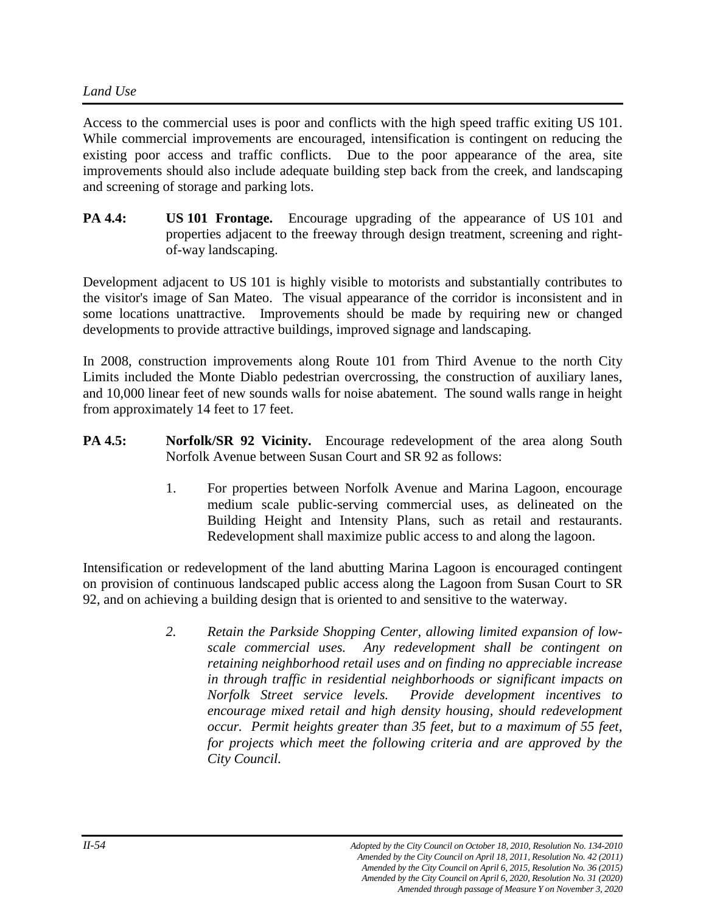Access to the commercial uses is poor and conflicts with the high speed traffic exiting US 101. While commercial improvements are encouraged, intensification is contingent on reducing the existing poor access and traffic conflicts. Due to the poor appearance of the area, site improvements should also include adequate building step back from the creek, and landscaping and screening of storage and parking lots.

**PA 4.4:** **US 101 Frontage.** Encourage upgrading of the appearance of US 101 and properties adjacent to the freeway through design treatment, screening and right-of-way landscaping.

Development adjacent to US 101 is highly visible to motorists and substantially contributes to the visitor's image of San Mateo. The visual appearance of the corridor is inconsistent and in some locations unattractive. Improvements should be made by requiring new or changed developments to provide attractive buildings, improved signage and landscaping.

In 2008, construction improvements along Route 101 from Third Avenue to the north City Limits included the Monte Diablo pedestrian overcrossing, the construction of auxiliary lanes, and 10,000 linear feet of new sounds walls for noise abatement. The sound walls range in height from approximately 14 feet to 17 feet.

**PA 4.5:** **Norfolk/SR 92 Vicinity.** Encourage redevelopment of the area along South Norfolk Avenue between Susan Court and SR 92 as follows:

1. For properties between Norfolk Avenue and Marina Lagoon, encourage medium scale public-serving commercial uses, as delineated on the Building Height and Intensity Plans, such as retail and restaurants. Redevelopment shall maximize public access to and along the lagoon.

Intensification or redevelopment of the land abutting Marina Lagoon is encouraged contingent on provision of continuous landscaped public access along the Lagoon from Susan Court to SR 92, and on achieving a building design that is oriented to and sensitive to the waterway.

2. *Retain the Parkside Shopping Center, allowing limited expansion of low-scale commercial uses. Any redevelopment shall be contingent on retaining neighborhood retail uses and on finding no appreciable increase in through traffic in residential neighborhoods or significant impacts on Norfolk Street service levels. Provide development incentives to encourage mixed retail and high density housing, should redevelopment occur. Permit heights greater than 35 feet, but to a maximum of 55 feet, for projects which meet the following criteria and are approved by the City Council.*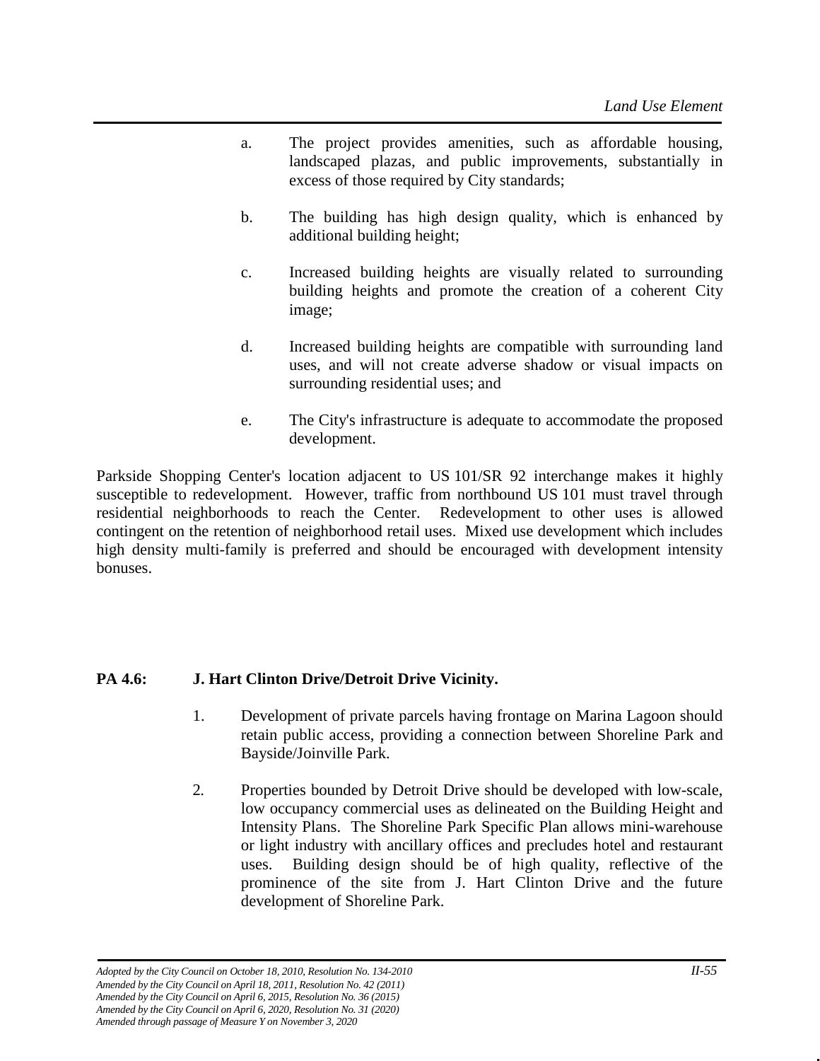a. The project provides amenities, such as affordable housing, landscaped plazas, and public improvements, substantially in excess of those required by City standards;

b. The building has high design quality, which is enhanced by additional building height;

c. Increased building heights are visually related to surrounding building heights and promote the creation of a coherent City image;

d. Increased building heights are compatible with surrounding land uses, and will not create adverse shadow or visual impacts on surrounding residential uses; and

e. The City's infrastructure is adequate to accommodate the proposed development.

Parkside Shopping Center's location adjacent to US 101/SR 92 interchange makes it highly susceptible to redevelopment. However, traffic from northbound US 101 must travel through residential neighborhoods to reach the Center. Redevelopment to other uses is allowed contingent on the retention of neighborhood retail uses. Mixed use development which includes high density multi-family is preferred and should be encouraged with development intensity bonuses.

**PA 4.6: J. Hart Clinton Drive/Detroit Drive Vicinity.**

1. Development of private parcels having frontage on Marina Lagoon should retain public access, providing a connection between Shoreline Park and Bayside/Joinville Park.

2. Properties bounded by Detroit Drive should be developed with low-scale, low occupancy commercial uses as delineated on the Building Height and Intensity Plans. The Shoreline Park Specific Plan allows mini-warehouse or light industry with ancillary offices and precludes hotel and restaurant uses. Building design should be of high quality, reflective of the prominence of the site from J. Hart Clinton Drive and the future development of Shoreline Park.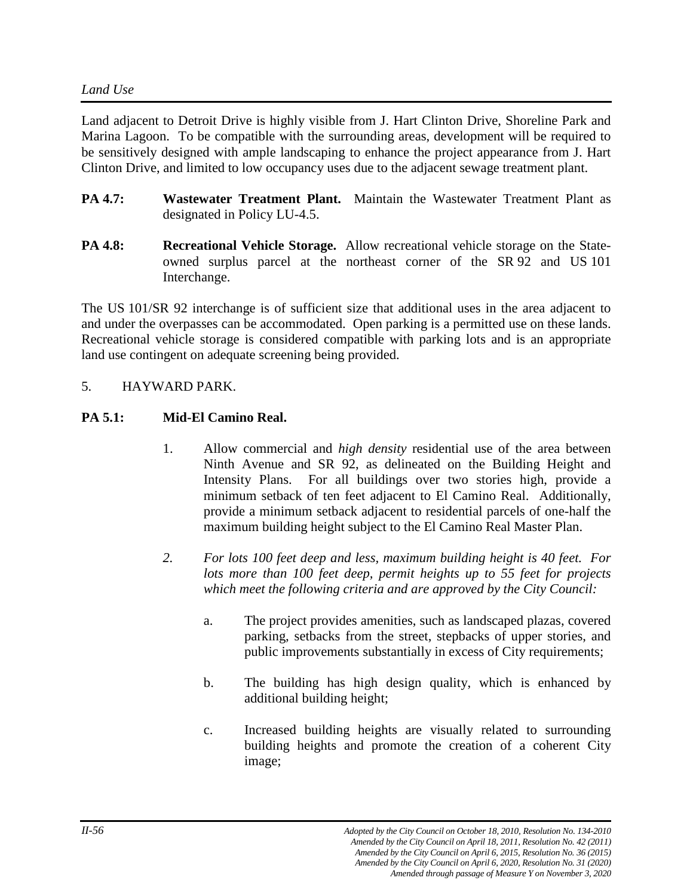Land adjacent to Detroit Drive is highly visible from J. Hart Clinton Drive, Shoreline Park and Marina Lagoon. To be compatible with the surrounding areas, development will be required to be sensitively designed with ample landscaping to enhance the project appearance from J. Hart Clinton Drive, and limited to low occupancy uses due to the adjacent sewage treatment plant.

**PA 4.7:** **Wastewater Treatment Plant.** Maintain the Wastewater Treatment Plant as designated in Policy LU-4.5.

**PA 4.8:** **Recreational Vehicle Storage.** Allow recreational vehicle storage on the State-owned surplus parcel at the northeast corner of the SR 92 and US 101 Interchange.

The US 101/SR 92 interchange is of sufficient size that additional uses in the area adjacent to and under the overpasses can be accommodated. Open parking is a permitted use on these lands. Recreational vehicle storage is considered compatible with parking lots and is an appropriate land use contingent on adequate screening being provided.

5. HAYWARD PARK.

**PA 5.1:** **Mid-El Camino Real.**

1. Allow commercial and *high density* residential use of the area between Ninth Avenue and SR 92, as delineated on the Building Height and Intensity Plans. For all buildings over two stories high, provide a minimum setback of ten feet adjacent to El Camino Real. Additionally, provide a minimum setback adjacent to residential parcels of one-half the maximum building height subject to the El Camino Real Master Plan.

2. *For lots 100 feet deep and less, maximum building height is 40 feet. For lots more than 100 feet deep, permit heights up to 55 feet for projects which meet the following criteria and are approved by the City Council:*

    a. The project provides amenities, such as landscaped plazas, covered parking, setbacks from the street, stepbacks of upper stories, and public improvements substantially in excess of City requirements;

    b. The building has high design quality, which is enhanced by additional building height;

    c. Increased building heights are visually related to surrounding building heights and promote the creation of a coherent City image;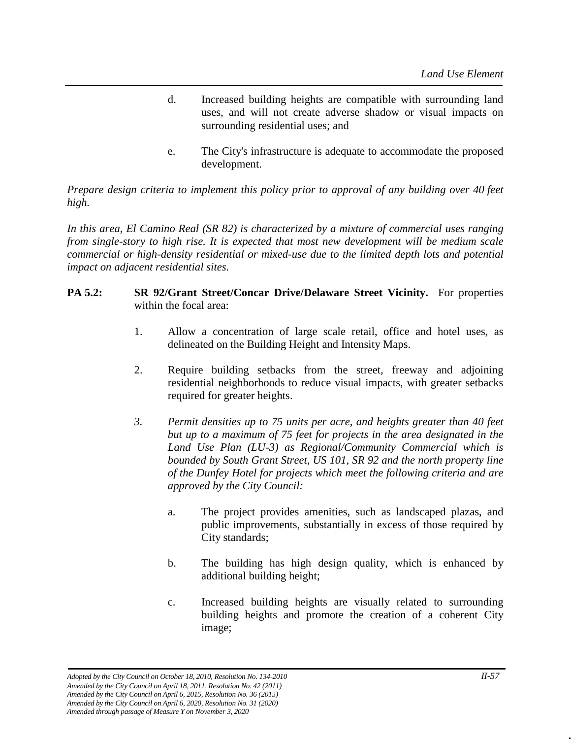d. Increased building heights are compatible with surrounding land uses, and will not create adverse shadow or visual impacts on surrounding residential uses; and

e. The City's infrastructure is adequate to accommodate the proposed development.

*Prepare design criteria to implement this policy prior to approval of any building over 40 feet high.*

*In this area, El Camino Real (SR 82) is characterized by a mixture of commercial uses ranging from single-story to high rise. It is expected that most new development will be medium scale commercial or high-density residential or mixed-use due to the limited depth lots and potential impact on adjacent residential sites.*

**PA 5.2: SR 92/Grant Street/Concar Drive/Delaware Street Vicinity.** For properties within the focal area:

1. Allow a concentration of large scale retail, office and hotel uses, as delineated on the Building Height and Intensity Maps.

2. Require building setbacks from the street, freeway and adjoining residential neighborhoods to reduce visual impacts, with greater setbacks required for greater heights.

3. *Permit densities up to 75 units per acre, and heights greater than 40 feet but up to a maximum of 75 feet for projects in the area designated in the Land Use Plan (LU-3) as Regional/Community Commercial which is bounded by South Grant Street, US 101, SR 92 and the north property line of the Dunfey Hotel for projects which meet the following criteria and are approved by the City Council:*

   a. The project provides amenities, such as landscaped plazas, and public improvements, substantially in excess of those required by City standards;

   b. The building has high design quality, which is enhanced by additional building height;

   c. Increased building heights are visually related to surrounding building heights and promote the creation of a coherent City image;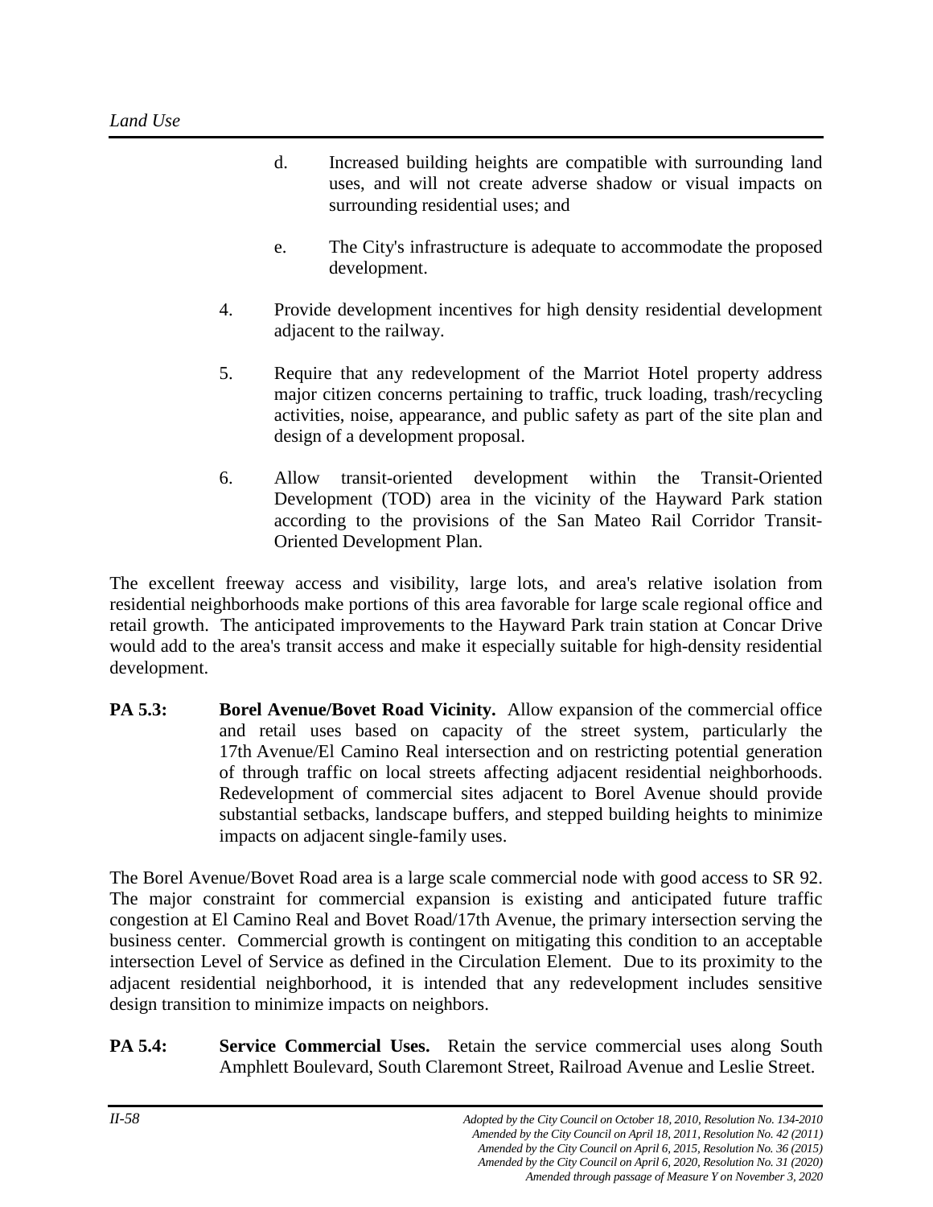d. Increased building heights are compatible with surrounding land uses, and will not create adverse shadow or visual impacts on surrounding residential uses; and

e. The City's infrastructure is adequate to accommodate the proposed development.

4. Provide development incentives for high density residential development adjacent to the railway.

5. Require that any redevelopment of the Marriot Hotel property address major citizen concerns pertaining to traffic, truck loading, trash/recycling activities, noise, appearance, and public safety as part of the site plan and design of a development proposal.

6. Allow transit-oriented development within the Transit-Oriented Development (TOD) area in the vicinity of the Hayward Park station according to the provisions of the San Mateo Rail Corridor Transit-Oriented Development Plan.

The excellent freeway access and visibility, large lots, and area's relative isolation from residential neighborhoods make portions of this area favorable for large scale regional office and retail growth. The anticipated improvements to the Hayward Park train station at Concar Drive would add to the area's transit access and make it especially suitable for high-density residential development.

**PA 5.3: Borel Avenue/Bovet Road Vicinity.** Allow expansion of the commercial office and retail uses based on capacity of the street system, particularly the 17th Avenue/El Camino Real intersection and on restricting potential generation of through traffic on local streets affecting adjacent residential neighborhoods. Redevelopment of commercial sites adjacent to Borel Avenue should provide substantial setbacks, landscape buffers, and stepped building heights to minimize impacts on adjacent single-family uses.

The Borel Avenue/Bovet Road area is a large scale commercial node with good access to SR 92. The major constraint for commercial expansion is existing and anticipated future traffic congestion at El Camino Real and Bovet Road/17th Avenue, the primary intersection serving the business center. Commercial growth is contingent on mitigating this condition to an acceptable intersection Level of Service as defined in the Circulation Element. Due to its proximity to the adjacent residential neighborhood, it is intended that any redevelopment includes sensitive design transition to minimize impacts on neighbors.

**PA 5.4: Service Commercial Uses.** Retain the service commercial uses along South Amphlett Boulevard, South Claremont Street, Railroad Avenue and Leslie Street.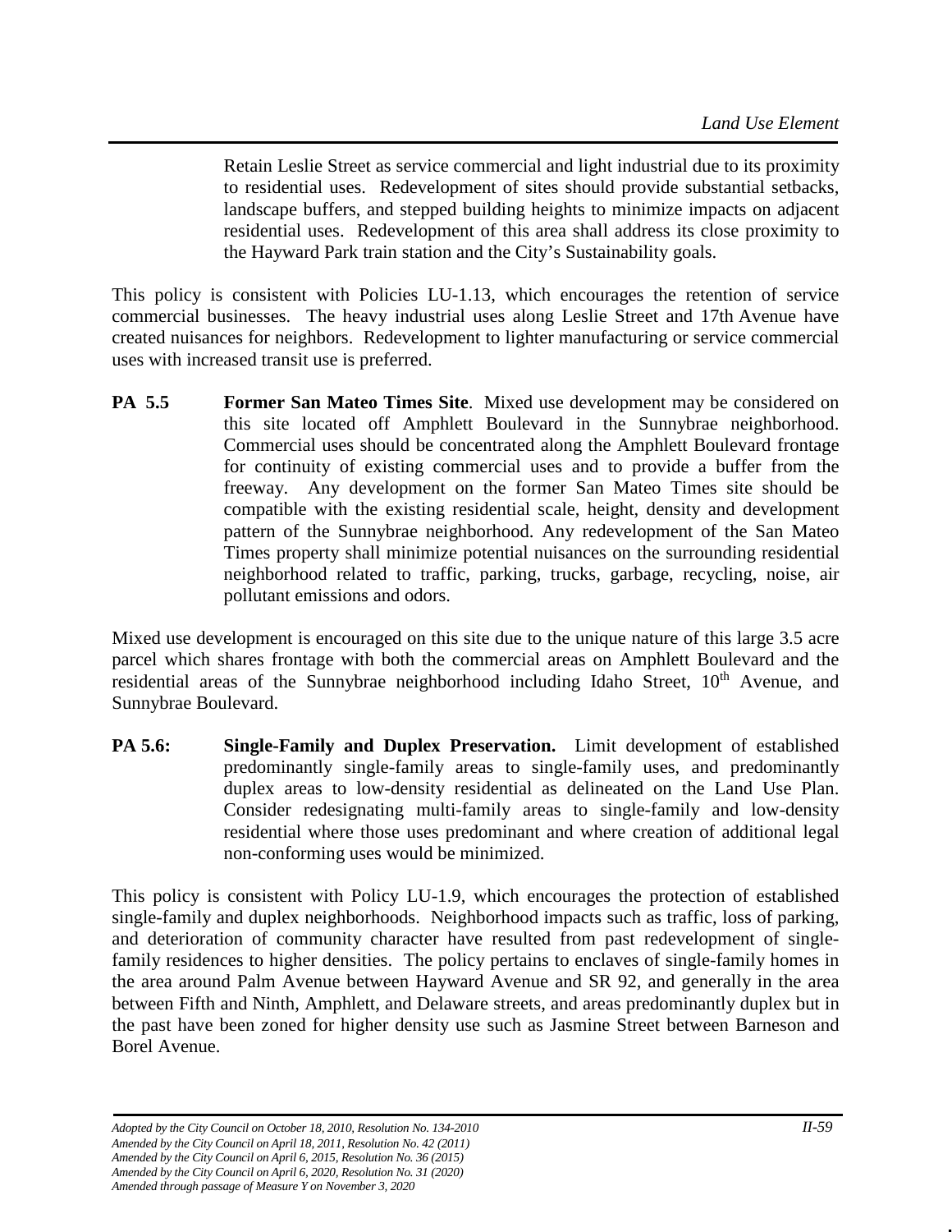Retain Leslie Street as service commercial and light industrial due to its proximity to residential uses. Redevelopment of sites should provide substantial setbacks, landscape buffers, and stepped building heights to minimize impacts on adjacent residential uses. Redevelopment of this area shall address its close proximity to the Hayward Park train station and the City's Sustainability goals.

This policy is consistent with Policies LU-1.13, which encourages the retention of service commercial businesses. The heavy industrial uses along Leslie Street and 17th Avenue have created nuisances for neighbors. Redevelopment to lighter manufacturing or service commercial uses with increased transit use is preferred.

**PA 5.5 Former San Mateo Times Site**. Mixed use development may be considered on this site located off Amphlett Boulevard in the Sunnybrae neighborhood. Commercial uses should be concentrated along the Amphlett Boulevard frontage for continuity of existing commercial uses and to provide a buffer from the freeway. Any development on the former San Mateo Times site should be compatible with the existing residential scale, height, density and development pattern of the Sunnybrae neighborhood. Any redevelopment of the San Mateo Times property shall minimize potential nuisances on the surrounding residential neighborhood related to traffic, parking, trucks, garbage, recycling, noise, air pollutant emissions and odors.

Mixed use development is encouraged on this site due to the unique nature of this large 3.5 acre parcel which shares frontage with both the commercial areas on Amphlett Boulevard and the residential areas of the Sunnybrae neighborhood including Idaho Street, 10th Avenue, and Sunnybrae Boulevard.

**PA 5.6: Single-Family and Duplex Preservation.** Limit development of established predominantly single-family areas to single-family uses, and predominantly duplex areas to low-density residential as delineated on the Land Use Plan. Consider redesignating multi-family areas to single-family and low-density residential where those uses predominant and where creation of additional legal non-conforming uses would be minimized.

This policy is consistent with Policy LU-1.9, which encourages the protection of established single-family and duplex neighborhoods. Neighborhood impacts such as traffic, loss of parking, and deterioration of community character have resulted from past redevelopment of single-family residences to higher densities. The policy pertains to enclaves of single-family homes in the area around Palm Avenue between Hayward Avenue and SR 92, and generally in the area between Fifth and Ninth, Amphlett, and Delaware streets, and areas predominantly duplex but in the past have been zoned for higher density use such as Jasmine Street between Barneson and Borel Avenue.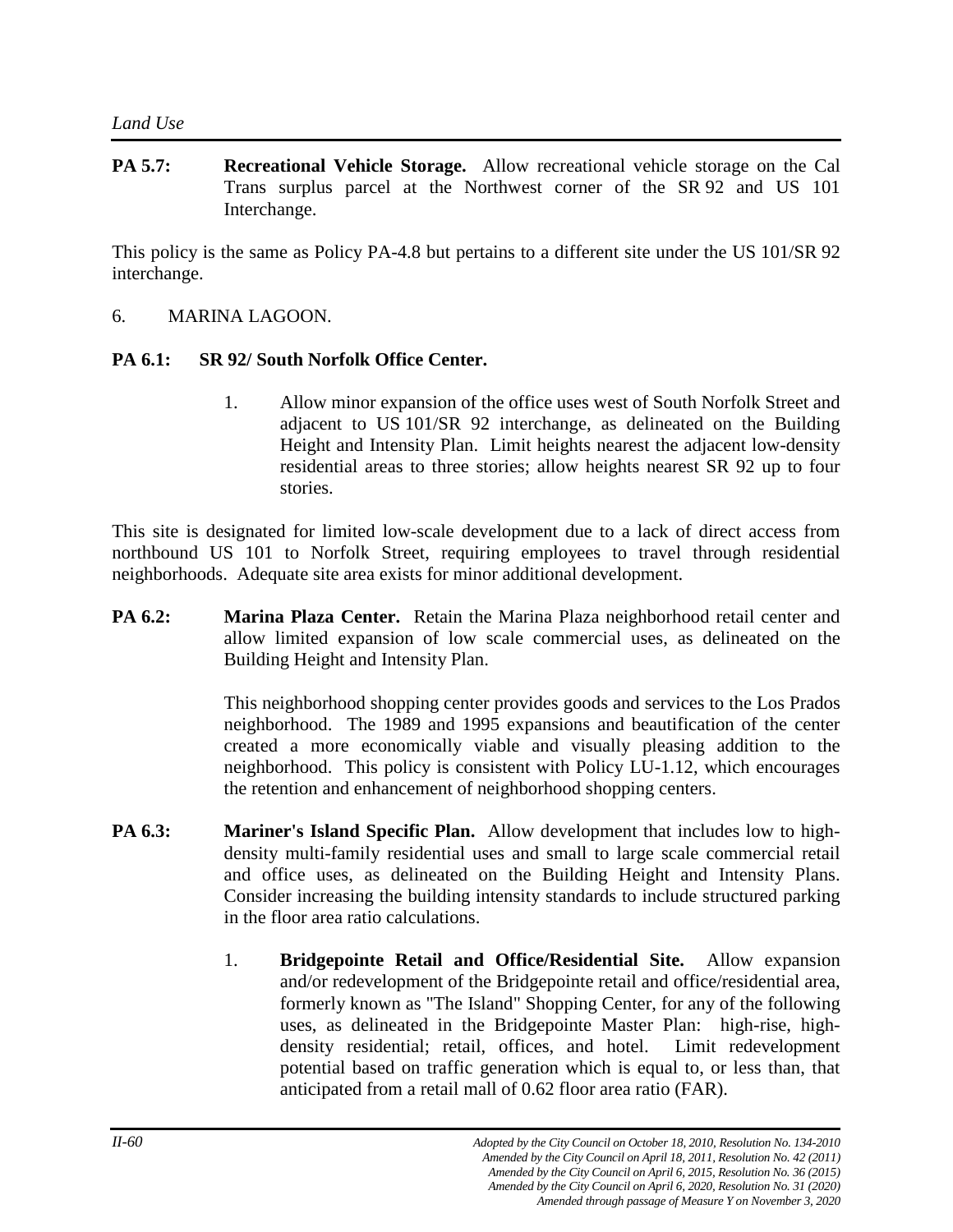**PA 5.7: Recreational Vehicle Storage.** Allow recreational vehicle storage on the Cal Trans surplus parcel at the Northwest corner of the SR 92 and US 101 Interchange.

This policy is the same as Policy PA-4.8 but pertains to a different site under the US 101/SR 92 interchange.

6. MARINA LAGOON.

**PA 6.1: SR 92/ South Norfolk Office Center.**

1. Allow minor expansion of the office uses west of South Norfolk Street and adjacent to US 101/SR 92 interchange, as delineated on the Building Height and Intensity Plan. Limit heights nearest the adjacent low-density residential areas to three stories; allow heights nearest SR 92 up to four stories.

This site is designated for limited low-scale development due to a lack of direct access from northbound US 101 to Norfolk Street, requiring employees to travel through residential neighborhoods. Adequate site area exists for minor additional development.

**PA 6.2: Marina Plaza Center.** Retain the Marina Plaza neighborhood retail center and allow limited expansion of low scale commercial uses, as delineated on the Building Height and Intensity Plan.

This neighborhood shopping center provides goods and services to the Los Prados neighborhood. The 1989 and 1995 expansions and beautification of the center created a more economically viable and visually pleasing addition to the neighborhood. This policy is consistent with Policy LU-1.12, which encourages the retention and enhancement of neighborhood shopping centers.

**PA 6.3: Mariner's Island Specific Plan.** Allow development that includes low to high-density multi-family residential uses and small to large scale commercial retail and office uses, as delineated on the Building Height and Intensity Plans. Consider increasing the building intensity standards to include structured parking in the floor area ratio calculations.

1. **Bridgepointe Retail and Office/Residential Site.** Allow expansion and/or redevelopment of the Bridgepointe retail and office/residential area, formerly known as "The Island" Shopping Center, for any of the following uses, as delineated in the Bridgepointe Master Plan: high-rise, high-density residential; retail, offices, and hotel. Limit redevelopment potential based on traffic generation which is equal to, or less than, that anticipated from a retail mall of 0.62 floor area ratio (FAR).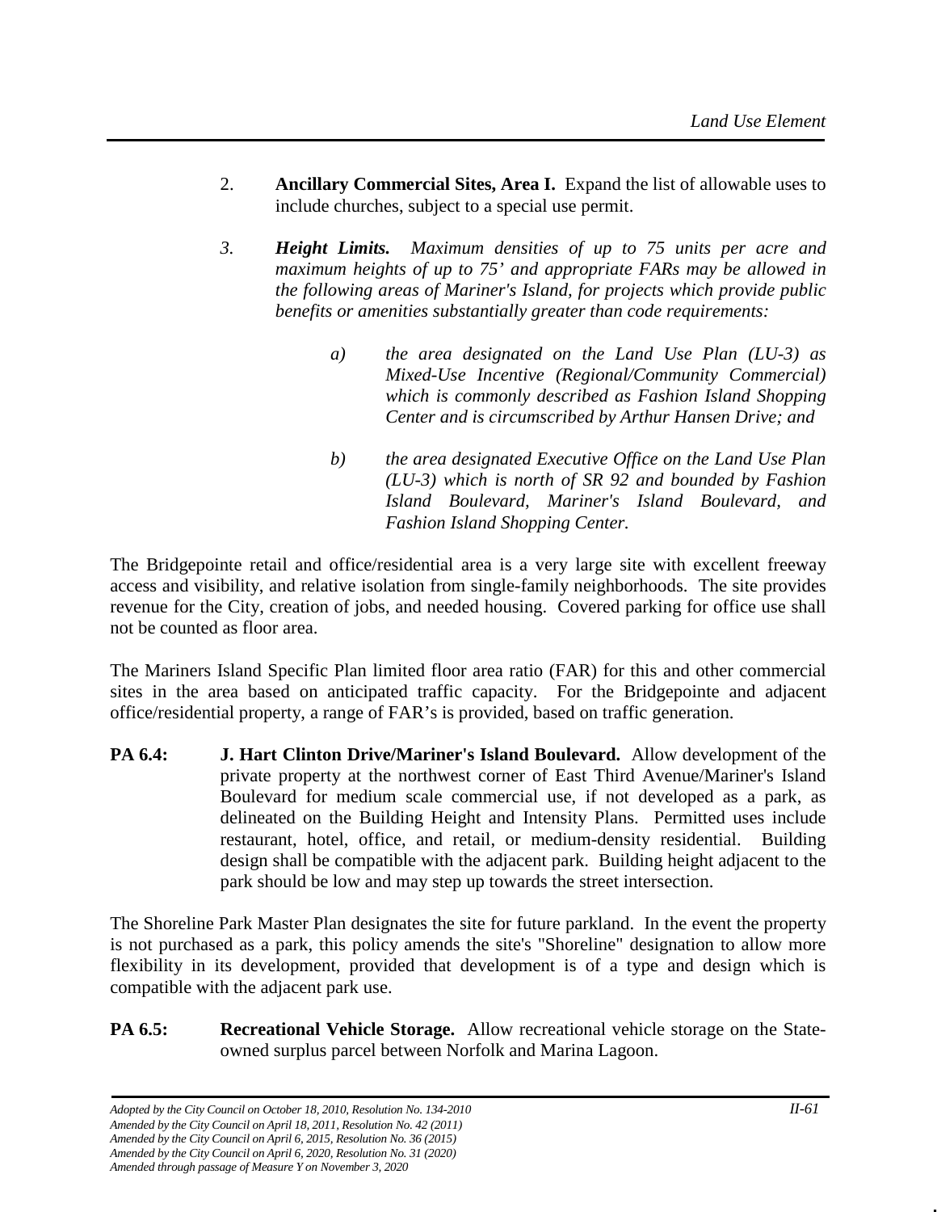2. **Ancillary Commercial Sites, Area I.** Expand the list of allowable uses to include churches, subject to a special use permit.

3. ***Height Limits.*** *Maximum densities of up to 75 units per acre and maximum heights of up to 75' and appropriate FARs may be allowed in the following areas of Mariner's Island, for projects which provide public benefits or amenities substantially greater than code requirements:*

   a) *the area designated on the Land Use Plan (LU-3) as Mixed-Use Incentive (Regional/Community Commercial) which is commonly described as Fashion Island Shopping Center and is circumscribed by Arthur Hansen Drive; and*

   b) *the area designated Executive Office on the Land Use Plan (LU-3) which is north of SR 92 and bounded by Fashion Island Boulevard, Mariner's Island Boulevard, and Fashion Island Shopping Center.*

The Bridgepointe retail and office/residential area is a very large site with excellent freeway access and visibility, and relative isolation from single-family neighborhoods. The site provides revenue for the City, creation of jobs, and needed housing. Covered parking for office use shall not be counted as floor area.

The Mariners Island Specific Plan limited floor area ratio (FAR) for this and other commercial sites in the area based on anticipated traffic capacity. For the Bridgepointe and adjacent office/residential property, a range of FAR's is provided, based on traffic generation.

**PA 6.4:** **J. Hart Clinton Drive/Mariner's Island Boulevard.** Allow development of the private property at the northwest corner of East Third Avenue/Mariner's Island Boulevard for medium scale commercial use, if not developed as a park, as delineated on the Building Height and Intensity Plans. Permitted uses include restaurant, hotel, office, and retail, or medium-density residential. Building design shall be compatible with the adjacent park. Building height adjacent to the park should be low and may step up towards the street intersection.

The Shoreline Park Master Plan designates the site for future parkland. In the event the property is not purchased as a park, this policy amends the site's "Shoreline" designation to allow more flexibility in its development, provided that development is of a type and design which is compatible with the adjacent park use.

**PA 6.5:** **Recreational Vehicle Storage.** Allow recreational vehicle storage on the State-owned surplus parcel between Norfolk and Marina Lagoon.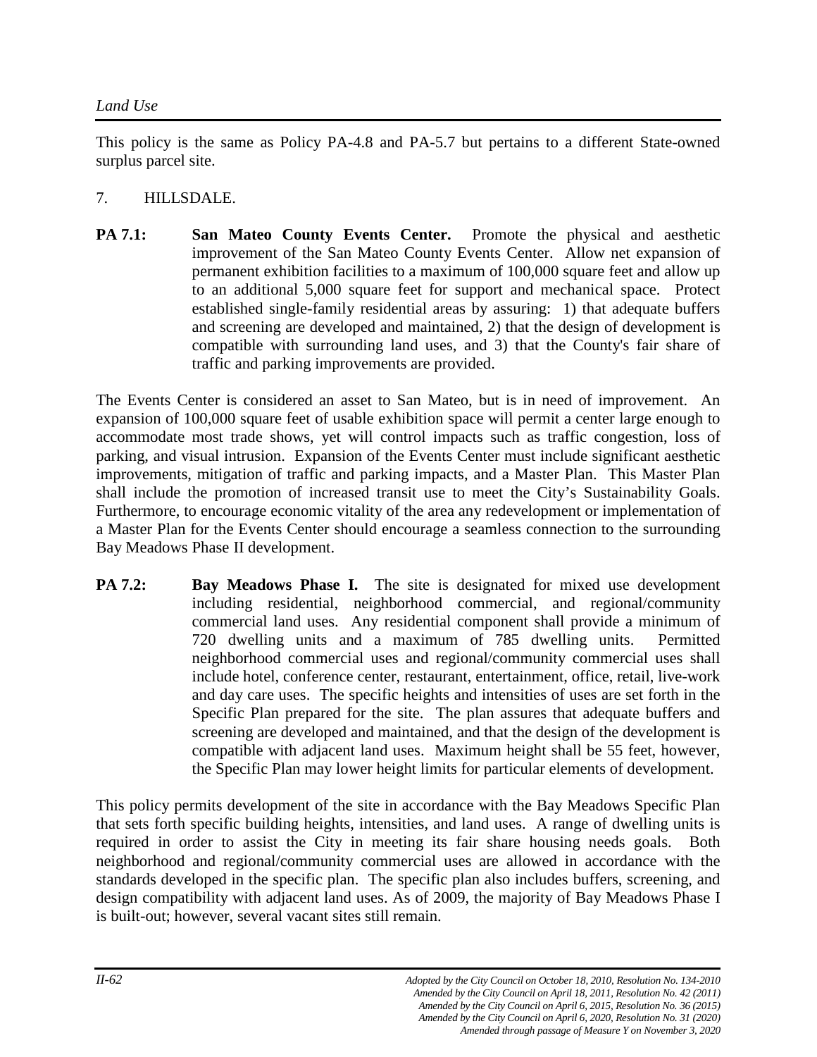This policy is the same as Policy PA-4.8 and PA-5.7 but pertains to a different State-owned surplus parcel site.

7. HILLSDALE.

**PA 7.1:** **San Mateo County Events Center.** Promote the physical and aesthetic improvement of the San Mateo County Events Center. Allow net expansion of permanent exhibition facilities to a maximum of 100,000 square feet and allow up to an additional 5,000 square feet for support and mechanical space. Protect established single-family residential areas by assuring: 1) that adequate buffers and screening are developed and maintained, 2) that the design of development is compatible with surrounding land uses, and 3) that the County's fair share of traffic and parking improvements are provided.

The Events Center is considered an asset to San Mateo, but is in need of improvement. An expansion of 100,000 square feet of usable exhibition space will permit a center large enough to accommodate most trade shows, yet will control impacts such as traffic congestion, loss of parking, and visual intrusion. Expansion of the Events Center must include significant aesthetic improvements, mitigation of traffic and parking impacts, and a Master Plan. This Master Plan shall include the promotion of increased transit use to meet the City's Sustainability Goals. Furthermore, to encourage economic vitality of the area any redevelopment or implementation of a Master Plan for the Events Center should encourage a seamless connection to the surrounding Bay Meadows Phase II development.

**PA 7.2:** **Bay Meadows Phase I.** The site is designated for mixed use development including residential, neighborhood commercial, and regional/community commercial land uses. Any residential component shall provide a minimum of 720 dwelling units and a maximum of 785 dwelling units. Permitted neighborhood commercial uses and regional/community commercial uses shall include hotel, conference center, restaurant, entertainment, office, retail, live-work and day care uses. The specific heights and intensities of uses are set forth in the Specific Plan prepared for the site. The plan assures that adequate buffers and screening are developed and maintained, and that the design of the development is compatible with adjacent land uses. Maximum height shall be 55 feet, however, the Specific Plan may lower height limits for particular elements of development.

This policy permits development of the site in accordance with the Bay Meadows Specific Plan that sets forth specific building heights, intensities, and land uses. A range of dwelling units is required in order to assist the City in meeting its fair share housing needs goals. Both neighborhood and regional/community commercial uses are allowed in accordance with the standards developed in the specific plan. The specific plan also includes buffers, screening, and design compatibility with adjacent land uses. As of 2009, the majority of Bay Meadows Phase I is built-out; however, several vacant sites still remain.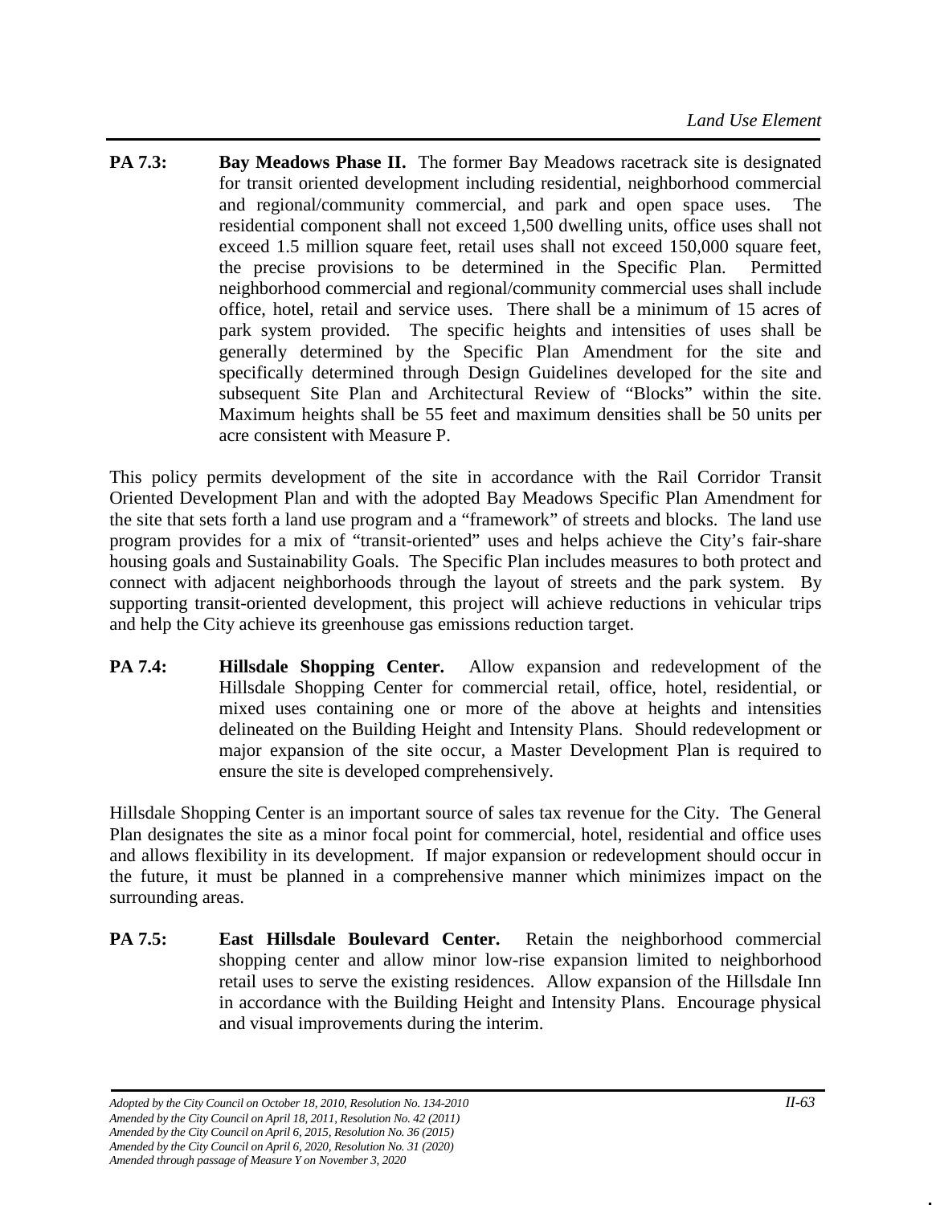**PA 7.3: Bay Meadows Phase II.** The former Bay Meadows racetrack site is designated for transit oriented development including residential, neighborhood commercial and regional/community commercial, and park and open space uses. The residential component shall not exceed 1,500 dwelling units, office uses shall not exceed 1.5 million square feet, retail uses shall not exceed 150,000 square feet, the precise provisions to be determined in the Specific Plan. Permitted neighborhood commercial and regional/community commercial uses shall include office, hotel, retail and service uses. There shall be a minimum of 15 acres of park system provided. The specific heights and intensities of uses shall be generally determined by the Specific Plan Amendment for the site and specifically determined through Design Guidelines developed for the site and subsequent Site Plan and Architectural Review of "Blocks" within the site. Maximum heights shall be 55 feet and maximum densities shall be 50 units per acre consistent with Measure P.

This policy permits development of the site in accordance with the Rail Corridor Transit Oriented Development Plan and with the adopted Bay Meadows Specific Plan Amendment for the site that sets forth a land use program and a "framework" of streets and blocks. The land use program provides for a mix of "transit-oriented" uses and helps achieve the City's fair-share housing goals and Sustainability Goals. The Specific Plan includes measures to both protect and connect with adjacent neighborhoods through the layout of streets and the park system. By supporting transit-oriented development, this project will achieve reductions in vehicular trips and help the City achieve its greenhouse gas emissions reduction target.

**PA 7.4: Hillsdale Shopping Center.** Allow expansion and redevelopment of the Hillsdale Shopping Center for commercial retail, office, hotel, residential, or mixed uses containing one or more of the above at heights and intensities delineated on the Building Height and Intensity Plans. Should redevelopment or major expansion of the site occur, a Master Development Plan is required to ensure the site is developed comprehensively.

Hillsdale Shopping Center is an important source of sales tax revenue for the City. The General Plan designates the site as a minor focal point for commercial, hotel, residential and office uses and allows flexibility in its development. If major expansion or redevelopment should occur in the future, it must be planned in a comprehensive manner which minimizes impact on the surrounding areas.

**PA 7.5: East Hillsdale Boulevard Center.** Retain the neighborhood commercial shopping center and allow minor low-rise expansion limited to neighborhood retail uses to serve the existing residences. Allow expansion of the Hillsdale Inn in accordance with the Building Height and Intensity Plans. Encourage physical and visual improvements during the interim.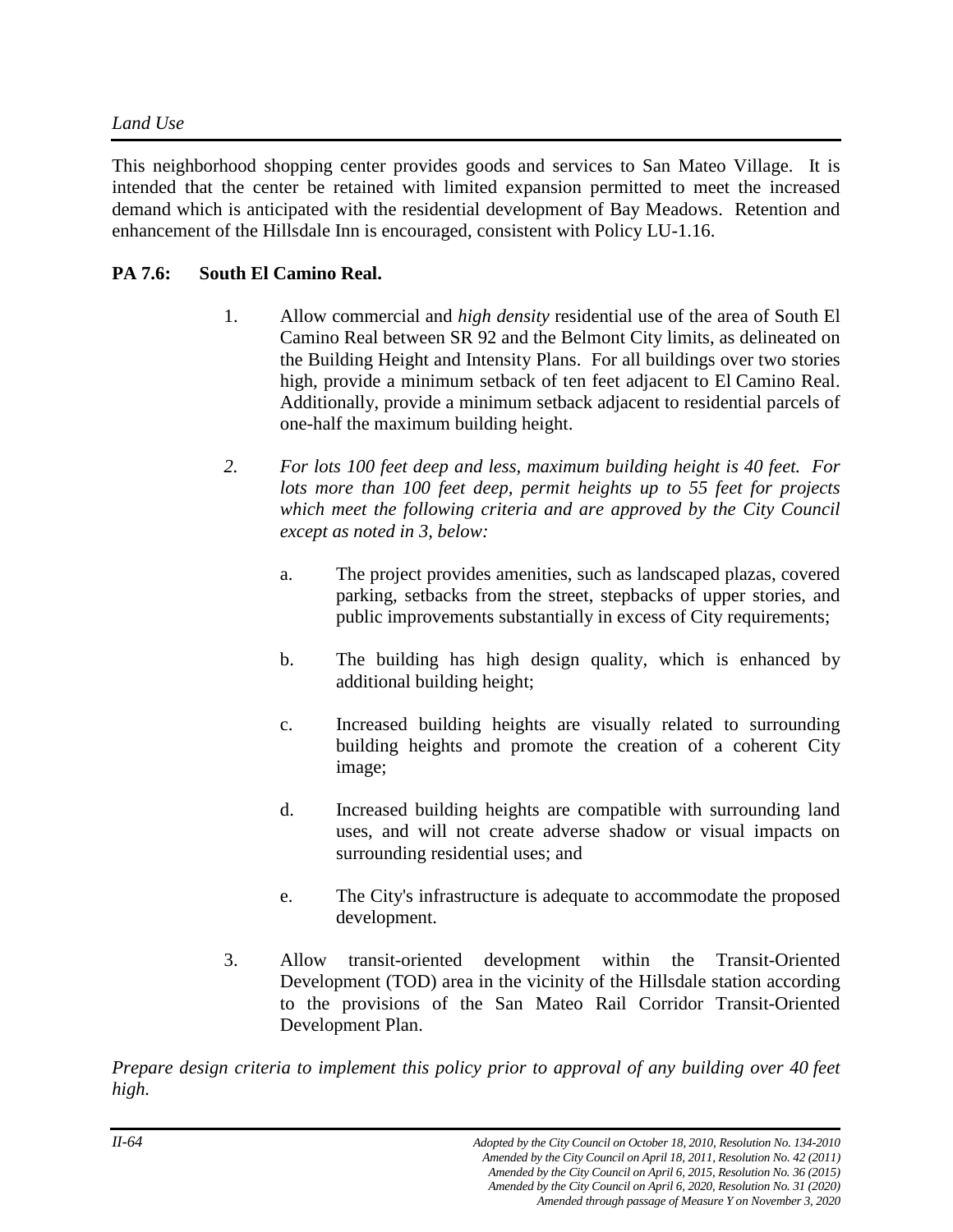This neighborhood shopping center provides goods and services to San Mateo Village. It is intended that the center be retained with limited expansion permitted to meet the increased demand which is anticipated with the residential development of Bay Meadows. Retention and enhancement of the Hillsdale Inn is encouraged, consistent with Policy LU-1.16.

**PA 7.6: South El Camino Real.**

1. Allow commercial and *high density* residential use of the area of South El Camino Real between SR 92 and the Belmont City limits, as delineated on the Building Height and Intensity Plans. For all buildings over two stories high, provide a minimum setback of ten feet adjacent to El Camino Real. Additionally, provide a minimum setback adjacent to residential parcels of one-half the maximum building height.

2. *For lots 100 feet deep and less, maximum building height is 40 feet. For lots more than 100 feet deep, permit heights up to 55 feet for projects which meet the following criteria and are approved by the City Council except as noted in 3, below:*

   a. The project provides amenities, such as landscaped plazas, covered parking, setbacks from the street, stepbacks of upper stories, and public improvements substantially in excess of City requirements;

   b. The building has high design quality, which is enhanced by additional building height;

   c. Increased building heights are visually related to surrounding building heights and promote the creation of a coherent City image;

   d. Increased building heights are compatible with surrounding land uses, and will not create adverse shadow or visual impacts on surrounding residential uses; and

   e. The City's infrastructure is adequate to accommodate the proposed development.

3. Allow transit-oriented development within the Transit-Oriented Development (TOD) area in the vicinity of the Hillsdale station according to the provisions of the San Mateo Rail Corridor Transit-Oriented Development Plan.

*Prepare design criteria to implement this policy prior to approval of any building over 40 feet high.*

*Adopted by the City Council on October 18, 2010, Resolution No. 134-2010*
*Amended by the City Council on April 18, 2011, Resolution No. 42 (2011)*
*Amended by the City Council on April 6, 2015, Resolution No. 36 (2015)*
*Amended by the City Council on April 6, 2020, Resolution No. 31 (2020)*
*Amended through passage of Measure Y on November 3, 2020*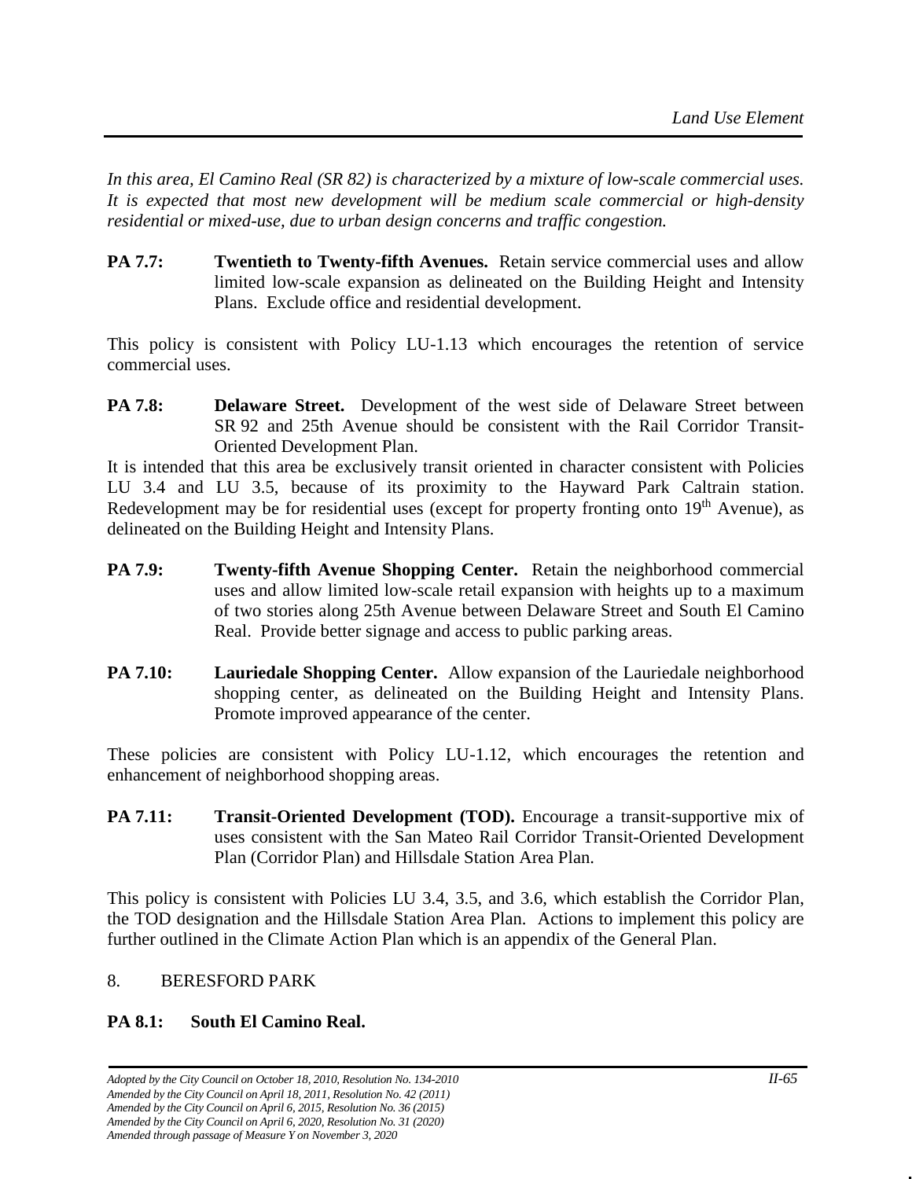*In this area, El Camino Real (SR 82) is characterized by a mixture of low-scale commercial uses. It is expected that most new development will be medium scale commercial or high-density residential or mixed-use, due to urban design concerns and traffic congestion.*

**PA 7.7:** **Twentieth to Twenty-fifth Avenues.** Retain service commercial uses and allow limited low-scale expansion as delineated on the Building Height and Intensity Plans. Exclude office and residential development.

This policy is consistent with Policy LU-1.13 which encourages the retention of service commercial uses.

**PA 7.8:** **Delaware Street.** Development of the west side of Delaware Street between SR 92 and 25th Avenue should be consistent with the Rail Corridor Transit-Oriented Development Plan.

It is intended that this area be exclusively transit oriented in character consistent with Policies LU 3.4 and LU 3.5, because of its proximity to the Hayward Park Caltrain station. Redevelopment may be for residential uses (except for property fronting onto 19th Avenue), as delineated on the Building Height and Intensity Plans.

**PA 7.9:** **Twenty-fifth Avenue Shopping Center.** Retain the neighborhood commercial uses and allow limited low-scale retail expansion with heights up to a maximum of two stories along 25th Avenue between Delaware Street and South El Camino Real. Provide better signage and access to public parking areas.

**PA 7.10:** **Lauriedale Shopping Center.** Allow expansion of the Lauriedale neighborhood shopping center, as delineated on the Building Height and Intensity Plans. Promote improved appearance of the center.

These policies are consistent with Policy LU-1.12, which encourages the retention and enhancement of neighborhood shopping areas.

**PA 7.11:** **Transit-Oriented Development (TOD).** Encourage a transit-supportive mix of uses consistent with the San Mateo Rail Corridor Transit-Oriented Development Plan (Corridor Plan) and Hillsdale Station Area Plan.

This policy is consistent with Policies LU 3.4, 3.5, and 3.6, which establish the Corridor Plan, the TOD designation and the Hillsdale Station Area Plan. Actions to implement this policy are further outlined in the Climate Action Plan which is an appendix of the General Plan.

8. BERESFORD PARK

**PA 8.1:** **South El Camino Real.**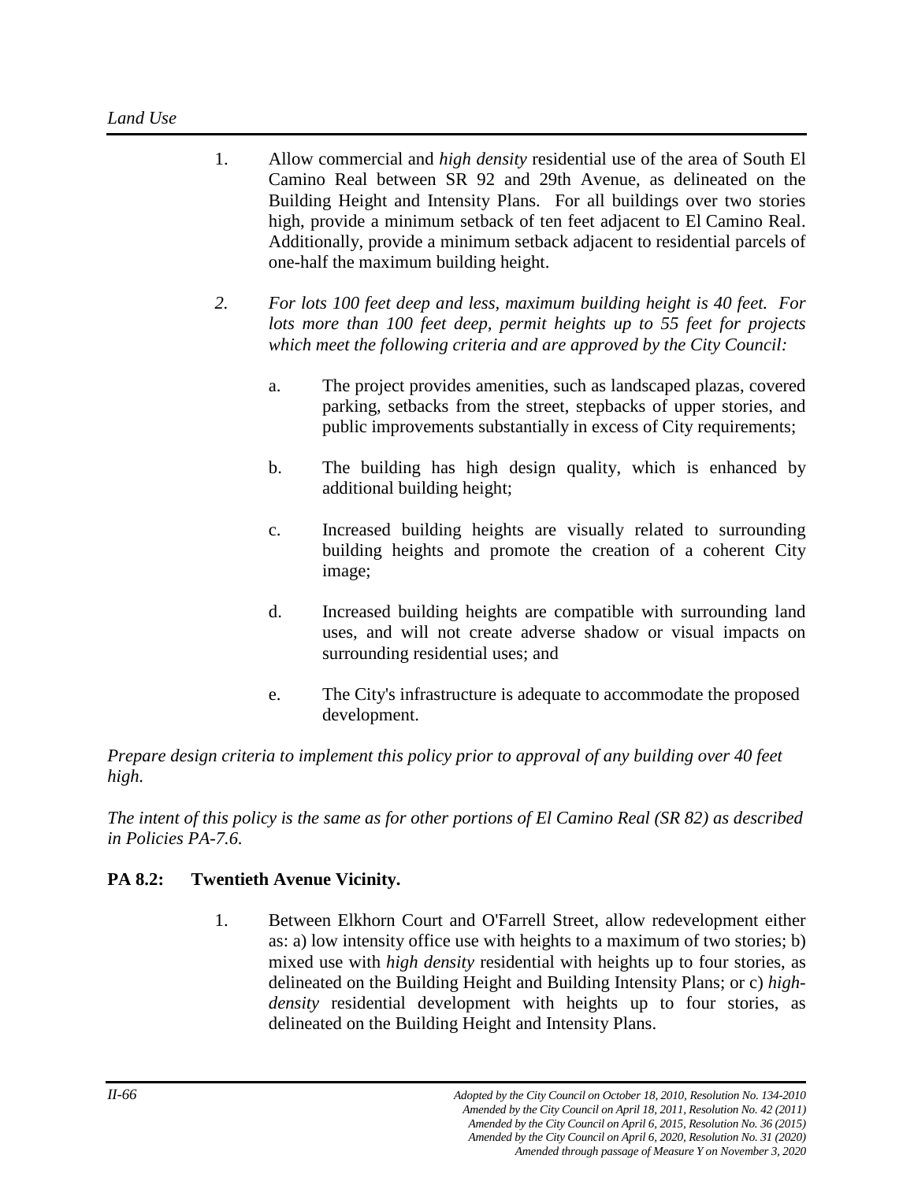1. Allow commercial and *high density* residential use of the area of South El Camino Real between SR 92 and 29th Avenue, as delineated on the Building Height and Intensity Plans. For all buildings over two stories high, provide a minimum setback of ten feet adjacent to El Camino Real. Additionally, provide a minimum setback adjacent to residential parcels of one-half the maximum building height.

2. *For lots 100 feet deep and less, maximum building height is 40 feet. For lots more than 100 feet deep, permit heights up to 55 feet for projects which meet the following criteria and are approved by the City Council:*

   a. The project provides amenities, such as landscaped plazas, covered parking, setbacks from the street, stepbacks of upper stories, and public improvements substantially in excess of City requirements;

   b. The building has high design quality, which is enhanced by additional building height;

   c. Increased building heights are visually related to surrounding building heights and promote the creation of a coherent City image;

   d. Increased building heights are compatible with surrounding land uses, and will not create adverse shadow or visual impacts on surrounding residential uses; and

   e. The City's infrastructure is adequate to accommodate the proposed development.

*Prepare design criteria to implement this policy prior to approval of any building over 40 feet high.*

*The intent of this policy is the same as for other portions of El Camino Real (SR 82) as described in Policies PA-7.6.*

**PA 8.2: Twentieth Avenue Vicinity.**

1. Between Elkhorn Court and O'Farrell Street, allow redevelopment either as: a) low intensity office use with heights to a maximum of two stories; b) mixed use with *high density* residential with heights up to four stories, as delineated on the Building Height and Building Intensity Plans; or c) *high-density* residential development with heights up to four stories, as delineated on the Building Height and Intensity Plans.

*Adopted by the City Council on October 18, 2010, Resolution No. 134-2010*
*Amended by the City Council on April 18, 2011, Resolution No. 42 (2011)*
*Amended by the City Council on April 6, 2015, Resolution No. 36 (2015)*
*Amended by the City Council on April 6, 2020, Resolution No. 31 (2020)*
*Amended through passage of Measure Y on November 3, 2020*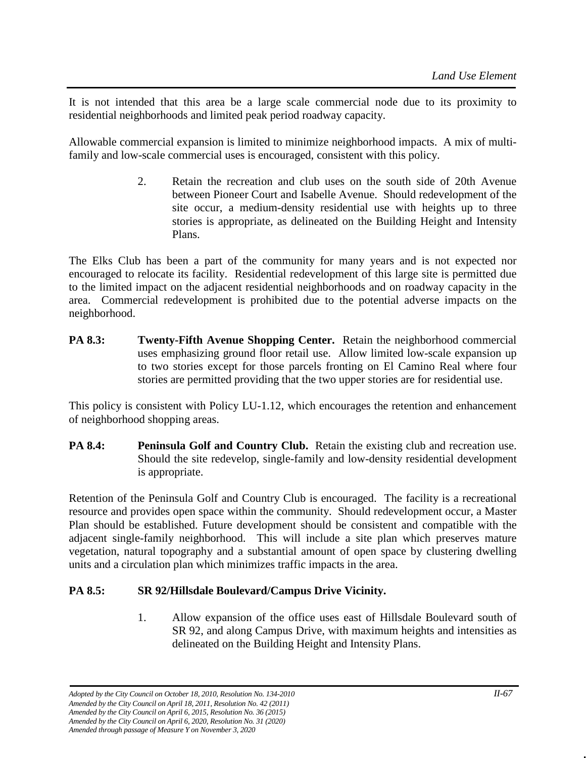It is not intended that this area be a large scale commercial node due to its proximity to residential neighborhoods and limited peak period roadway capacity.

Allowable commercial expansion is limited to minimize neighborhood impacts. A mix of multi-family and low-scale commercial uses is encouraged, consistent with this policy.

2. Retain the recreation and club uses on the south side of 20th Avenue between Pioneer Court and Isabelle Avenue. Should redevelopment of the site occur, a medium-density residential use with heights up to three stories is appropriate, as delineated on the Building Height and Intensity Plans.

The Elks Club has been a part of the community for many years and is not expected nor encouraged to relocate its facility. Residential redevelopment of this large site is permitted due to the limited impact on the adjacent residential neighborhoods and on roadway capacity in the area. Commercial redevelopment is prohibited due to the potential adverse impacts on the neighborhood.

**PA 8.3: Twenty-Fifth Avenue Shopping Center.** Retain the neighborhood commercial uses emphasizing ground floor retail use. Allow limited low-scale expansion up to two stories except for those parcels fronting on El Camino Real where four stories are permitted providing that the two upper stories are for residential use.

This policy is consistent with Policy LU-1.12, which encourages the retention and enhancement of neighborhood shopping areas.

**PA 8.4: Peninsula Golf and Country Club.** Retain the existing club and recreation use. Should the site redevelop, single-family and low-density residential development is appropriate.

Retention of the Peninsula Golf and Country Club is encouraged. The facility is a recreational resource and provides open space within the community. Should redevelopment occur, a Master Plan should be established. Future development should be consistent and compatible with the adjacent single-family neighborhood. This will include a site plan which preserves mature vegetation, natural topography and a substantial amount of open space by clustering dwelling units and a circulation plan which minimizes traffic impacts in the area.

**PA 8.5: SR 92/Hillsdale Boulevard/Campus Drive Vicinity.**

1. Allow expansion of the office uses east of Hillsdale Boulevard south of SR 92, and along Campus Drive, with maximum heights and intensities as delineated on the Building Height and Intensity Plans.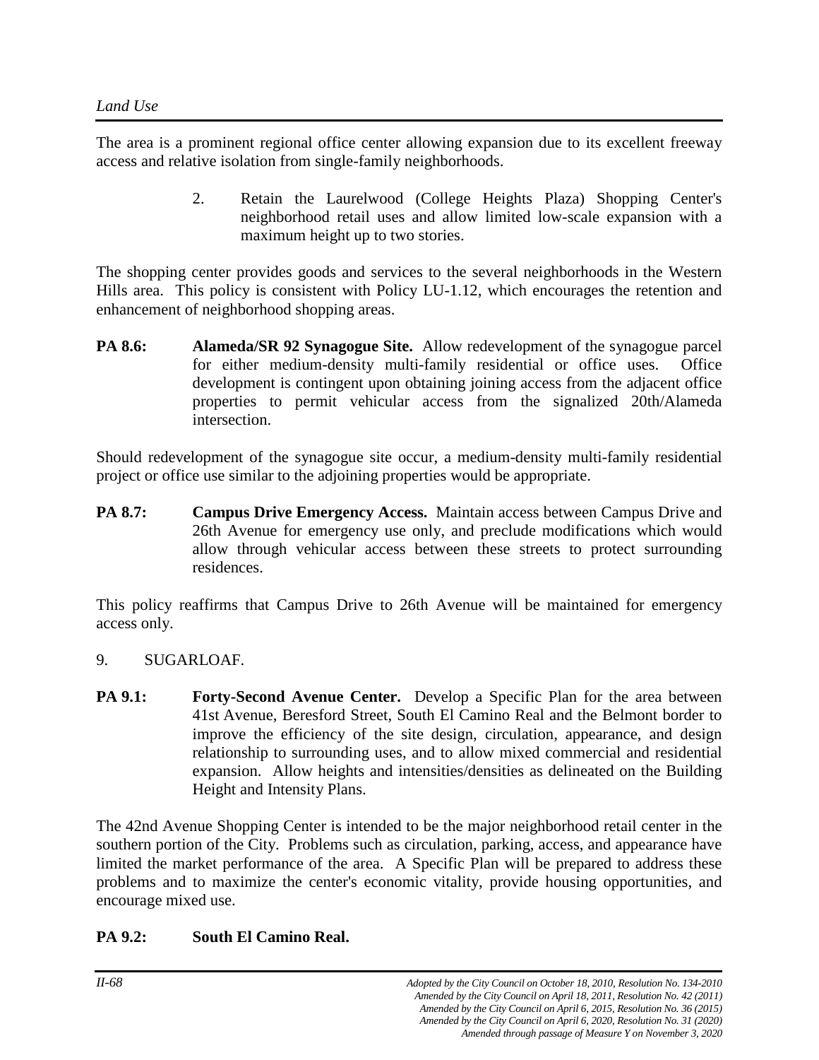The area is a prominent regional office center allowing expansion due to its excellent freeway access and relative isolation from single-family neighborhoods.

2. Retain the Laurelwood (College Heights Plaza) Shopping Center's neighborhood retail uses and allow limited low-scale expansion with a maximum height up to two stories.

The shopping center provides goods and services to the several neighborhoods in the Western Hills area. This policy is consistent with Policy LU-1.12, which encourages the retention and enhancement of neighborhood shopping areas.

**PA 8.6: Alameda/SR 92 Synagogue Site.** Allow redevelopment of the synagogue parcel for either medium-density multi-family residential or office uses. Office development is contingent upon obtaining joining access from the adjacent office properties to permit vehicular access from the signalized 20th/Alameda intersection.

Should redevelopment of the synagogue site occur, a medium-density multi-family residential project or office use similar to the adjoining properties would be appropriate.

**PA 8.7: Campus Drive Emergency Access.** Maintain access between Campus Drive and 26th Avenue for emergency use only, and preclude modifications which would allow through vehicular access between these streets to protect surrounding residences.

This policy reaffirms that Campus Drive to 26th Avenue will be maintained for emergency access only.

9. SUGARLOAF.

**PA 9.1: Forty-Second Avenue Center.** Develop a Specific Plan for the area between 41st Avenue, Beresford Street, South El Camino Real and the Belmont border to improve the efficiency of the site design, circulation, appearance, and design relationship to surrounding uses, and to allow mixed commercial and residential expansion. Allow heights and intensities/densities as delineated on the Building Height and Intensity Plans.

The 42nd Avenue Shopping Center is intended to be the major neighborhood retail center in the southern portion of the City. Problems such as circulation, parking, access, and appearance have limited the market performance of the area. A Specific Plan will be prepared to address these problems and to maximize the center's economic vitality, provide housing opportunities, and encourage mixed use.

**PA 9.2: South El Camino Real.**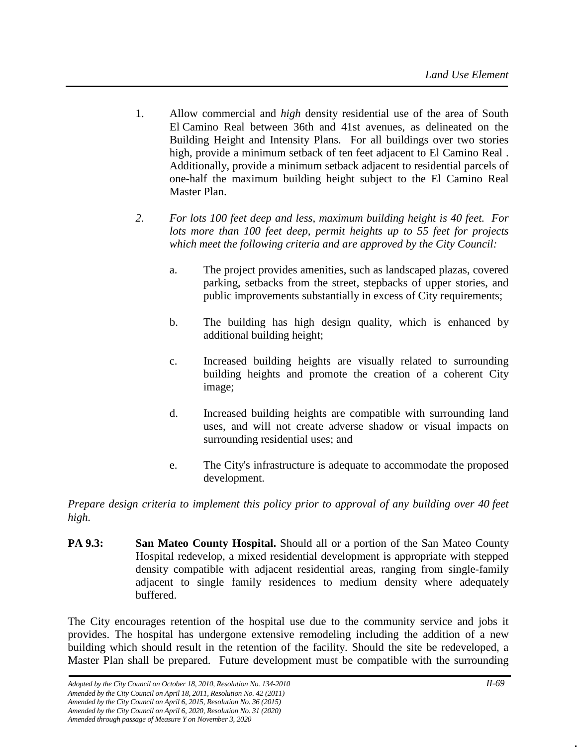1. Allow commercial and *high* density residential use of the area of South El Camino Real between 36th and 41st avenues, as delineated on the Building Height and Intensity Plans. For all buildings over two stories high, provide a minimum setback of ten feet adjacent to El Camino Real . Additionally, provide a minimum setback adjacent to residential parcels of one-half the maximum building height subject to the El Camino Real Master Plan.

2. *For lots 100 feet deep and less, maximum building height is 40 feet. For lots more than 100 feet deep, permit heights up to 55 feet for projects which meet the following criteria and are approved by the City Council:*

   a. The project provides amenities, such as landscaped plazas, covered parking, setbacks from the street, stepbacks of upper stories, and public improvements substantially in excess of City requirements;

   b. The building has high design quality, which is enhanced by additional building height;

   c. Increased building heights are visually related to surrounding building heights and promote the creation of a coherent City image;

   d. Increased building heights are compatible with surrounding land uses, and will not create adverse shadow or visual impacts on surrounding residential uses; and

   e. The City's infrastructure is adequate to accommodate the proposed development.

*Prepare design criteria to implement this policy prior to approval of any building over 40 feet high.*

**PA 9.3:** **San Mateo County Hospital.** Should all or a portion of the San Mateo County Hospital redevelop, a mixed residential development is appropriate with stepped density compatible with adjacent residential areas, ranging from single-family adjacent to single family residences to medium density where adequately buffered.

The City encourages retention of the hospital use due to the community service and jobs it provides. The hospital has undergone extensive remodeling including the addition of a new building which should result in the retention of the facility. Should the site be redeveloped, a Master Plan shall be prepared. Future development must be compatible with the surrounding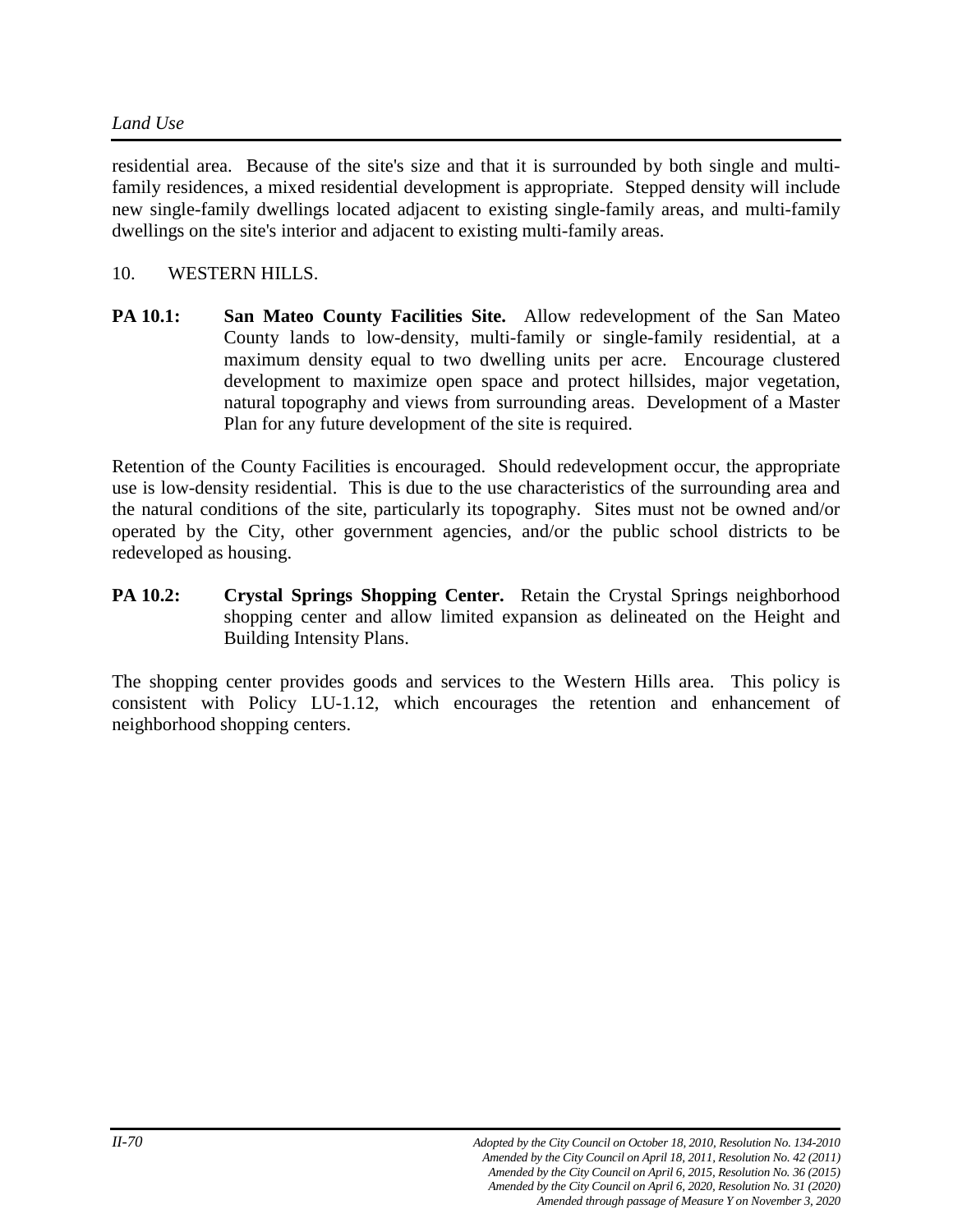residential area. Because of the site's size and that it is surrounded by both single and multi-family residences, a mixed residential development is appropriate. Stepped density will include new single-family dwellings located adjacent to existing single-family areas, and multi-family dwellings on the site's interior and adjacent to existing multi-family areas.

10. WESTERN HILLS.

**PA 10.1:** **San Mateo County Facilities Site.** Allow redevelopment of the San Mateo County lands to low-density, multi-family or single-family residential, at a maximum density equal to two dwelling units per acre. Encourage clustered development to maximize open space and protect hillsides, major vegetation, natural topography and views from surrounding areas. Development of a Master Plan for any future development of the site is required.

Retention of the County Facilities is encouraged. Should redevelopment occur, the appropriate use is low-density residential. This is due to the use characteristics of the surrounding area and the natural conditions of the site, particularly its topography. Sites must not be owned and/or operated by the City, other government agencies, and/or the public school districts to be redeveloped as housing.

**PA 10.2:** **Crystal Springs Shopping Center.** Retain the Crystal Springs neighborhood shopping center and allow limited expansion as delineated on the Height and Building Intensity Plans.

The shopping center provides goods and services to the Western Hills area. This policy is consistent with Policy LU-1.12, which encourages the retention and enhancement of neighborhood shopping centers.